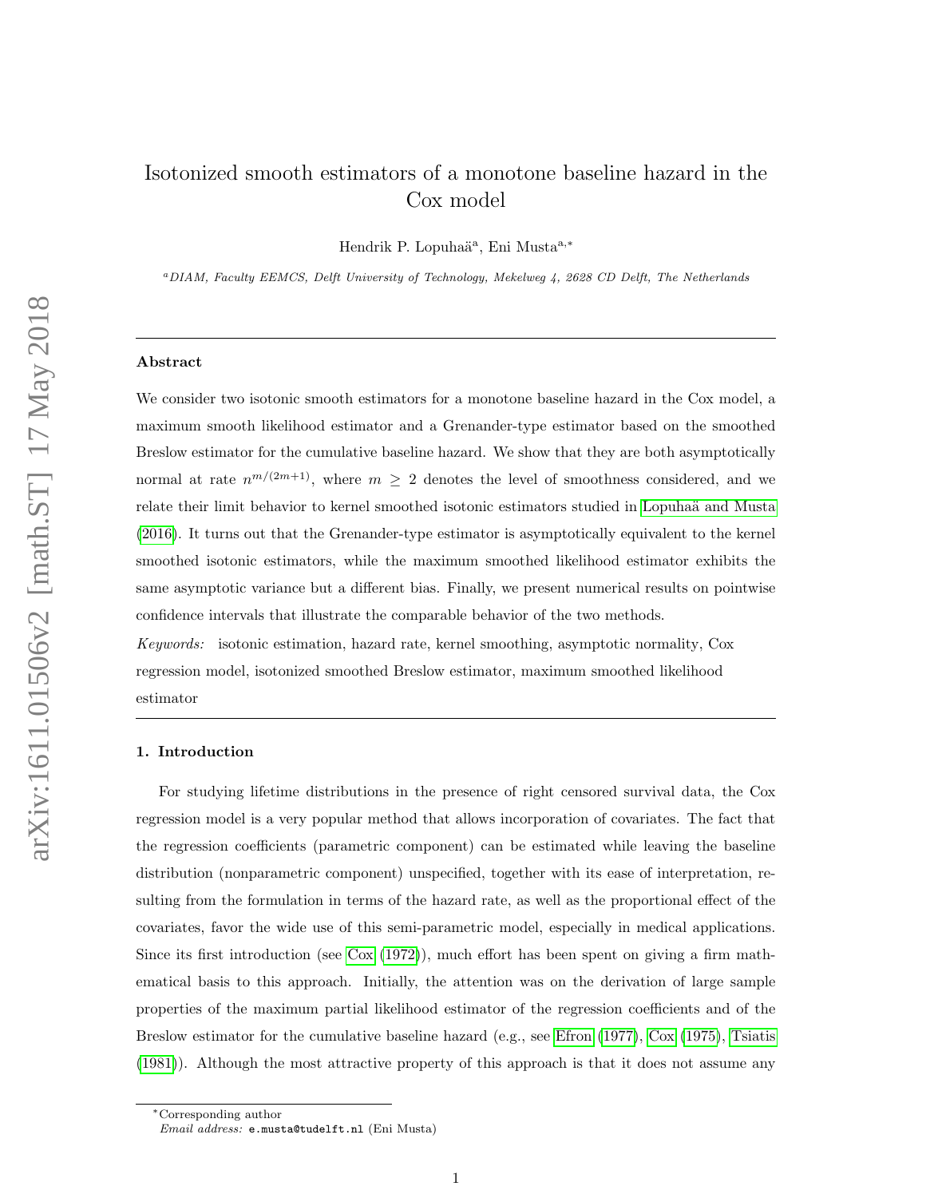# Isotonized smooth estimators of a monotone baseline hazard in the Cox model

Hendrik P. Lopuhaä[a], Eni Musta[a,*]

[a]*DIAM, Faculty EEMCS, Delft University of Technology, Mekelweg 4, 2628 CD Delft, The Netherlands*

---

**Abstract**

We consider two isotonic smooth estimators for a monotone baseline hazard in the Cox model, a maximum smooth likelihood estimator and a Grenander-type estimator based on the smoothed Breslow estimator for the cumulative baseline hazard. We show that they are both asymptotically normal at rate $n^{m/(2m+1)}$, where $m \geq 2$ denotes the level of smoothness considered, and we relate their limit behavior to kernel smoothed isotonic estimators studied in Lopuhaä and Musta (2016). It turns out that the Grenander-type estimator is asymptotically equivalent to the kernel smoothed isotonic estimators, while the maximum smoothed likelihood estimator exhibits the same asymptotic variance but a different bias. Finally, we present numerical results on pointwise confidence intervals that illustrate the comparable behavior of the two methods.

*Keywords:* isotonic estimation, hazard rate, kernel smoothing, asymptotic normality, Cox regression model, isotonized smoothed Breslow estimator, maximum smoothed likelihood estimator

---

## 1. Introduction

For studying lifetime distributions in the presence of right censored survival data, the Cox regression model is a very popular method that allows incorporation of covariates. The fact that the regression coefficients (parametric component) can be estimated while leaving the baseline distribution (nonparametric component) unspecified, together with its ease of interpretation, resulting from the formulation in terms of the hazard rate, as well as the proportional effect of the covariates, favor the wide use of this semi-parametric model, especially in medical applications. Since its first introduction (see Cox (1972)), much effort has been spent on giving a firm mathematical basis to this approach. Initially, the attention was on the derivation of large sample properties of the maximum partial likelihood estimator of the regression coefficients and of the Breslow estimator for the cumulative baseline hazard (e.g., see Efron (1977), Cox (1975), Tsiatis (1981)). Although the most attractive property of this approach is that it does not assume any

---

[*]Corresponding author
*Email address:* e.musta@tudelft.nl (Eni Musta)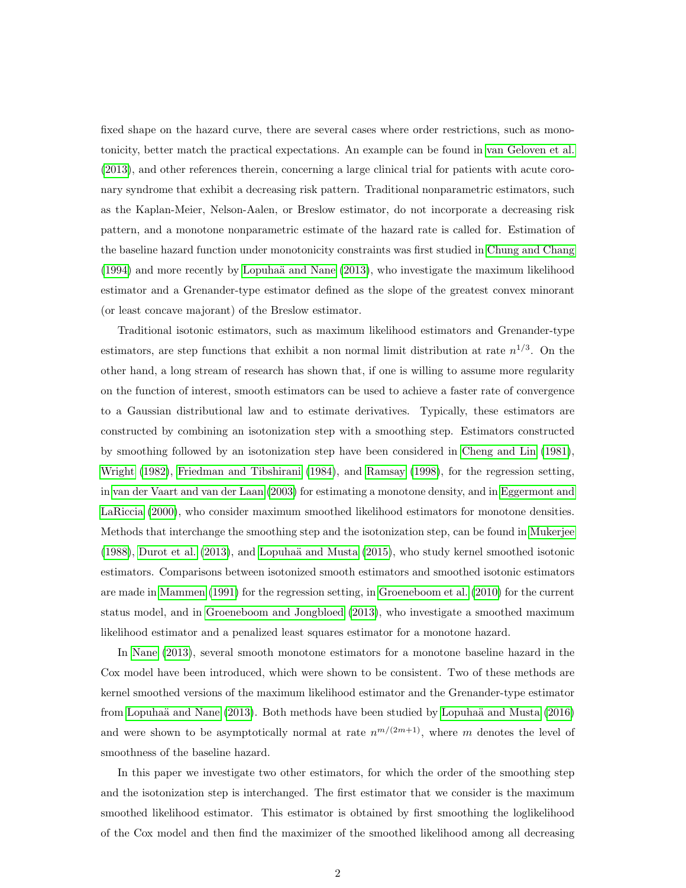fixed shape on the hazard curve, there are several cases where order restrictions, such as monotonicity, better match the practical expectations. An example can be found in van Geloven et al. (2013), and other references therein, concerning a large clinical trial for patients with acute coronary syndrome that exhibit a decreasing risk pattern. Traditional nonparametric estimators, such as the Kaplan-Meier, Nelson-Aalen, or Breslow estimator, do not incorporate a decreasing risk pattern, and a monotone nonparametric estimate of the hazard rate is called for. Estimation of the baseline hazard function under monotonicity constraints was first studied in Chung and Chang (1994) and more recently by Lopuhaä and Nane (2013), who investigate the maximum likelihood estimator and a Grenander-type estimator defined as the slope of the greatest convex minorant (or least concave majorant) of the Breslow estimator.

Traditional isotonic estimators, such as maximum likelihood estimators and Grenander-type estimators, are step functions that exhibit a non normal limit distribution at rate $n^{1/3}$. On the other hand, a long stream of research has shown that, if one is willing to assume more regularity on the function of interest, smooth estimators can be used to achieve a faster rate of convergence to a Gaussian distributional law and to estimate derivatives. Typically, these estimators are constructed by combining an isotonization step with a smoothing step. Estimators constructed by smoothing followed by an isotonization step have been considered in Cheng and Lin (1981), Wright (1982), Friedman and Tibshirani (1984), and Ramsay (1998), for the regression setting, in van der Vaart and van der Laan (2003) for estimating a monotone density, and in Eggermont and LaRiccia (2000), who consider maximum smoothed likelihood estimators for monotone densities. Methods that interchange the smoothing step and the isotonization step, can be found in Mukerjee (1988), Durot et al. (2013), and Lopuhaä and Musta (2015), who study kernel smoothed isotonic estimators. Comparisons between isotonized smooth estimators and smoothed isotonic estimators are made in Mammen (1991) for the regression setting, in Groeneboom et al. (2010) for the current status model, and in Groeneboom and Jongbloed (2013), who investigate a smoothed maximum likelihood estimator and a penalized least squares estimator for a monotone hazard.

In Nane (2013), several smooth monotone estimators for a monotone baseline hazard in the Cox model have been introduced, which were shown to be consistent. Two of these methods are kernel smoothed versions of the maximum likelihood estimator and the Grenander-type estimator from Lopuhaä and Nane (2013). Both methods have been studied by Lopuhaä and Musta (2016) and were shown to be asymptotically normal at rate $n^{m/(2m+1)}$, where $m$ denotes the level of smoothness of the baseline hazard.

In this paper we investigate two other estimators, for which the order of the smoothing step and the isotonization step is interchanged. The first estimator that we consider is the maximum smoothed likelihood estimator. This estimator is obtained by first smoothing the loglikelihood of the Cox model and then find the maximizer of the smoothed likelihood among all decreasing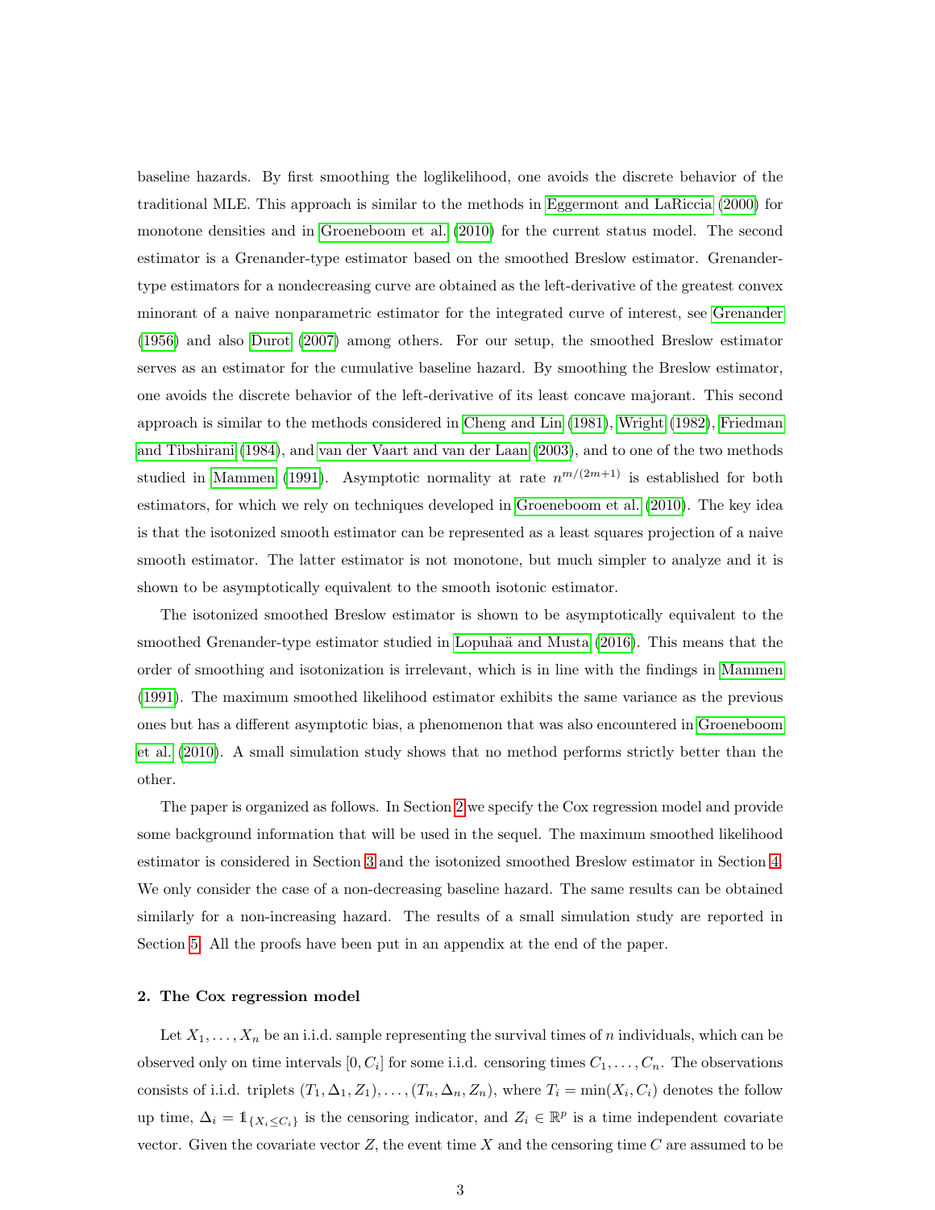baseline hazards. By first smoothing the loglikelihood, one avoids the discrete behavior of the traditional MLE. This approach is similar to the methods in Eggermont and LaRiccia (2000) for monotone densities and in Groeneboom et al. (2010) for the current status model. The second estimator is a Grenander-type estimator based on the smoothed Breslow estimator. Grenander-type estimators for a nondecreasing curve are obtained as the left-derivative of the greatest convex minorant of a naive nonparametric estimator for the integrated curve of interest, see Grenander (1956) and also Durot (2007) among others. For our setup, the smoothed Breslow estimator serves as an estimator for the cumulative baseline hazard. By smoothing the Breslow estimator, one avoids the discrete behavior of the left-derivative of its least concave majorant. This second approach is similar to the methods considered in Cheng and Lin (1981), Wright (1982), Friedman and Tibshirani (1984), and van der Vaart and van der Laan (2003), and to one of the two methods studied in Mammen (1991). Asymptotic normality at rate $n^{m/(2m+1)}$ is established for both estimators, for which we rely on techniques developed in Groeneboom et al. (2010). The key idea is that the isotonized smooth estimator can be represented as a least squares projection of a naive smooth estimator. The latter estimator is not monotone, but much simpler to analyze and it is shown to be asymptotically equivalent to the smooth isotonic estimator.

The isotonized smoothed Breslow estimator is shown to be asymptotically equivalent to the smoothed Grenander-type estimator studied in Lopuhaä and Musta (2016). This means that the order of smoothing and isotonization is irrelevant, which is in line with the findings in Mammen (1991). The maximum smoothed likelihood estimator exhibits the same variance as the previous ones but has a different asymptotic bias, a phenomenon that was also encountered in Groeneboom et al. (2010). A small simulation study shows that no method performs strictly better than the other.

The paper is organized as follows. In Section 2 we specify the Cox regression model and provide some background information that will be used in the sequel. The maximum smoothed likelihood estimator is considered in Section 3 and the isotonized smoothed Breslow estimator in Section 4. We only consider the case of a non-decreasing baseline hazard. The same results can be obtained similarly for a non-increasing hazard. The results of a small simulation study are reported in Section 5. All the proofs have been put in an appendix at the end of the paper.

## 2. The Cox regression model

Let $X_1, \dots, X_n$ be an i.i.d. sample representing the survival times of $n$ individuals, which can be observed only on time intervals $[0, C_i]$ for some i.i.d. censoring times $C_1, \dots, C_n$. The observations consists of i.i.d. triplets $(T_1, \Delta_1, Z_1), \dots, (T_n, \Delta_n, Z_n)$, where $T_i = \min(X_i, C_i)$ denotes the follow up time, $\Delta_i = \mathbb{1}_{\{X_i \leq C_i\}}$ is the censoring indicator, and $Z_i \in \mathbb{R}^p$ is a time independent covariate vector. Given the covariate vector $Z$, the event time $X$ and the censoring time $C$ are assumed to be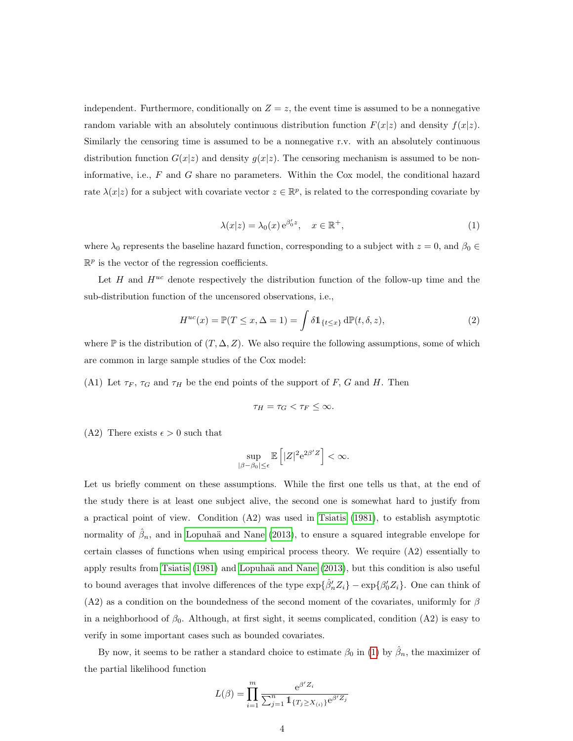independent. Furthermore, conditionally on $Z = z$, the event time is assumed to be a nonnegative random variable with an absolutely continuous distribution function $F(x|z)$ and density $f(x|z)$. Similarly the censoring time is assumed to be a nonnegative r.v. with an absolutely continuous distribution function $G(x|z)$ and density $g(x|z)$. The censoring mechanism is assumed to be non-informative, i.e., $F$ and $G$ share no parameters. Within the Cox model, the conditional hazard rate $\lambda(x|z)$ for a subject with covariate vector $z \in \mathbb{R}^p$, is related to the corresponding covariate by

$$\lambda(x|z) = \lambda_0(x)\,\mathrm{e}^{\beta_0' z}, \quad x \in \mathbb{R}^+, \tag{1}$$

where $\lambda_0$ represents the baseline hazard function, corresponding to a subject with $z = 0$, and $\beta_0 \in \mathbb{R}^p$ is the vector of the regression coefficients.

Let $H$ and $H^{uc}$ denote respectively the distribution function of the follow-up time and the sub-distribution function of the uncensored observations, i.e.,

$$H^{uc}(x) = \mathbb{P}(T \leq x, \Delta = 1) = \int \delta \mathbb{1}_{\{t \leq x\}}\, \mathrm{d}\mathbb{P}(t, \delta, z), \tag{2}$$

where $\mathbb{P}$ is the distribution of $(T, \Delta, Z)$. We also require the following assumptions, some of which are common in large sample studies of the Cox model:

(A1) Let $\tau_F$, $\tau_G$ and $\tau_H$ be the end points of the support of $F$, $G$ and $H$. Then

$$\tau_H = \tau_G < \tau_F \leq \infty.$$

(A2) There exists $\epsilon > 0$ such that

$$\sup_{|\beta - \beta_0| \leq \epsilon} \mathbb{E}\left[|Z|^2 \mathrm{e}^{2\beta' Z}\right] < \infty.$$

Let us briefly comment on these assumptions. While the first one tells us that, at the end of the study there is at least one subject alive, the second one is somewhat hard to justify from a practical point of view. Condition (A2) was used in Tsiatis (1981), to establish asymptotic normality of $\hat{\beta}_n$, and in Lopuhaä and Nane (2013), to ensure a squared integrable envelope for certain classes of functions when using empirical process theory. We require (A2) essentially to apply results from Tsiatis (1981) and Lopuhaä and Nane (2013), but this condition is also useful to bound averages that involve differences of the type $\exp\{\hat{\beta}_n' Z_i\} - \exp\{\beta_0' Z_i\}$. One can think of (A2) as a condition on the boundedness of the second moment of the covariates, uniformly for $\beta$ in a neighborhood of $\beta_0$. Although, at first sight, it seems complicated, condition (A2) is easy to verify in some important cases such as bounded covariates.

By now, it seems to be rather a standard choice to estimate $\beta_0$ in (1) by $\hat{\beta}_n$, the maximizer of the partial likelihood function

$$L(\beta) = \prod_{i=1}^{m} \frac{\mathrm{e}^{\beta' Z_i}}{\sum_{j=1}^{n} \mathbb{1}_{\{T_j \geq X_{(i)}\}} \mathrm{e}^{\beta' Z_j}}$$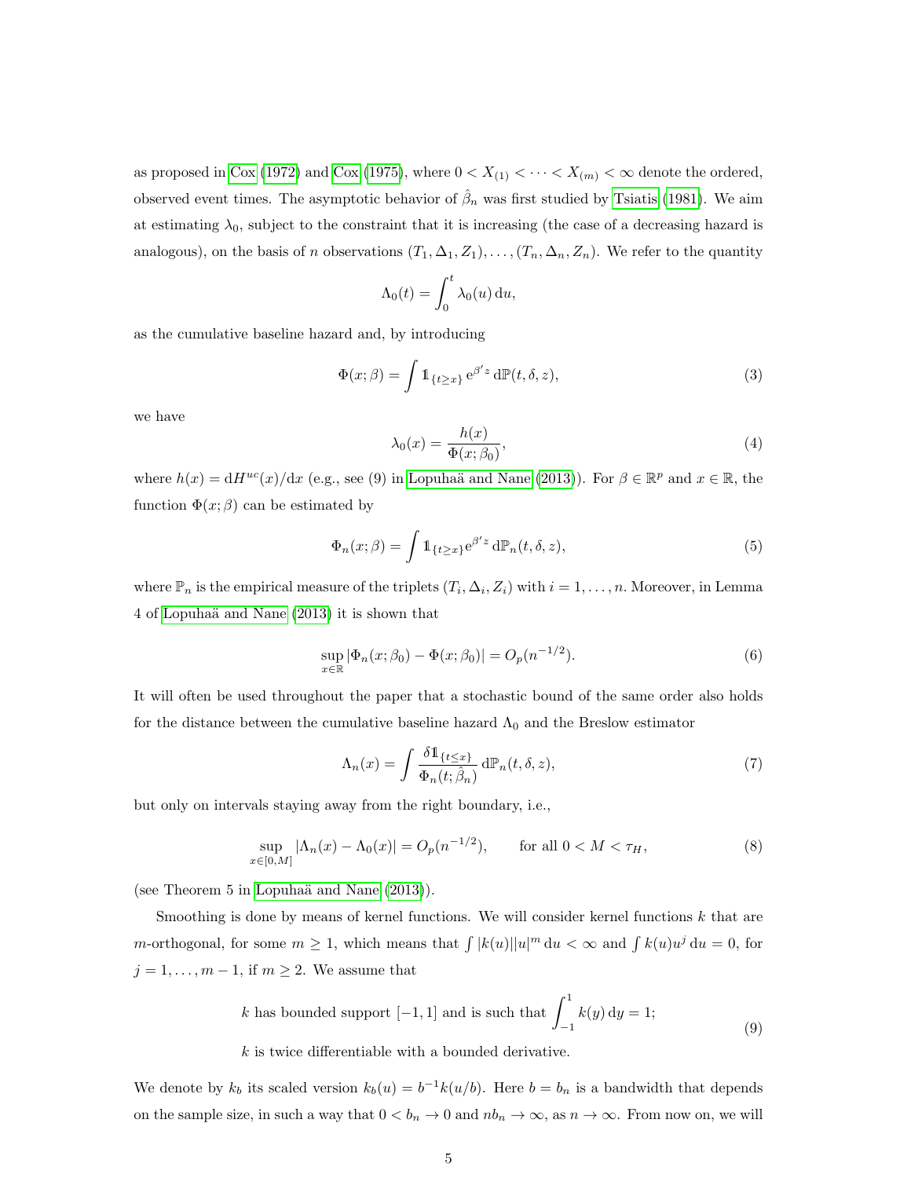as proposed in Cox (1972) and Cox (1975), where $0 < X_{(1)} < \cdots < X_{(m)} < \infty$ denote the ordered, observed event times. The asymptotic behavior of $\hat{\beta}_n$ was first studied by Tsiatis (1981). We aim at estimating $\lambda_0$, subject to the constraint that it is increasing (the case of a decreasing hazard is analogous), on the basis of $n$ observations $(T_1, \Delta_1, Z_1), \dots, (T_n, \Delta_n, Z_n)$. We refer to the quantity

$$\Lambda_0(t) = \int_0^t \lambda_0(u)\,\mathrm{d}u,$$

as the cumulative baseline hazard and, by introducing

$$\Phi(x;\beta) = \int \mathbb{1}_{\{t \geq x\}}\,\mathrm{e}^{\beta' z}\,\mathrm{d}\mathbb{P}(t,\delta,z), \tag{3}$$

we have

$$\lambda_0(x) = \frac{h(x)}{\Phi(x;\beta_0)}, \tag{4}$$

where $h(x) = \mathrm{d}H^{uc}(x)/\mathrm{d}x$ (e.g., see (9) in Lopuhaä and Nane (2013)). For $\beta \in \mathbb{R}^p$ and $x \in \mathbb{R}$, the function $\Phi(x;\beta)$ can be estimated by

$$\Phi_n(x;\beta) = \int \mathbb{1}_{\{t \geq x\}}\mathrm{e}^{\beta' z}\,\mathrm{d}\mathbb{P}_n(t,\delta,z), \tag{5}$$

where $\mathbb{P}_n$ is the empirical measure of the triplets $(T_i, \Delta_i, Z_i)$ with $i = 1, \dots, n$. Moreover, in Lemma 4 of Lopuhaä and Nane (2013) it is shown that

$$\sup_{x\in\mathbb{R}} |\Phi_n(x;\beta_0) - \Phi(x;\beta_0)| = O_p(n^{-1/2}). \tag{6}$$

It will often be used throughout the paper that a stochastic bound of the same order also holds for the distance between the cumulative baseline hazard $\Lambda_0$ and the Breslow estimator

$$\Lambda_n(x) = \int \frac{\delta \mathbb{1}_{\{t \leq x\}}}{\Phi_n(t;\hat{\beta}_n)}\,\mathrm{d}\mathbb{P}_n(t,\delta,z), \tag{7}$$

but only on intervals staying away from the right boundary, i.e.,

$$\sup_{x\in[0,M]} |\Lambda_n(x) - \Lambda_0(x)| = O_p(n^{-1/2}), \qquad \text{for all } 0 < M < \tau_H, \tag{8}$$

(see Theorem 5 in Lopuhaä and Nane (2013)).

Smoothing is done by means of kernel functions. We will consider kernel functions $k$ that are $m$-orthogonal, for some $m \geq 1$, which means that $\int |k(u)||u|^m\,\mathrm{d}u < \infty$ and $\int k(u)u^j\,\mathrm{d}u = 0$, for $j = 1, \dots, m-1$, if $m \geq 2$. We assume that

$$\begin{aligned} &k \text{ has bounded support } [-1,1] \text{ and is such that } \int_{-1}^{1} k(y)\,\mathrm{d}y = 1; \\ &k \text{ is twice differentiable with a bounded derivative.} \end{aligned} \tag{9}$$

We denote by $k_b$ its scaled version $k_b(u) = b^{-1}k(u/b)$. Here $b = b_n$ is a bandwidth that depends on the sample size, in such a way that $0 < b_n \to 0$ and $nb_n \to \infty$, as $n \to \infty$. From now on, we will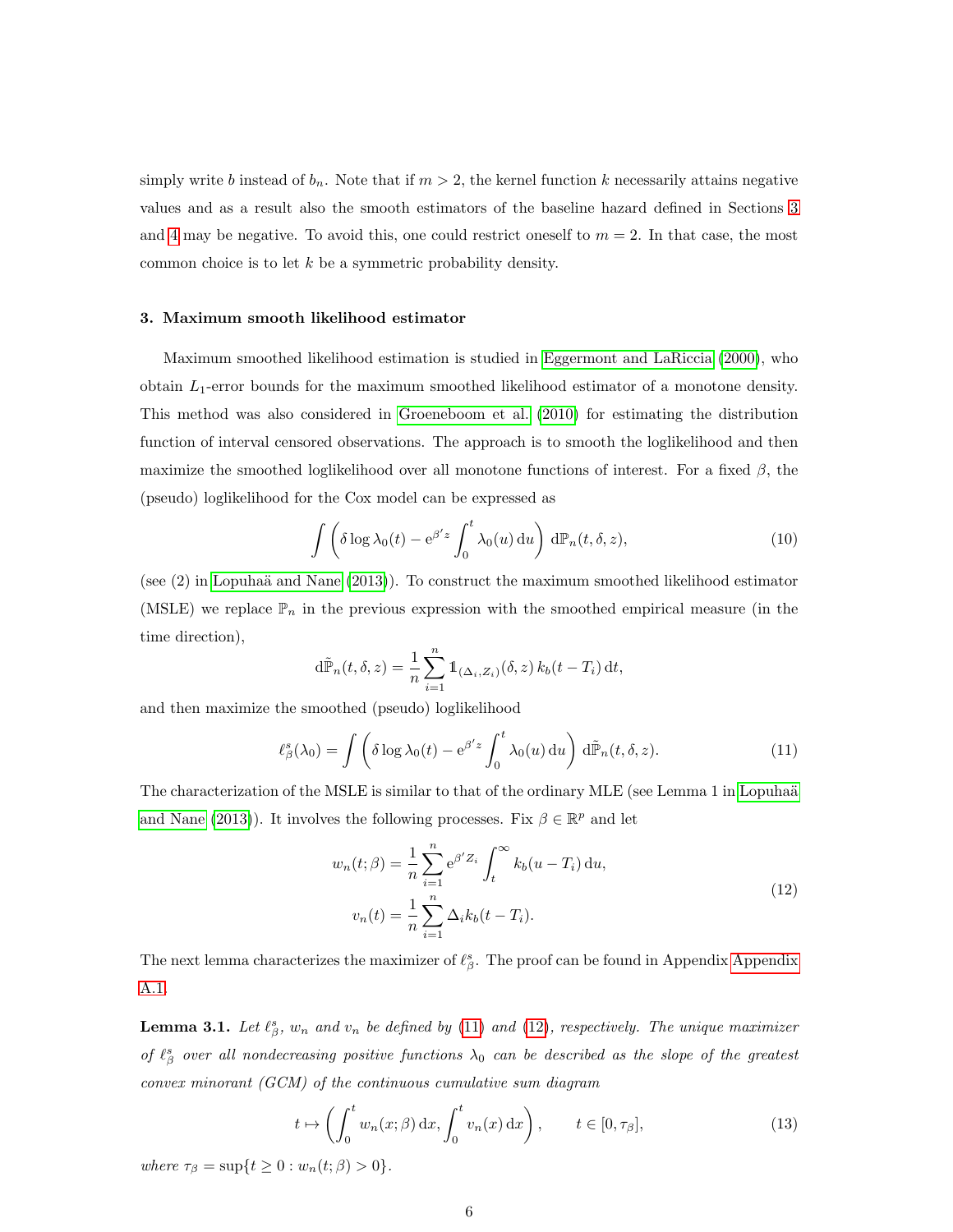simply write $b$ instead of $b_n$. Note that if $m > 2$, the kernel function $k$ necessarily attains negative values and as a result also the smooth estimators of the baseline hazard defined in Sections 3 and 4 may be negative. To avoid this, one could restrict oneself to $m = 2$. In that case, the most common choice is to let $k$ be a symmetric probability density.

### 3. Maximum smooth likelihood estimator

Maximum smoothed likelihood estimation is studied in Eggermont and LaRiccia (2000), who obtain $L_1$-error bounds for the maximum smoothed likelihood estimator of a monotone density. This method was also considered in Groeneboom et al. (2010) for estimating the distribution function of interval censored observations. The approach is to smooth the loglikelihood and then maximize the smoothed loglikelihood over all monotone functions of interest. For a fixed $\beta$, the (pseudo) loglikelihood for the Cox model can be expressed as

$$\int \left( \delta \log \lambda_0(t) - \mathrm{e}^{\beta' z} \int_0^t \lambda_0(u)\,\mathrm{d}u \right) \mathrm{d}\mathbb{P}_n(t, \delta, z), \tag{10}$$

(see (2) in Lopuhaä and Nane (2013)). To construct the maximum smoothed likelihood estimator (MSLE) we replace $\mathbb{P}_n$ in the previous expression with the smoothed empirical measure (in the time direction),

$$\mathrm{d}\tilde{\mathbb{P}}_n(t, \delta, z) = \frac{1}{n} \sum_{i=1}^{n} \mathbb{1}_{(\Delta_i, Z_i)}(\delta, z)\, k_b(t - T_i)\,\mathrm{d}t,$$

and then maximize the smoothed (pseudo) loglikelihood

$$\ell_\beta^s(\lambda_0) = \int \left( \delta \log \lambda_0(t) - \mathrm{e}^{\beta' z} \int_0^t \lambda_0(u)\,\mathrm{d}u \right) \mathrm{d}\tilde{\mathbb{P}}_n(t, \delta, z). \tag{11}$$

The characterization of the MSLE is similar to that of the ordinary MLE (see Lemma 1 in Lopuhaä and Nane (2013)). It involves the following processes. Fix $\beta \in \mathbb{R}^p$ and let

$$\begin{aligned} w_n(t; \beta) &= \frac{1}{n} \sum_{i=1}^{n} \mathrm{e}^{\beta' Z_i} \int_t^\infty k_b(u - T_i)\,\mathrm{d}u, \\ v_n(t) &= \frac{1}{n} \sum_{i=1}^{n} \Delta_i k_b(t - T_i). \end{aligned} \tag{12}$$

The next lemma characterizes the maximizer of $\ell_\beta^s$. The proof can be found in Appendix Appendix A.1.

**Lemma 3.1.** *Let $\ell_\beta^s$, $w_n$ and $v_n$ be defined by (11) and (12), respectively. The unique maximizer of $\ell_\beta^s$ over all nondecreasing positive functions $\lambda_0$ can be described as the slope of the greatest convex minorant (GCM) of the continuous cumulative sum diagram*

$$t \mapsto \left( \int_0^t w_n(x; \beta)\,\mathrm{d}x, \int_0^t v_n(x)\,\mathrm{d}x \right), \qquad t \in [0, \tau_\beta], \tag{13}$$

*where $\tau_\beta = \sup\{t \geq 0 : w_n(t; \beta) > 0\}$.*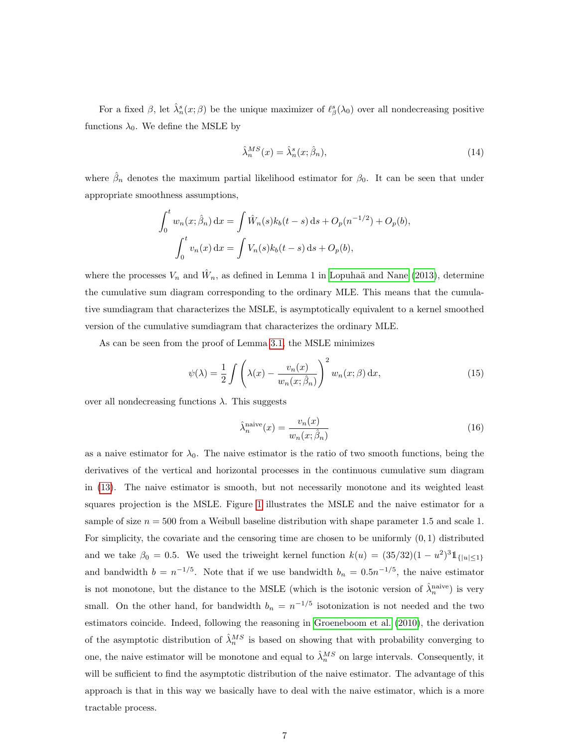For a fixed $\beta$, let $\hat{\lambda}_n^s(x;\beta)$ be the unique maximizer of $\ell_\beta^s(\lambda_0)$ over all nondecreasing positive functions $\lambda_0$. We define the MSLE by

$$\hat{\lambda}_n^{MS}(x) = \hat{\lambda}_n^s(x;\hat{\beta}_n), \tag{14}$$

where $\hat{\beta}_n$ denotes the maximum partial likelihood estimator for $\beta_0$. It can be seen that under appropriate smoothness assumptions,

$$\int_0^t w_n(x;\hat{\beta}_n)\,\mathrm{d}x = \int \hat{W}_n(s)k_b(t-s)\,\mathrm{d}s + O_p(n^{-1/2}) + O_p(b),$$

$$\int_0^t v_n(x)\,\mathrm{d}x = \int V_n(s)k_b(t-s)\,\mathrm{d}s + O_p(b),$$

where the processes $V_n$ and $\hat{W}_n$, as defined in Lemma 1 in Lopuhaä and Nane (2013), determine the cumulative sum diagram corresponding to the ordinary MLE. This means that the cumulative sumdiagram that characterizes the MSLE, is asymptotically equivalent to a kernel smoothed version of the cumulative sumdiagram that characterizes the ordinary MLE.

As can be seen from the proof of Lemma 3.1, the MSLE minimizes

$$\psi(\lambda) = \frac{1}{2}\int \left(\lambda(x) - \frac{v_n(x)}{w_n(x;\hat{\beta}_n)}\right)^2 w_n(x;\beta)\,\mathrm{d}x, \tag{15}$$

over all nondecreasing functions $\lambda$. This suggests

$$\hat{\lambda}_n^{\text{naive}}(x) = \frac{v_n(x)}{w_n(x;\hat{\beta}_n)} \tag{16}$$

as a naive estimator for $\lambda_0$. The naive estimator is the ratio of two smooth functions, being the derivatives of the vertical and horizontal processes in the continuous cumulative sum diagram in (13). The naive estimator is smooth, but not necessarily monotone and its weighted least squares projection is the MSLE. Figure 1 illustrates the MSLE and the naive estimator for a sample of size $n = 500$ from a Weibull baseline distribution with shape parameter 1.5 and scale 1. For simplicity, the covariate and the censoring time are chosen to be uniformly $(0,1)$ distributed and we take $\beta_0 = 0.5$. We used the triweight kernel function $k(u) = (35/32)(1-u^2)^3\mathbb{1}_{\{|u|\leq 1\}}$ and bandwidth $b = n^{-1/5}$. Note that if we use bandwidth $b_n = 0.5n^{-1/5}$, the naive estimator is not monotone, but the distance to the MSLE (which is the isotonic version of $\hat{\lambda}_n^{\text{naive}}$) is very small. On the other hand, for bandwidth $b_n = n^{-1/5}$ isotonization is not needed and the two estimators coincide. Indeed, following the reasoning in Groeneboom et al. (2010), the derivation of the asymptotic distribution of $\hat{\lambda}_n^{MS}$ is based on showing that with probability converging to one, the naive estimator will be monotone and equal to $\hat{\lambda}_n^{MS}$ on large intervals. Consequently, it will be sufficient to find the asymptotic distribution of the naive estimator. The advantage of this approach is that in this way we basically have to deal with the naive estimator, which is a more tractable process.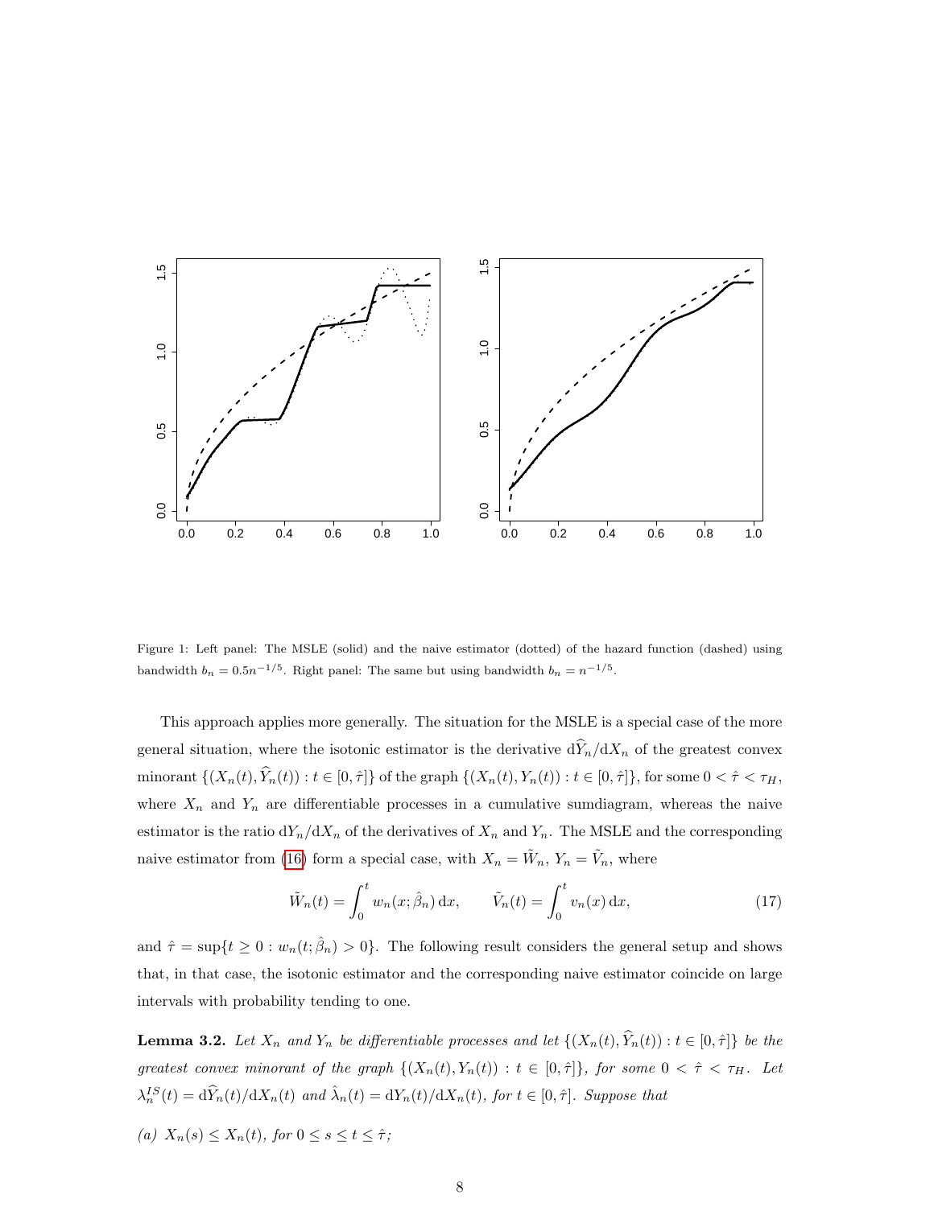Figure 1: Left panel: The MSLE (solid) and the naive estimator (dotted) of the hazard function (dashed) using bandwidth $b_n = 0.5n^{-1/5}$. Right panel: The same but using bandwidth $b_n = n^{-1/5}$.

This approach applies more generally. The situation for the MSLE is a special case of the more general situation, where the isotonic estimator is the derivative $\mathrm{d}\widehat{Y}_n/\mathrm{d}X_n$ of the greatest convex minorant $\{(X_n(t), \widehat{Y}_n(t)) : t \in [0, \hat{\tau}]\}$ of the graph $\{(X_n(t), Y_n(t)) : t \in [0, \hat{\tau}]\}$, for some $0 < \hat{\tau} < \tau_H$, where $X_n$ and $Y_n$ are differentiable processes in a cumulative sumdiagram, whereas the naive estimator is the ratio $\mathrm{d}Y_n/\mathrm{d}X_n$ of the derivatives of $X_n$ and $Y_n$. The MSLE and the corresponding naive estimator from (16) form a special case, with $X_n = \tilde{W}_n$, $Y_n = \tilde{V}_n$, where

$$\tilde{W}_n(t) = \int_0^t w_n(x; \hat{\beta}_n)\,\mathrm{d}x, \qquad \tilde{V}_n(t) = \int_0^t v_n(x)\,\mathrm{d}x, \tag{17}$$

and $\hat{\tau} = \sup\{t \geq 0 : w_n(t; \hat{\beta}_n) > 0\}$. The following result considers the general setup and shows that, in that case, the isotonic estimator and the corresponding naive estimator coincide on large intervals with probability tending to one.

**Lemma 3.2.** *Let $X_n$ and $Y_n$ be differentiable processes and let $\{(X_n(t), \widehat{Y}_n(t)) : t \in [0, \hat{\tau}]\}$ be the greatest convex minorant of the graph $\{(X_n(t), Y_n(t)) : t \in [0, \hat{\tau}]\}$, for some $0 < \hat{\tau} < \tau_H$. Let $\lambda_n^{IS}(t) = \mathrm{d}\widehat{Y}_n(t)/\mathrm{d}X_n(t)$ and $\hat{\lambda}_n(t) = \mathrm{d}Y_n(t)/\mathrm{d}X_n(t)$, for $t \in [0, \hat{\tau}]$. Suppose that*

*(a) $X_n(s) \leq X_n(t)$, for $0 \leq s \leq t \leq \hat{\tau}$;*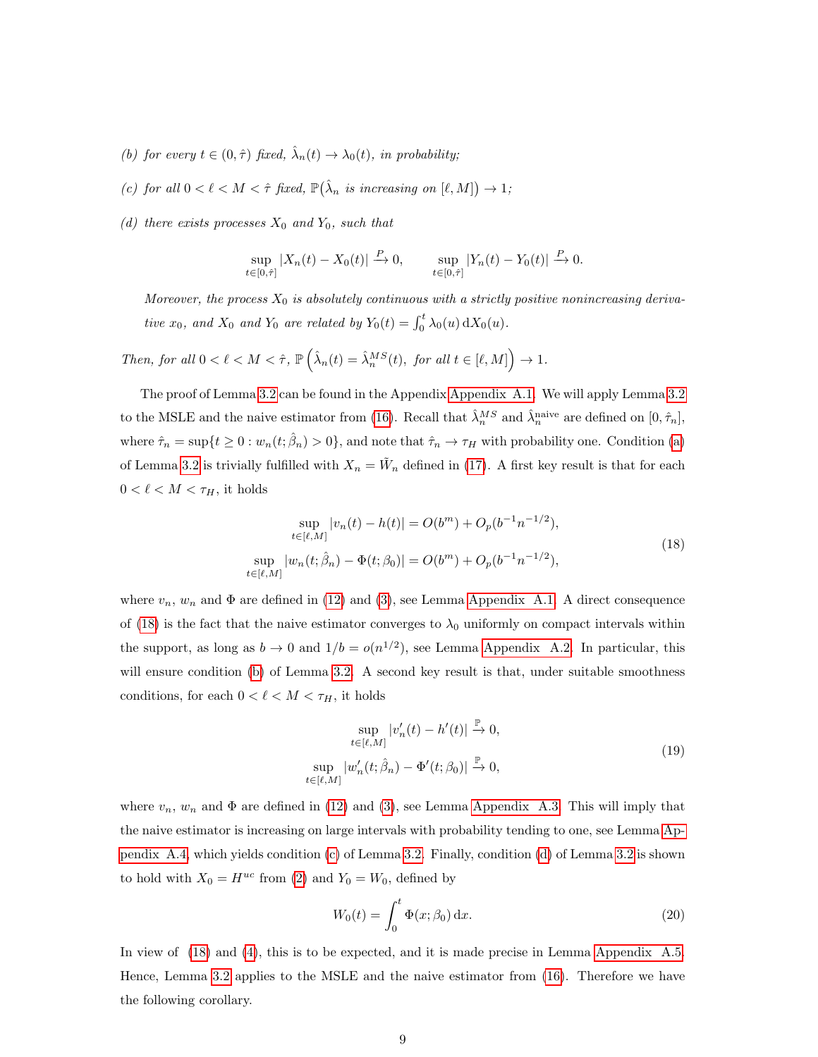*(b) for every $t \in (0, \hat{\tau})$ fixed, $\hat{\lambda}_n(t) \to \lambda_0(t)$, in probability;*

*(c) for all $0 < \ell < M < \hat{\tau}$ fixed, $\mathbb{P}\big(\hat{\lambda}_n$ is increasing on $[\ell, M]\big) \to 1$;*

*(d) there exists processes $X_0$ and $Y_0$, such that*

$$\sup_{t\in[0,\hat{\tau}]} |X_n(t) - X_0(t)| \xrightarrow{P} 0, \qquad \sup_{t\in[0,\hat{\tau}]} |Y_n(t) - Y_0(t)| \xrightarrow{P} 0.$$

*Moreover, the process $X_0$ is absolutely continuous with a strictly positive nonincreasing derivative $x_0$, and $X_0$ and $Y_0$ are related by $Y_0(t) = \int_0^t \lambda_0(u)\,\mathrm{d}X_0(u)$.*

*Then, for all $0 < \ell < M < \hat{\tau}$, $\mathbb{P}\left(\hat{\lambda}_n(t) = \hat{\lambda}_n^{MS}(t), \text{ for all } t \in [\ell, M]\right) \to 1$.*

The proof of Lemma 3.2 can be found in the Appendix Appendix A.1. We will apply Lemma 3.2 to the MSLE and the naive estimator from (16). Recall that $\hat{\lambda}_n^{MS}$ and $\hat{\lambda}_n^{\text{naive}}$ are defined on $[0, \hat{\tau}_n]$, where $\hat{\tau}_n = \sup\{t \geq 0 : w_n(t; \hat{\beta}_n) > 0\}$, and note that $\hat{\tau}_n \to \tau_H$ with probability one. Condition (a) of Lemma 3.2 is trivially fulfilled with $X_n = \tilde{W}_n$ defined in (17). A first key result is that for each $0 < \ell < M < \tau_H$, it holds

$$\begin{aligned} \sup_{t\in[\ell,M]} |v_n(t) - h(t)| &= O(b^m) + O_p(b^{-1}n^{-1/2}), \\ \sup_{t\in[\ell,M]} |w_n(t; \hat{\beta}_n) - \Phi(t; \beta_0)| &= O(b^m) + O_p(b^{-1}n^{-1/2}), \end{aligned} \tag{18}$$

where $v_n$, $w_n$ and $\Phi$ are defined in (12) and (3), see Lemma Appendix A.1. A direct consequence of (18) is the fact that the naive estimator converges to $\lambda_0$ uniformly on compact intervals within the support, as long as $b \to 0$ and $1/b = o(n^{1/2})$, see Lemma Appendix A.2. In particular, this will ensure condition (b) of Lemma 3.2. A second key result is that, under suitable smoothness conditions, for each $0 < \ell < M < \tau_H$, it holds

$$\begin{aligned} \sup_{t\in[\ell,M]} |v_n'(t) - h'(t)| &\xrightarrow{\mathbb{P}} 0, \\ \sup_{t\in[\ell,M]} |w_n'(t; \hat{\beta}_n) - \Phi'(t; \beta_0)| &\xrightarrow{\mathbb{P}} 0, \end{aligned} \tag{19}$$

where $v_n$, $w_n$ and $\Phi$ are defined in (12) and (3), see Lemma Appendix A.3. This will imply that the naive estimator is increasing on large intervals with probability tending to one, see Lemma Appendix A.4, which yields condition (c) of Lemma 3.2. Finally, condition (d) of Lemma 3.2 is shown to hold with $X_0 = H^{uc}$ from (2) and $Y_0 = W_0$, defined by

$$W_0(t) = \int_0^t \Phi(x; \beta_0)\,\mathrm{d}x. \tag{20}$$

In view of (18) and (4), this is to be expected, and it is made precise in Lemma Appendix A.5. Hence, Lemma 3.2 applies to the MSLE and the naive estimator from (16). Therefore we have the following corollary.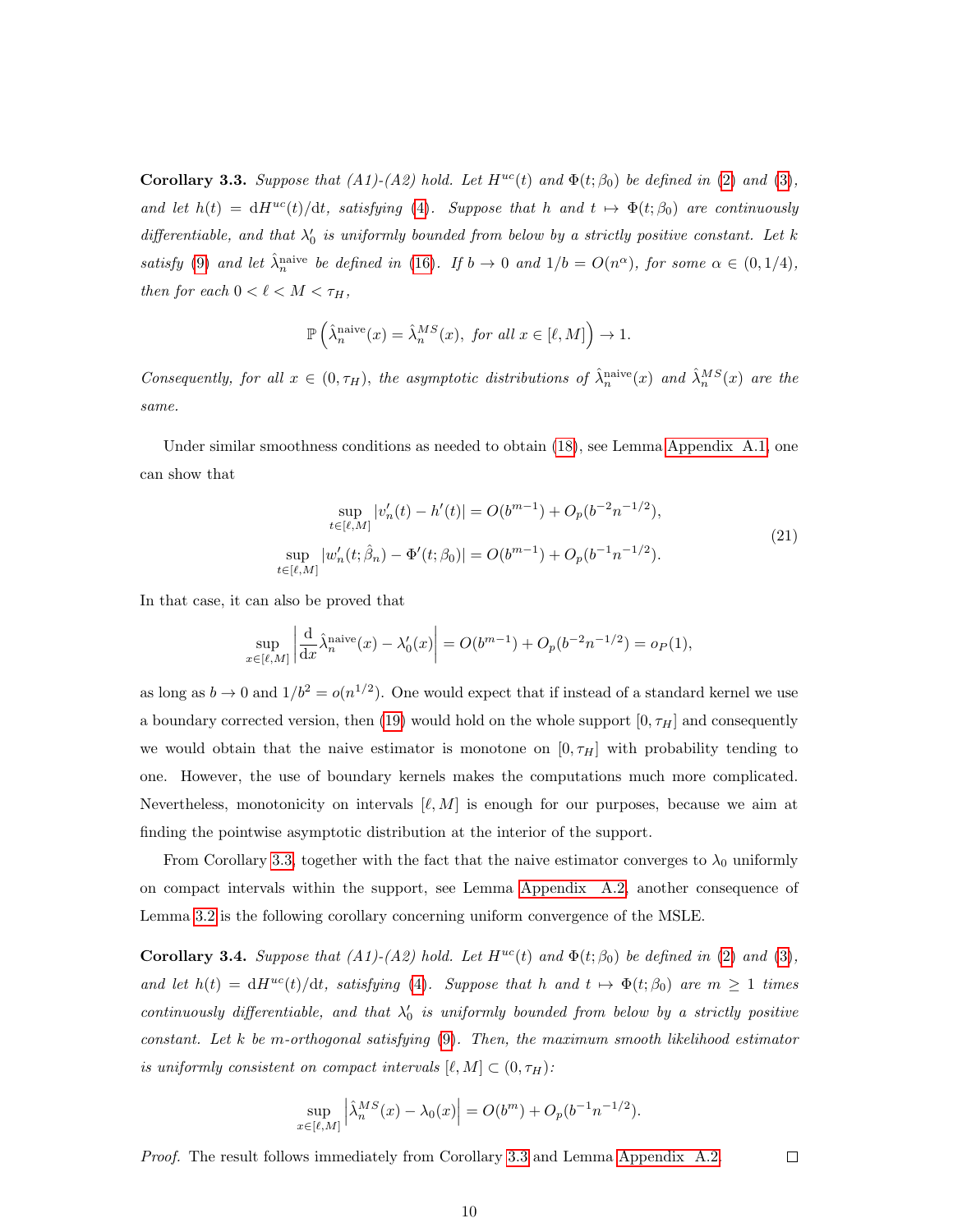**Corollary 3.3.** *Suppose that (A1)-(A2) hold. Let $H^{uc}(t)$ and $\Phi(t;\beta_0)$ be defined in (2) and (3), and let $h(t) = \mathrm{d}H^{uc}(t)/\mathrm{d}t$, satisfying (4). Suppose that $h$ and $t \mapsto \Phi(t;\beta_0)$ are continuously differentiable, and that $\lambda_0'$ is uniformly bounded from below by a strictly positive constant. Let $k$ satisfy (9) and let $\hat{\lambda}_n^{\mathrm{naive}}$ be defined in (16). If $b \to 0$ and $1/b = O(n^\alpha)$, for some $\alpha \in (0, 1/4)$, then for each $0 < \ell < M < \tau_H$,*

$$\mathbb{P}\left(\hat{\lambda}_n^{\mathrm{naive}}(x) = \hat{\lambda}_n^{MS}(x), \text{ for all } x \in [\ell, M]\right) \to 1.$$

*Consequently, for all $x \in (0, \tau_H)$, the asymptotic distributions of $\hat{\lambda}_n^{\mathrm{naive}}(x)$ and $\hat{\lambda}_n^{MS}(x)$ are the same.*

Under similar smoothness conditions as needed to obtain (18), see Lemma Appendix A.1, one can show that

$$\begin{aligned}
\sup_{t\in[\ell,M]} |v_n'(t) - h'(t)| &= O(b^{m-1}) + O_p(b^{-2}n^{-1/2}), \\
\sup_{t\in[\ell,M]} |w_n'(t;\hat{\beta}_n) - \Phi'(t;\beta_0)| &= O(b^{m-1}) + O_p(b^{-1}n^{-1/2}).
\end{aligned} \tag{21}$$

In that case, it can also be proved that

$$\sup_{x\in[\ell,M]} \left| \frac{\mathrm{d}}{\mathrm{d}x}\hat{\lambda}_n^{\mathrm{naive}}(x) - \lambda_0'(x) \right| = O(b^{m-1}) + O_p(b^{-2}n^{-1/2}) = o_P(1),$$

as long as $b \to 0$ and $1/b^2 = o(n^{1/2})$. One would expect that if instead of a standard kernel we use a boundary corrected version, then (19) would hold on the whole support $[0, \tau_H]$ and consequently we would obtain that the naive estimator is monotone on $[0, \tau_H]$ with probability tending to one. However, the use of boundary kernels makes the computations much more complicated. Nevertheless, monotonicity on intervals $[\ell, M]$ is enough for our purposes, because we aim at finding the pointwise asymptotic distribution at the interior of the support.

From Corollary 3.3, together with the fact that the naive estimator converges to $\lambda_0$ uniformly on compact intervals within the support, see Lemma Appendix A.2, another consequence of Lemma 3.2 is the following corollary concerning uniform convergence of the MSLE.

**Corollary 3.4.** *Suppose that (A1)-(A2) hold. Let $H^{uc}(t)$ and $\Phi(t;\beta_0)$ be defined in (2) and (3), and let $h(t) = \mathrm{d}H^{uc}(t)/\mathrm{d}t$, satisfying (4). Suppose that $h$ and $t \mapsto \Phi(t;\beta_0)$ are $m \geq 1$ times continuously differentiable, and that $\lambda_0'$ is uniformly bounded from below by a strictly positive constant. Let $k$ be $m$-orthogonal satisfying (9). Then, the maximum smooth likelihood estimator is uniformly consistent on compact intervals $[\ell, M] \subset (0, \tau_H)$:*

$$\sup_{x\in[\ell,M]} \left| \hat{\lambda}_n^{MS}(x) - \lambda_0(x) \right| = O(b^m) + O_p(b^{-1}n^{-1/2}).$$

*Proof.* The result follows immediately from Corollary 3.3 and Lemma Appendix A.2. □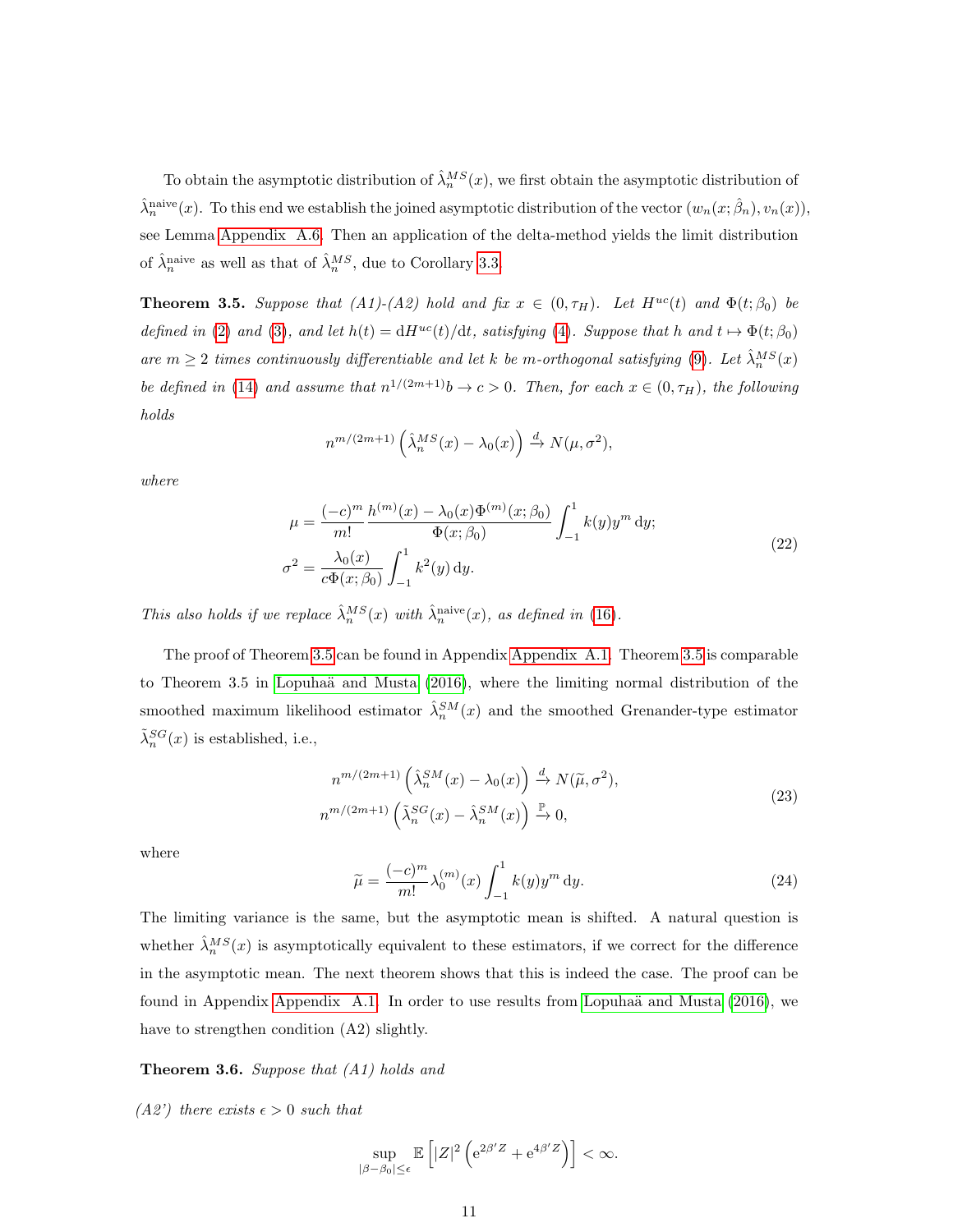To obtain the asymptotic distribution of $\hat{\lambda}_n^{MS}(x)$, we first obtain the asymptotic distribution of $\hat{\lambda}_n^{\text{naive}}(x)$. To this end we establish the joined asymptotic distribution of the vector $(w_n(x;\hat{\beta}_n), v_n(x))$, see Lemma Appendix A.6. Then an application of the delta-method yields the limit distribution of $\hat{\lambda}_n^{\text{naive}}$ as well as that of $\hat{\lambda}_n^{MS}$, due to Corollary 3.3.

**Theorem 3.5.** *Suppose that (A1)-(A2) hold and fix $x \in (0,\tau_H)$. Let $H^{uc}(t)$ and $\Phi(t;\beta_0)$ be defined in (2) and (3), and let $h(t) = \mathrm{d}H^{uc}(t)/\mathrm{d}t$, satisfying (4). Suppose that $h$ and $t \mapsto \Phi(t;\beta_0)$ are $m \geq 2$ times continuously differentiable and let $k$ be $m$-orthogonal satisfying (9). Let $\hat{\lambda}_n^{MS}(x)$ be defined in (14) and assume that $n^{1/(2m+1)}b \to c > 0$. Then, for each $x \in (0,\tau_H)$, the following holds*

$$n^{m/(2m+1)}\left(\hat{\lambda}_n^{MS}(x) - \lambda_0(x)\right) \xrightarrow{d} N(\mu,\sigma^2),$$

*where*

$$\begin{aligned}
\mu &= \frac{(-c)^m}{m!}\frac{h^{(m)}(x) - \lambda_0(x)\Phi^{(m)}(x;\beta_0)}{\Phi(x;\beta_0)}\int_{-1}^{1} k(y)y^m\,\mathrm{d}y;\\
\sigma^2 &= \frac{\lambda_0(x)}{c\Phi(x;\beta_0)}\int_{-1}^{1} k^2(y)\,\mathrm{d}y.
\end{aligned} \tag{22}$$

*This also holds if we replace $\hat{\lambda}_n^{MS}(x)$ with $\hat{\lambda}_n^{\text{naive}}(x)$, as defined in (16).*

The proof of Theorem 3.5 can be found in Appendix Appendix A.1. Theorem 3.5 is comparable to Theorem 3.5 in Lopuhaä and Musta (2016), where the limiting normal distribution of the smoothed maximum likelihood estimator $\hat{\lambda}_n^{SM}(x)$ and the smoothed Grenander-type estimator $\tilde{\lambda}_n^{SG}(x)$ is established, i.e.,

$$\begin{aligned}
n^{m/(2m+1)}\left(\hat{\lambda}_n^{SM}(x) - \lambda_0(x)\right) &\xrightarrow{d} N(\widetilde{\mu},\sigma^2),\\
n^{m/(2m+1)}\left(\tilde{\lambda}_n^{SG}(x) - \hat{\lambda}_n^{SM}(x)\right) &\xrightarrow{\mathbb{P}} 0,
\end{aligned} \tag{23}$$

where

$$\widetilde{\mu} = \frac{(-c)^m}{m!}\lambda_0^{(m)}(x)\int_{-1}^{1} k(y)y^m\,\mathrm{d}y. \tag{24}$$

The limiting variance is the same, but the asymptotic mean is shifted. A natural question is whether $\hat{\lambda}_n^{MS}(x)$ is asymptotically equivalent to these estimators, if we correct for the difference in the asymptotic mean. The next theorem shows that this is indeed the case. The proof can be found in Appendix Appendix A.1. In order to use results from Lopuhaä and Musta (2016), we have to strengthen condition (A2) slightly.

**Theorem 3.6.** *Suppose that (A1) holds and*

*(A2') there exists $\epsilon > 0$ such that*

$$\sup_{|\beta-\beta_0|\leq\epsilon}\mathbb{E}\left[|Z|^2\left(\mathrm{e}^{2\beta' Z} + \mathrm{e}^{4\beta' Z}\right)\right] < \infty.$$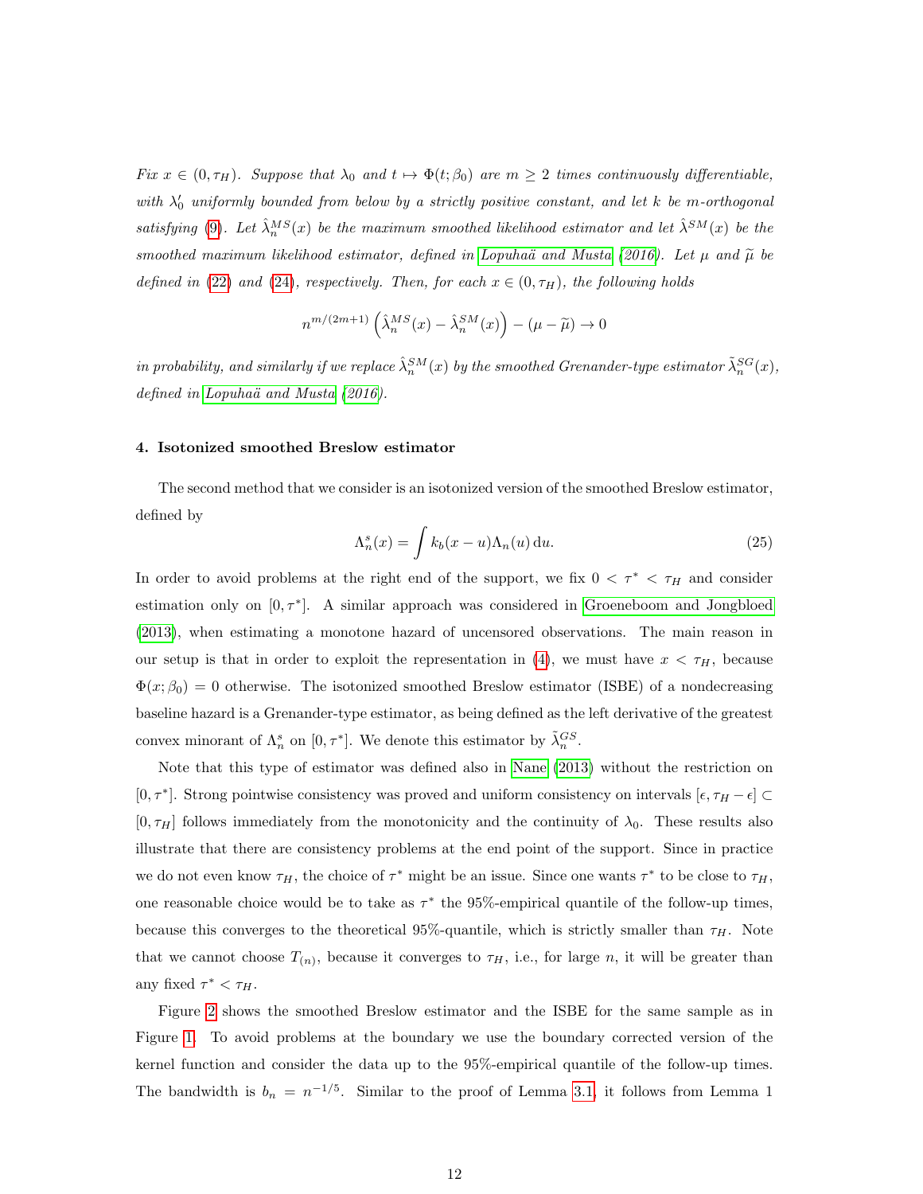*Fix $x \in (0, \tau_H)$. Suppose that $\lambda_0$ and $t \mapsto \Phi(t; \beta_0)$ are $m \geq 2$ times continuously differentiable, with $\lambda_0'$ uniformly bounded from below by a strictly positive constant, and let $k$ be $m$-orthogonal satisfying (9). Let $\hat{\lambda}_n^{MS}(x)$ be the maximum smoothed likelihood estimator and let $\hat{\lambda}^{SM}(x)$ be the smoothed maximum likelihood estimator, defined in Lopuhaä and Musta (2016). Let $\mu$ and $\widetilde{\mu}$ be defined in (22) and (24), respectively. Then, for each $x \in (0, \tau_H)$, the following holds*

$$n^{m/(2m+1)} \left( \hat{\lambda}_n^{MS}(x) - \hat{\lambda}_n^{SM}(x) \right) - (\mu - \widetilde{\mu}) \to 0$$

*in probability, and similarly if we replace $\hat{\lambda}_n^{SM}(x)$ by the smoothed Grenander-type estimator $\tilde{\lambda}_n^{SG}(x)$, defined in Lopuhaä and Musta (2016).*

## 4. Isotonized smoothed Breslow estimator

The second method that we consider is an isotonized version of the smoothed Breslow estimator, defined by

$$\Lambda_n^s(x) = \int k_b(x-u)\Lambda_n(u)\,\mathrm{d}u. \tag{25}$$

In order to avoid problems at the right end of the support, we fix $0 < \tau^* < \tau_H$ and consider estimation only on $[0, \tau^*]$. A similar approach was considered in Groeneboom and Jongbloed (2013), when estimating a monotone hazard of uncensored observations. The main reason in our setup is that in order to exploit the representation in (4), we must have $x < \tau_H$, because $\Phi(x; \beta_0) = 0$ otherwise. The isotonized smoothed Breslow estimator (ISBE) of a nondecreasing baseline hazard is a Grenander-type estimator, as being defined as the left derivative of the greatest convex minorant of $\Lambda_n^s$ on $[0, \tau^*]$. We denote this estimator by $\tilde{\lambda}_n^{GS}$.

Note that this type of estimator was defined also in Nane (2013) without the restriction on $[0, \tau^*]$. Strong pointwise consistency was proved and uniform consistency on intervals $[\epsilon, \tau_H - \epsilon] \subset [0, \tau_H]$ follows immediately from the monotonicity and the continuity of $\lambda_0$. These results also illustrate that there are consistency problems at the end point of the support. Since in practice we do not even know $\tau_H$, the choice of $\tau^*$ might be an issue. Since one wants $\tau^*$ to be close to $\tau_H$, one reasonable choice would be to take as $\tau^*$ the 95%-empirical quantile of the follow-up times, because this converges to the theoretical 95%-quantile, which is strictly smaller than $\tau_H$. Note that we cannot choose $T_{(n)}$, because it converges to $\tau_H$, i.e., for large $n$, it will be greater than any fixed $\tau^* < \tau_H$.

Figure 2 shows the smoothed Breslow estimator and the ISBE for the same sample as in Figure 1. To avoid problems at the boundary we use the boundary corrected version of the kernel function and consider the data up to the 95%-empirical quantile of the follow-up times. The bandwidth is $b_n = n^{-1/5}$. Similar to the proof of Lemma 3.1, it follows from Lemma 1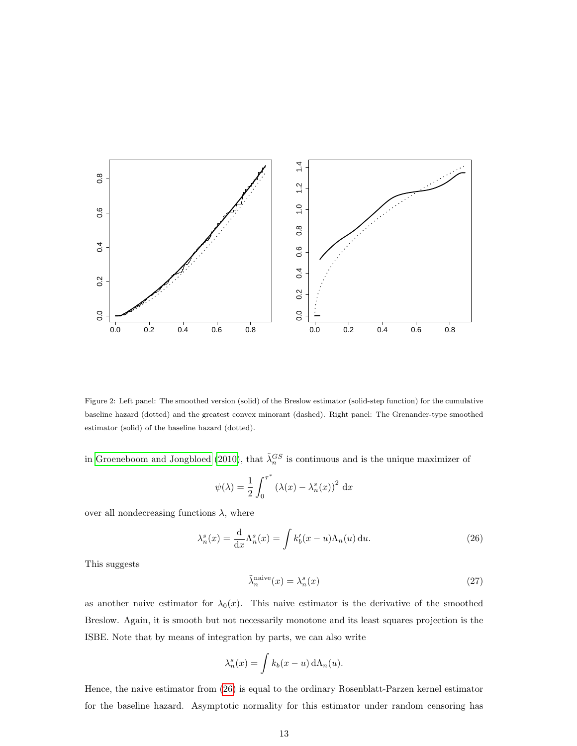Figure 2: Left panel: The smoothed version (solid) of the Breslow estimator (solid-step function) for the cumulative baseline hazard (dotted) and the greatest convex minorant (dashed). Right panel: The Grenander-type smoothed estimator (solid) of the baseline hazard (dotted).

in Groeneboom and Jongbloed (2010), that $\tilde{\lambda}_n^{GS}$ is continuous and is the unique maximizer of

$$\psi(\lambda) = \frac{1}{2} \int_0^{\tau^*} \left(\lambda(x) - \lambda_n^s(x)\right)^2 \, \mathrm{d}x$$

over all nondecreasing functions $\lambda$, where

$$\lambda_n^s(x) = \frac{\mathrm{d}}{\mathrm{d}x} \Lambda_n^s(x) = \int k_b'(x-u) \Lambda_n(u) \, \mathrm{d}u. \tag{26}$$

This suggests

$$\tilde{\lambda}_n^{\text{naive}}(x) = \lambda_n^s(x) \tag{27}$$

as another naive estimator for $\lambda_0(x)$. This naive estimator is the derivative of the smoothed Breslow. Again, it is smooth but not necessarily monotone and its least squares projection is the ISBE. Note that by means of integration by parts, we can also write

$$\lambda_n^s(x) = \int k_b(x-u) \, \mathrm{d}\Lambda_n(u).$$

Hence, the naive estimator from (26) is equal to the ordinary Rosenblatt-Parzen kernel estimator for the baseline hazard. Asymptotic normality for this estimator under random censoring has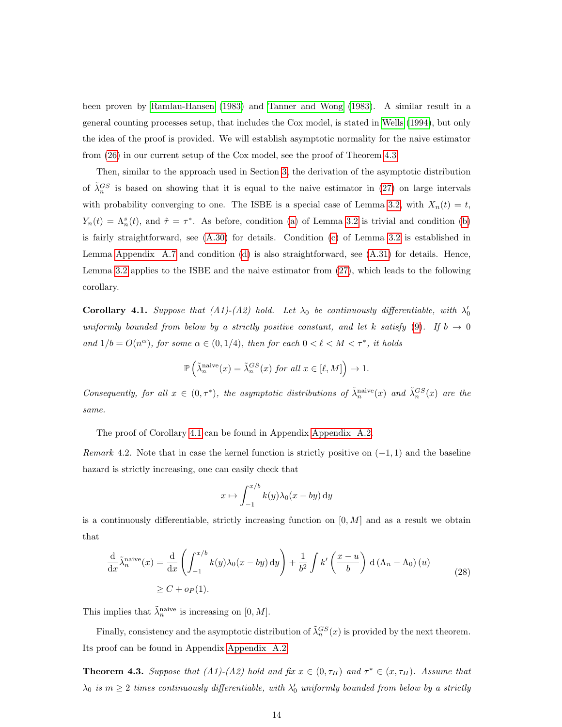been proven by Ramlau-Hansen (1983) and Tanner and Wong (1983). A similar result in a general counting processes setup, that includes the Cox model, is stated in Wells (1994), but only the idea of the proof is provided. We will establish asymptotic normality for the naive estimator from (26) in our current setup of the Cox model, see the proof of Theorem 4.3.

Then, similar to the approach used in Section 3, the derivation of the asymptotic distribution of $\tilde{\lambda}_n^{GS}$ is based on showing that it is equal to the naive estimator in (27) on large intervals with probability converging to one. The ISBE is a special case of Lemma 3.2, with $X_n(t) = t$, $Y_n(t) = \Lambda_n^s(t)$, and $\hat{\tau} = \tau^*$. As before, condition (a) of Lemma 3.2 is trivial and condition (b) is fairly straightforward, see (A.30) for details. Condition (c) of Lemma 3.2 is established in Lemma Appendix A.7 and condition (d) is also straightforward, see (A.31) for details. Hence, Lemma 3.2 applies to the ISBE and the naive estimator from (27), which leads to the following corollary.

**Corollary 4.1.** *Suppose that (A1)-(A2) hold. Let $\lambda_0$ be continuously differentiable, with $\lambda_0'$ uniformly bounded from below by a strictly positive constant, and let $k$ satisfy (9). If $b \to 0$ and $1/b = O(n^\alpha)$, for some $\alpha \in (0, 1/4)$, then for each $0 < \ell < M < \tau^*$, it holds*

$$\mathbb{P}\left(\tilde{\lambda}_n^{\text{naive}}(x) = \tilde{\lambda}_n^{GS}(x) \text{ for all } x \in [\ell, M]\right) \to 1.$$

*Consequently, for all $x \in (0, \tau^*)$, the asymptotic distributions of $\tilde{\lambda}_n^{\text{naive}}(x)$ and $\tilde{\lambda}_n^{GS}(x)$ are the same.*

The proof of Corollary 4.1 can be found in Appendix Appendix A.2.

*Remark* 4.2. Note that in case the kernel function is strictly positive on $(-1, 1)$ and the baseline hazard is strictly increasing, one can easily check that

$$x \mapsto \int_{-1}^{x/b} k(y)\lambda_0(x - by)\,\mathrm{d}y$$

is a continuously differentiable, strictly increasing function on $[0, M]$ and as a result we obtain that

$$\begin{aligned}\frac{\mathrm{d}}{\mathrm{d}x}\tilde{\lambda}_n^{\text{naive}}(x) &= \frac{\mathrm{d}}{\mathrm{d}x}\left(\int_{-1}^{x/b} k(y)\lambda_0(x - by)\,\mathrm{d}y\right) + \frac{1}{b^2}\int k'\left(\frac{x-u}{b}\right)\,\mathrm{d}\left(\Lambda_n - \Lambda_0\right)(u) \\ &\geq C + o_P(1).\end{aligned} \tag{28}$$

This implies that $\tilde{\lambda}_n^{\text{naive}}$ is increasing on $[0, M]$.

Finally, consistency and the asymptotic distribution of $\tilde{\lambda}_n^{GS}(x)$ is provided by the next theorem. Its proof can be found in Appendix Appendix A.2.

**Theorem 4.3.** *Suppose that (A1)-(A2) hold and fix $x \in (0, \tau_H)$ and $\tau^* \in (x, \tau_H)$. Assume that $\lambda_0$ is $m \geq 2$ times continuously differentiable, with $\lambda_0'$ uniformly bounded from below by a strictly*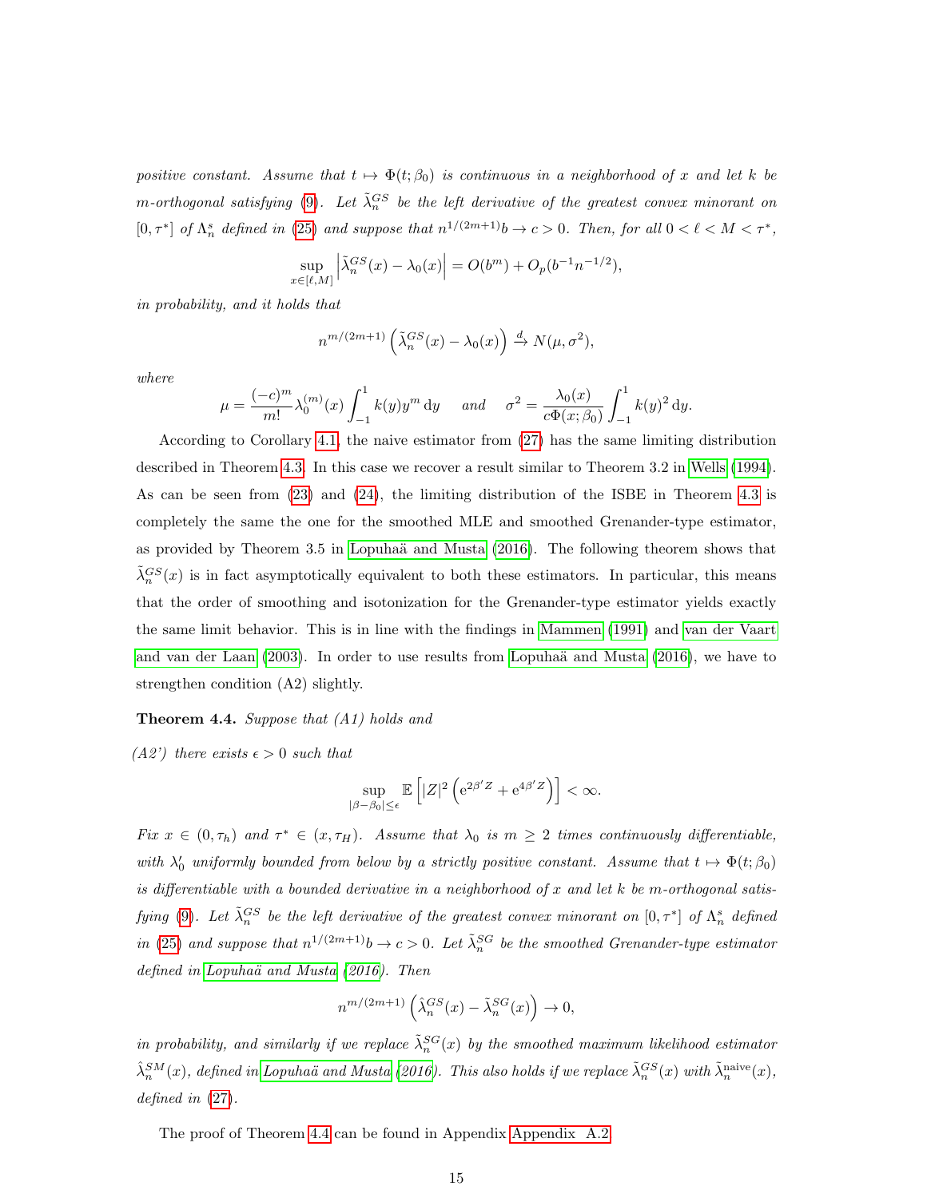*positive constant. Assume that $t \mapsto \Phi(t;\beta_0)$ is continuous in a neighborhood of $x$ and let $k$ be $m$-orthogonal satisfying (9). Let $\tilde{\lambda}_n^{GS}$ be the left derivative of the greatest convex minorant on $[0,\tau^*]$ of $\Lambda_n^s$ defined in (25) and suppose that $n^{1/(2m+1)}b \to c > 0$. Then, for all $0 < \ell < M < \tau^*$,*

$$\sup_{x\in[\ell,M]} \left|\tilde{\lambda}_n^{GS}(x) - \lambda_0(x)\right| = O(b^m) + O_p(b^{-1}n^{-1/2}),$$

*in probability, and it holds that*

$$n^{m/(2m+1)}\left(\tilde{\lambda}_n^{GS}(x) - \lambda_0(x)\right) \xrightarrow{d} N(\mu,\sigma^2),$$

*where*

$$\mu = \frac{(-c)^m}{m!}\lambda_0^{(m)}(x)\int_{-1}^1 k(y)y^m\,\mathrm{d}y \quad \text{ and } \quad \sigma^2 = \frac{\lambda_0(x)}{c\Phi(x;\beta_0)}\int_{-1}^1 k(y)^2\,\mathrm{d}y.$$

According to Corollary 4.1, the naive estimator from (27) has the same limiting distribution described in Theorem 4.3. In this case we recover a result similar to Theorem 3.2 in Wells (1994). As can be seen from (23) and (24), the limiting distribution of the ISBE in Theorem 4.3 is completely the same the one for the smoothed MLE and smoothed Grenander-type estimator, as provided by Theorem 3.5 in Lopuhaä and Musta (2016). The following theorem shows that $\tilde{\lambda}_n^{GS}(x)$ is in fact asymptotically equivalent to both these estimators. In particular, this means that the order of smoothing and isotonization for the Grenander-type estimator yields exactly the same limit behavior. This is in line with the findings in Mammen (1991) and van der Vaart and van der Laan (2003). In order to use results from Lopuhaä and Musta (2016), we have to strengthen condition (A2) slightly.

**Theorem 4.4.** *Suppose that (A1) holds and*

*(A2') there exists $\epsilon > 0$ such that*

$$\sup_{|\beta-\beta_0|\leq\epsilon} \mathbb{E}\left[|Z|^2\left(\mathrm{e}^{2\beta' Z} + \mathrm{e}^{4\beta' Z}\right)\right] < \infty.$$

*Fix $x \in (0,\tau_h)$ and $\tau^* \in (x,\tau_H)$. Assume that $\lambda_0$ is $m \geq 2$ times continuously differentiable, with $\lambda_0'$ uniformly bounded from below by a strictly positive constant. Assume that $t \mapsto \Phi(t;\beta_0)$ is differentiable with a bounded derivative in a neighborhood of $x$ and let $k$ be $m$-orthogonal satisfying (9). Let $\tilde{\lambda}_n^{GS}$ be the left derivative of the greatest convex minorant on $[0,\tau^*]$ of $\Lambda_n^s$ defined in (25) and suppose that $n^{1/(2m+1)}b \to c > 0$. Let $\tilde{\lambda}_n^{SG}$ be the smoothed Grenander-type estimator defined in Lopuhaä and Musta (2016). Then*

$$n^{m/(2m+1)}\left(\hat{\lambda}_n^{GS}(x) - \tilde{\lambda}_n^{SG}(x)\right) \to 0,$$

*in probability, and similarly if we replace $\tilde{\lambda}_n^{SG}(x)$ by the smoothed maximum likelihood estimator $\hat{\lambda}_n^{SM}(x)$, defined in Lopuhaä and Musta (2016). This also holds if we replace $\tilde{\lambda}_n^{GS}(x)$ with $\tilde{\lambda}_n^{\mathrm{naive}}(x)$, defined in (27).*

The proof of Theorem 4.4 can be found in Appendix Appendix A.2.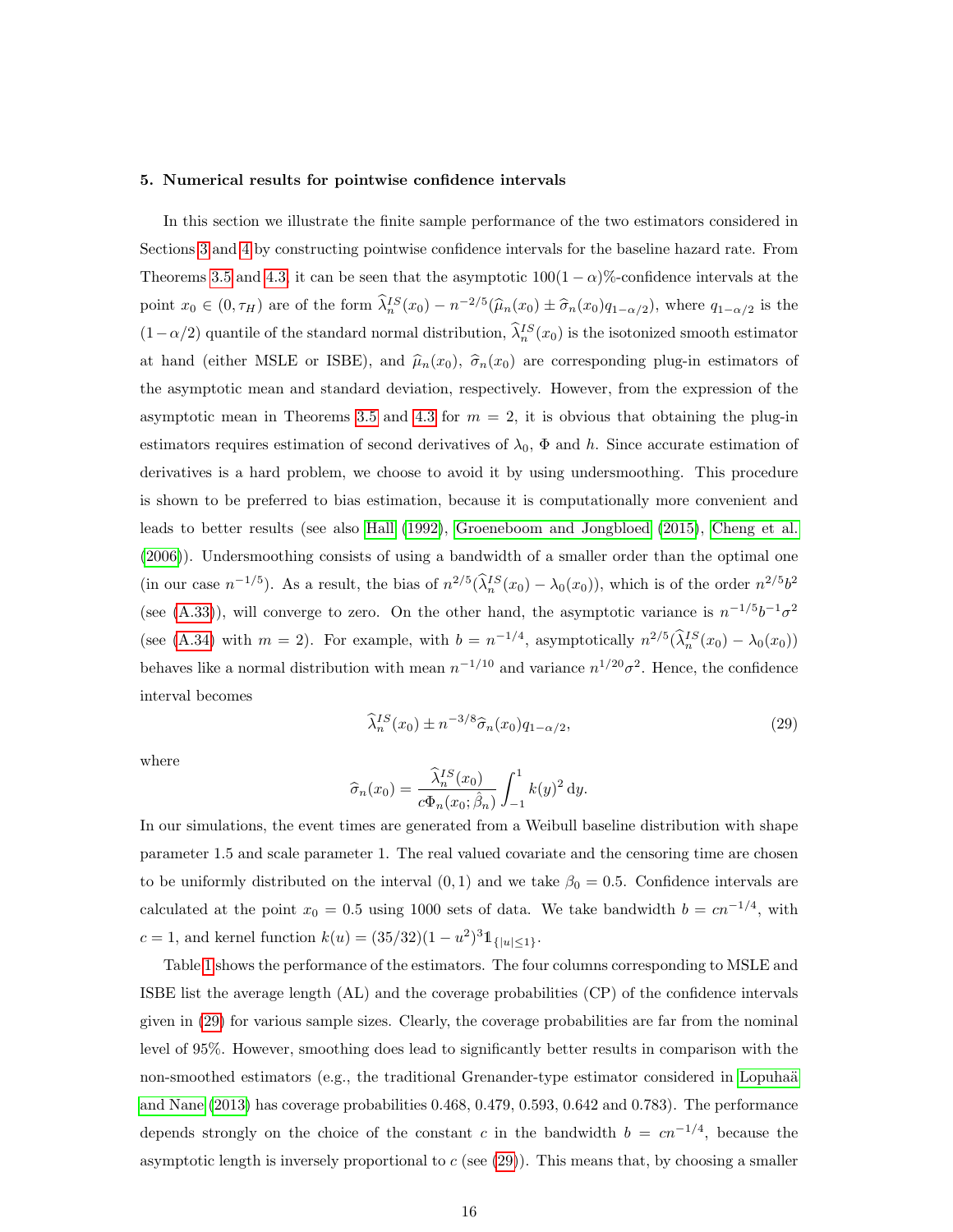## 5. Numerical results for pointwise confidence intervals

In this section we illustrate the finite sample performance of the two estimators considered in Sections 3 and 4 by constructing pointwise confidence intervals for the baseline hazard rate. From Theorems 3.5 and 4.3, it can be seen that the asymptotic $100(1-\alpha)$%-confidence intervals at the point $x_0 \in (0, \tau_H)$ are of the form $\widehat{\lambda}_n^{IS}(x_0) - n^{-2/5}(\widehat{\mu}_n(x_0) \pm \widehat{\sigma}_n(x_0) q_{1-\alpha/2})$, where $q_{1-\alpha/2}$ is the $(1-\alpha/2)$ quantile of the standard normal distribution, $\widehat{\lambda}_n^{IS}(x_0)$ is the isotonized smooth estimator at hand (either MSLE or ISBE), and $\widehat{\mu}_n(x_0)$, $\widehat{\sigma}_n(x_0)$ are corresponding plug-in estimators of the asymptotic mean and standard deviation, respectively. However, from the expression of the asymptotic mean in Theorems 3.5 and 4.3 for $m = 2$, it is obvious that obtaining the plug-in estimators requires estimation of second derivatives of $\lambda_0$, $\Phi$ and $h$. Since accurate estimation of derivatives is a hard problem, we choose to avoid it by using undersmoothing. This procedure is shown to be preferred to bias estimation, because it is computationally more convenient and leads to better results (see also Hall (1992), Groeneboom and Jongbloed (2015), Cheng et al. (2006)). Undersmoothing consists of using a bandwidth of a smaller order than the optimal one (in our case $n^{-1/5}$). As a result, the bias of $n^{2/5}(\widehat{\lambda}_n^{IS}(x_0) - \lambda_0(x_0))$, which is of the order $n^{2/5}b^2$ (see (A.33)), will converge to zero. On the other hand, the asymptotic variance is $n^{-1/5}b^{-1}\sigma^2$ (see (A.34) with $m = 2$). For example, with $b = n^{-1/4}$, asymptotically $n^{2/5}(\widehat{\lambda}_n^{IS}(x_0) - \lambda_0(x_0))$ behaves like a normal distribution with mean $n^{-1/10}$ and variance $n^{1/20}\sigma^2$. Hence, the confidence interval becomes

$$\widehat{\lambda}_n^{IS}(x_0) \pm n^{-3/8} \widehat{\sigma}_n(x_0) q_{1-\alpha/2}, \tag{29}$$

where

$$\widehat{\sigma}_n(x_0) = \frac{\widehat{\lambda}_n^{IS}(x_0)}{c\Phi_n(x_0; \hat{\beta}_n)} \int_{-1}^{1} k(y)^2 \, \mathrm{d}y.$$

In our simulations, the event times are generated from a Weibull baseline distribution with shape parameter 1.5 and scale parameter 1. The real valued covariate and the censoring time are chosen to be uniformly distributed on the interval $(0, 1)$ and we take $\beta_0 = 0.5$. Confidence intervals are calculated at the point $x_0 = 0.5$ using 1000 sets of data. We take bandwidth $b = cn^{-1/4}$, with $c = 1$, and kernel function $k(u) = (35/32)(1-u^2)^3 \mathbb{1}_{\{|u| \le 1\}}$.

Table 1 shows the performance of the estimators. The four columns corresponding to MSLE and ISBE list the average length (AL) and the coverage probabilities (CP) of the confidence intervals given in (29) for various sample sizes. Clearly, the coverage probabilities are far from the nominal level of 95%. However, smoothing does lead to significantly better results in comparison with the non-smoothed estimators (e.g., the traditional Grenander-type estimator considered in Lopuhaä and Nane (2013) has coverage probabilities 0.468, 0.479, 0.593, 0.642 and 0.783). The performance depends strongly on the choice of the constant $c$ in the bandwidth $b = cn^{-1/4}$, because the asymptotic length is inversely proportional to $c$ (see (29)). This means that, by choosing a smaller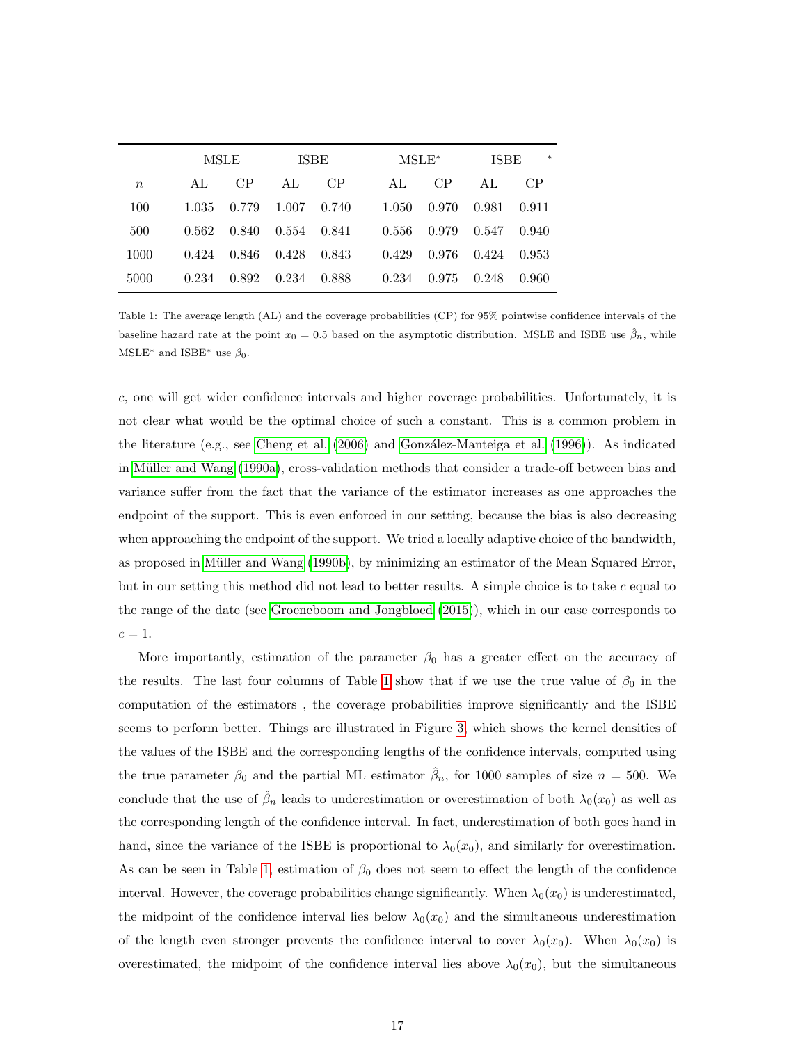| | MSLE | | ISBE | | MSLE* | | ISBE* | |
|---|---|---|---|---|---|---|---|---|
| $n$ | AL | CP | AL | CP | AL | CP | AL | CP |
| 100 | 1.035 | 0.779 | 1.007 | 0.740 | 1.050 | 0.970 | 0.981 | 0.911 |
| 500 | 0.562 | 0.840 | 0.554 | 0.841 | 0.556 | 0.979 | 0.547 | 0.940 |
| 1000 | 0.424 | 0.846 | 0.428 | 0.843 | 0.429 | 0.976 | 0.424 | 0.953 |
| 5000 | 0.234 | 0.892 | 0.234 | 0.888 | 0.234 | 0.975 | 0.248 | 0.960 |

Table 1: The average length (AL) and the coverage probabilities (CP) for 95% pointwise confidence intervals of the baseline hazard rate at the point $x_0 = 0.5$ based on the asymptotic distribution. MSLE and ISBE use $\hat{\beta}_n$, while MSLE* and ISBE* use $\beta_0$.

$c$, one will get wider confidence intervals and higher coverage probabilities. Unfortunately, it is not clear what would be the optimal choice of such a constant. This is a common problem in the literature (e.g., see Cheng et al. (2006) and González-Manteiga et al. (1996)). As indicated in Müller and Wang (1990a), cross-validation methods that consider a trade-off between bias and variance suffer from the fact that the variance of the estimator increases as one approaches the endpoint of the support. This is even enforced in our setting, because the bias is also decreasing when approaching the endpoint of the support. We tried a locally adaptive choice of the bandwidth, as proposed in Müller and Wang (1990b), by minimizing an estimator of the Mean Squared Error, but in our setting this method did not lead to better results. A simple choice is to take $c$ equal to the range of the date (see Groeneboom and Jongbloed (2015)), which in our case corresponds to $c = 1$.

More importantly, estimation of the parameter $\beta_0$ has a greater effect on the accuracy of the results. The last four columns of Table 1 show that if we use the true value of $\beta_0$ in the computation of the estimators , the coverage probabilities improve significantly and the ISBE seems to perform better. Things are illustrated in Figure 3, which shows the kernel densities of the values of the ISBE and the corresponding lengths of the confidence intervals, computed using the true parameter $\beta_0$ and the partial ML estimator $\hat{\beta}_n$, for 1000 samples of size $n = 500$. We conclude that the use of $\hat{\beta}_n$ leads to underestimation or overestimation of both $\lambda_0(x_0)$ as well as the corresponding length of the confidence interval. In fact, underestimation of both goes hand in hand, since the variance of the ISBE is proportional to $\lambda_0(x_0)$, and similarly for overestimation. As can be seen in Table 1, estimation of $\beta_0$ does not seem to effect the length of the confidence interval. However, the coverage probabilities change significantly. When $\lambda_0(x_0)$ is underestimated, the midpoint of the confidence interval lies below $\lambda_0(x_0)$ and the simultaneous underestimation of the length even stronger prevents the confidence interval to cover $\lambda_0(x_0)$. When $\lambda_0(x_0)$ is overestimated, the midpoint of the confidence interval lies above $\lambda_0(x_0)$, but the simultaneous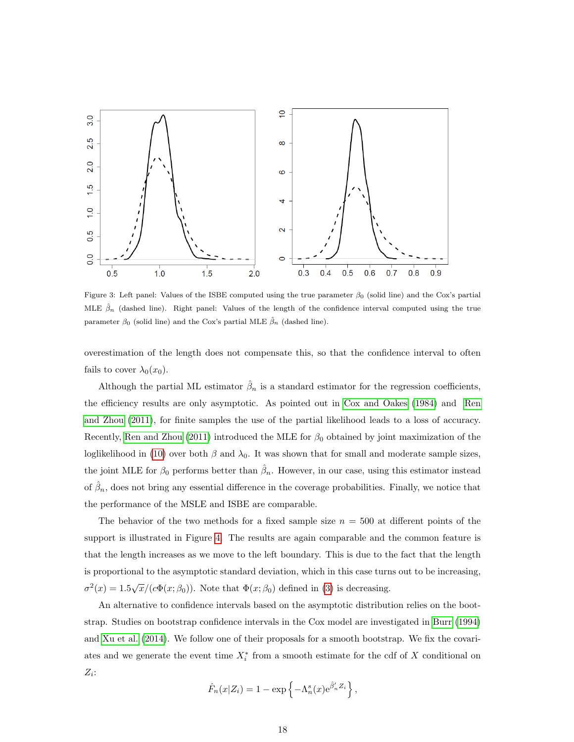Figure 3: Left panel: Values of the ISBE computed using the true parameter $\beta_0$ (solid line) and the Cox's partial MLE $\hat{\beta}_n$ (dashed line). Right panel: Values of the length of the confidence interval computed using the true parameter $\beta_0$ (solid line) and the Cox's partial MLE $\hat{\beta}_n$ (dashed line).

overestimation of the length does not compensate this, so that the confidence interval to often fails to cover $\lambda_0(x_0)$.

Although the partial ML estimator $\hat{\beta}_n$ is a standard estimator for the regression coefficients, the efficiency results are only asymptotic. As pointed out in Cox and Oakes (1984) and Ren and Zhou (2011), for finite samples the use of the partial likelihood leads to a loss of accuracy. Recently, Ren and Zhou (2011) introduced the MLE for $\beta_0$ obtained by joint maximization of the loglikelihood in (10) over both $\beta$ and $\lambda_0$. It was shown that for small and moderate sample sizes, the joint MLE for $\beta_0$ performs better than $\hat{\beta}_n$. However, in our case, using this estimator instead of $\hat{\beta}_n$, does not bring any essential difference in the coverage probabilities. Finally, we notice that the performance of the MSLE and ISBE are comparable.

The behavior of the two methods for a fixed sample size $n = 500$ at different points of the support is illustrated in Figure 4. The results are again comparable and the common feature is that the length increases as we move to the left boundary. This is due to the fact that the length is proportional to the asymptotic standard deviation, which in this case turns out to be increasing, $\sigma^2(x) = 1.5\sqrt{x}/(c\Phi(x;\beta_0))$. Note that $\Phi(x;\beta_0)$ defined in (3) is decreasing.

An alternative to confidence intervals based on the asymptotic distribution relies on the bootstrap. Studies on bootstrap confidence intervals in the Cox model are investigated in Burr (1994) and Xu et al. (2014). We follow one of their proposals for a smooth bootstrap. We fix the covariates and we generate the event time $X_i^*$ from a smooth estimate for the cdf of $X$ conditional on $Z_i$:

$$\hat{F}_n(x|Z_i) = 1 - \exp\left\{-\Lambda_n^s(x)\mathrm{e}^{\hat{\beta}_n' Z_i}\right\},$$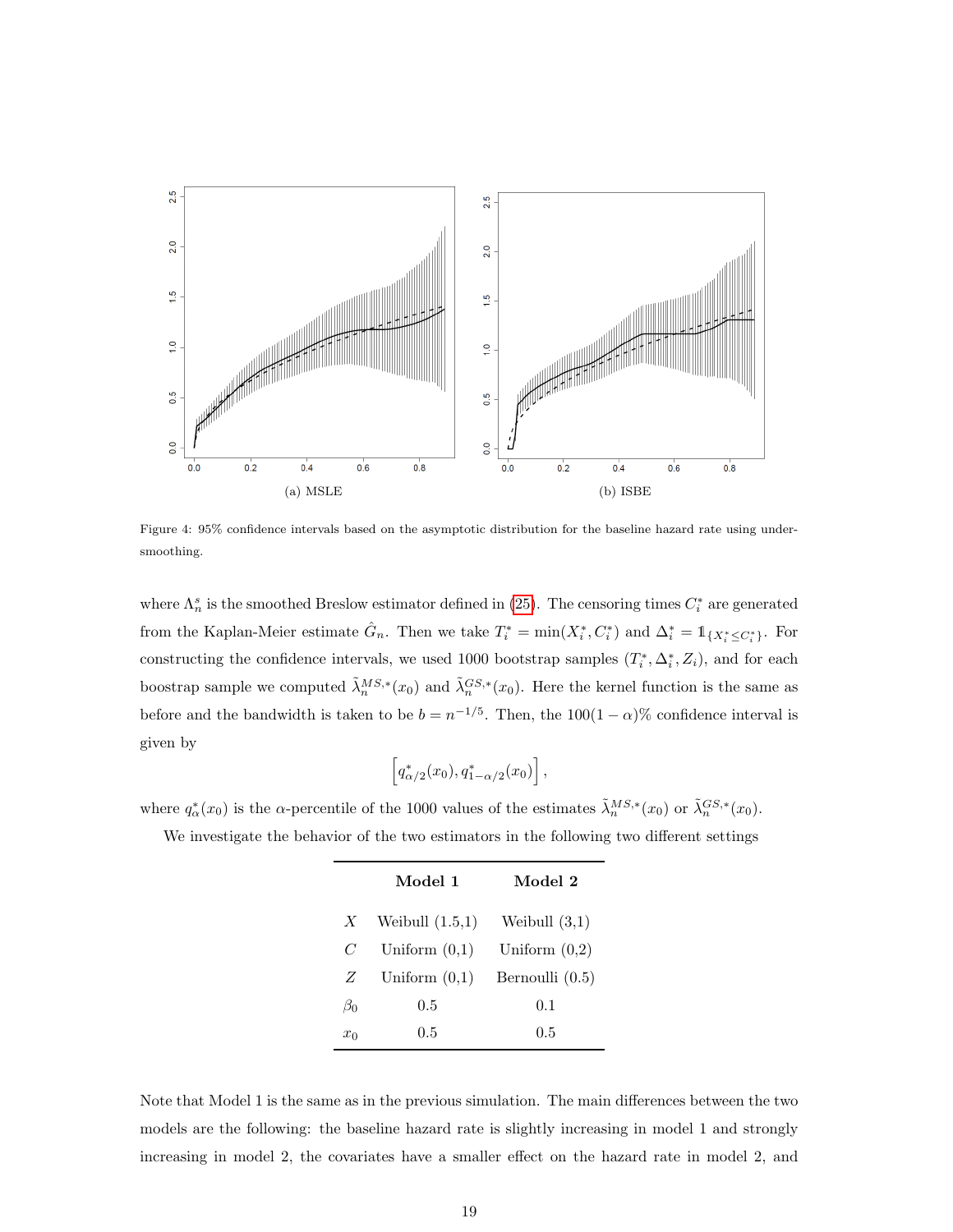(a) MSLE

(b) ISBE

Figure 4: 95% confidence intervals based on the asymptotic distribution for the baseline hazard rate using undersmoothing.

where $\Lambda_n^s$ is the smoothed Breslow estimator defined in (25). The censoring times $C_i^*$ are generated from the Kaplan-Meier estimate $\hat{G}_n$. Then we take $T_i^* = \min(X_i^*, C_i^*)$ and $\Delta_i^* = \mathbb{1}_{\{X_i^* \leq C_i^*\}}$. For constructing the confidence intervals, we used 1000 bootstrap samples $(T_i^*, \Delta_i^*, Z_i)$, and for each boostrap sample we computed $\tilde{\lambda}_n^{MS,*}(x_0)$ and $\tilde{\lambda}_n^{GS,*}(x_0)$. Here the kernel function is the same as before and the bandwidth is taken to be $b = n^{-1/5}$. Then, the $100(1-\alpha)\%$ confidence interval is given by

$$\left[q_{\alpha/2}^*(x_0), q_{1-\alpha/2}^*(x_0)\right],$$

where $q_\alpha^*(x_0)$ is the $\alpha$-percentile of the 1000 values of the estimates $\tilde{\lambda}_n^{MS,*}(x_0)$ or $\tilde{\lambda}_n^{GS,*}(x_0)$.

We investigate the behavior of the two estimators in the following two different settings

| | **Model 1** | **Model 2** |
|---|---|---|
| $X$ | Weibull (1.5,1) | Weibull (3,1) |
| $C$ | Uniform (0,1) | Uniform (0,2) |
| $Z$ | Uniform (0,1) | Bernoulli (0.5) |
| $\beta_0$ | 0.5 | 0.1 |
| $x_0$ | 0.5 | 0.5 |

Note that Model 1 is the same as in the previous simulation. The main differences between the two models are the following: the baseline hazard rate is slightly increasing in model 1 and strongly increasing in model 2, the covariates have a smaller effect on the hazard rate in model 2, and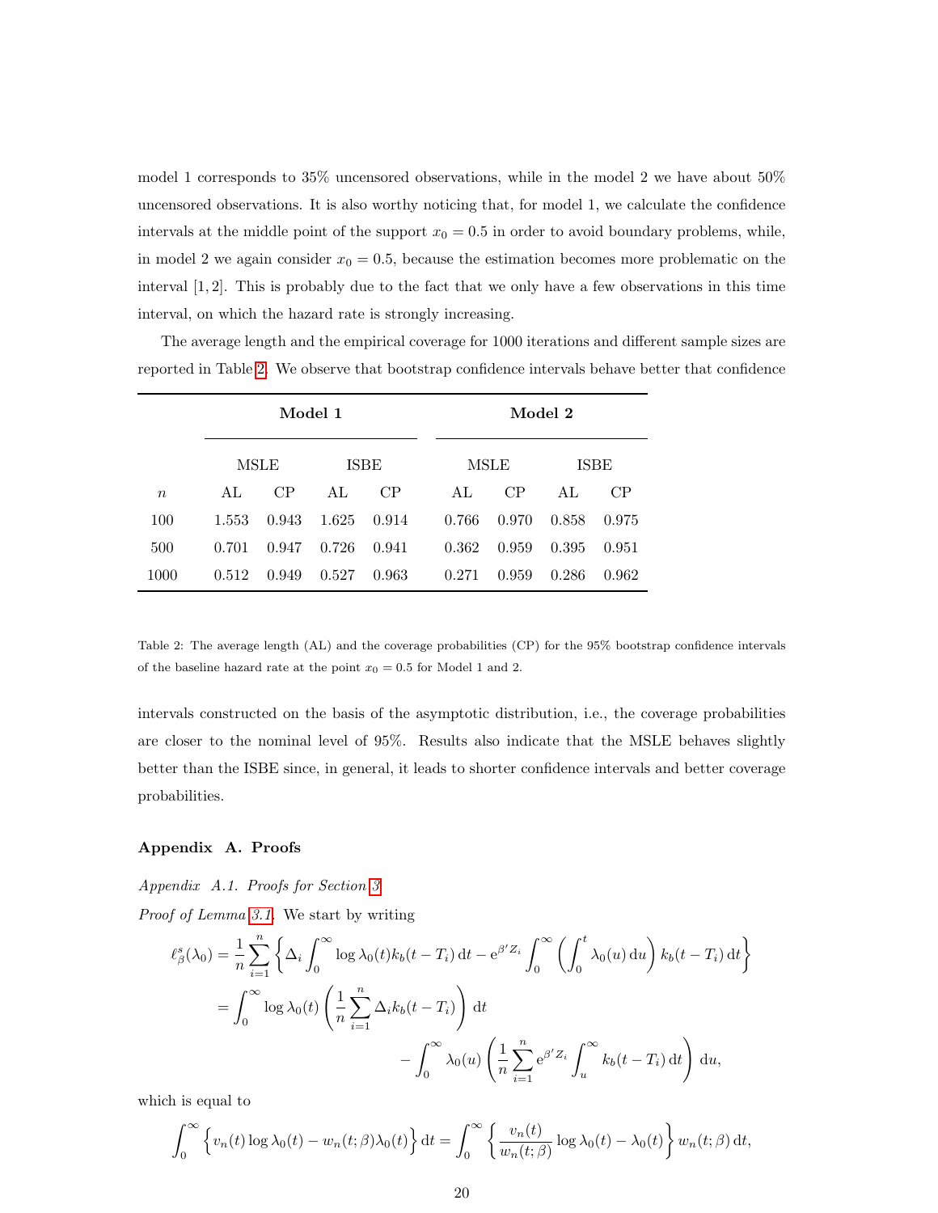model 1 corresponds to 35% uncensored observations, while in the model 2 we have about 50% uncensored observations. It is also worthy noticing that, for model 1, we calculate the confidence intervals at the middle point of the support $x_0 = 0.5$ in order to avoid boundary problems, while, in model 2 we again consider $x_0 = 0.5$, because the estimation becomes more problematic on the interval $[1, 2]$. This is probably due to the fact that we only have a few observations in this time interval, on which the hazard rate is strongly increasing.

The average length and the empirical coverage for 1000 iterations and different sample sizes are reported in Table 2. We observe that bootstrap confidence intervals behave better that confidence intervals constructed on the basis of the asymptotic distribution, i.e., the coverage probabilities are closer to the nominal level of 95%. Results also indicate that the MSLE behaves slightly better than the ISBE since, in general, it leads to shorter confidence intervals and better coverage probabilities.

| | **Model 1** | | | | **Model 2** | | | |
|---|---|---|---|---|---|---|---|---|
| | MSLE | | ISBE | | MSLE | | ISBE | |
| $n$ | AL | CP | AL | CP | AL | CP | AL | CP |
| 100 | 1.553 | 0.943 | 1.625 | 0.914 | 0.766 | 0.970 | 0.858 | 0.975 |
| 500 | 0.701 | 0.947 | 0.726 | 0.941 | 0.362 | 0.959 | 0.395 | 0.951 |
| 1000 | 0.512 | 0.949 | 0.527 | 0.963 | 0.271 | 0.959 | 0.286 | 0.962 |

Table 2: The average length (AL) and the coverage probabilities (CP) for the 95% bootstrap confidence intervals of the baseline hazard rate at the point $x_0 = 0.5$ for Model 1 and 2.

## Appendix A. Proofs

*Appendix A.1. Proofs for Section 3*

*Proof of Lemma 3.1.* We start by writing

$$
\begin{aligned}
\ell^s_\beta(\lambda_0) &= \frac{1}{n}\sum_{i=1}^n \left\{ \Delta_i \int_0^\infty \log \lambda_0(t) k_b(t - T_i)\,\mathrm{d}t - \mathrm{e}^{\beta' Z_i} \int_0^\infty \left( \int_0^t \lambda_0(u)\,\mathrm{d}u \right) k_b(t - T_i)\,\mathrm{d}t \right\} \\
&= \int_0^\infty \log \lambda_0(t) \left( \frac{1}{n}\sum_{i=1}^n \Delta_i k_b(t - T_i) \right) \mathrm{d}t \\
&\qquad\qquad - \int_0^\infty \lambda_0(u) \left( \frac{1}{n}\sum_{i=1}^n \mathrm{e}^{\beta' Z_i} \int_u^\infty k_b(t - T_i)\,\mathrm{d}t \right) \mathrm{d}u,
\end{aligned}
$$

which is equal to

$$
\int_0^\infty \left\{ v_n(t) \log \lambda_0(t) - w_n(t;\beta)\lambda_0(t) \right\} \mathrm{d}t = \int_0^\infty \left\{ \frac{v_n(t)}{w_n(t;\beta)} \log \lambda_0(t) - \lambda_0(t) \right\} w_n(t;\beta)\,\mathrm{d}t,
$$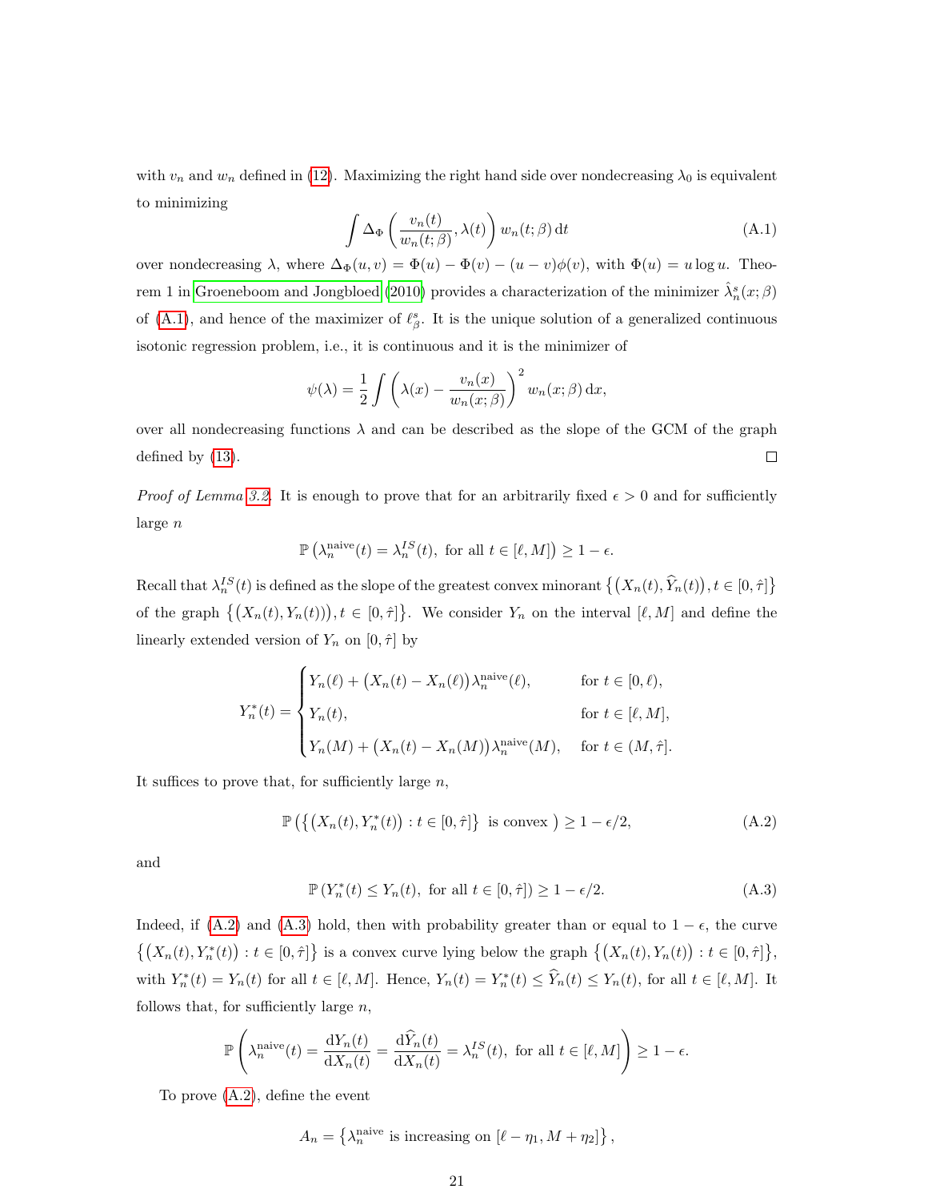with $v_n$ and $w_n$ defined in (12). Maximizing the right hand side over nondecreasing $\lambda_0$ is equivalent to minimizing

$$\int \Delta_\Phi\left(\frac{v_n(t)}{w_n(t;\beta)}, \lambda(t)\right) w_n(t;\beta)\,\mathrm{d}t \tag{A.1}$$

over nondecreasing $\lambda$, where $\Delta_\Phi(u,v) = \Phi(u) - \Phi(v) - (u-v)\phi(v)$, with $\Phi(u) = u\log u$. Theorem 1 in Groeneboom and Jongbloed (2010) provides a characterization of the minimizer $\hat{\lambda}_n^s(x;\beta)$ of (A.1), and hence of the maximizer of $\ell_\beta^s$. It is the unique solution of a generalized continuous isotonic regression problem, i.e., it is continuous and it is the minimizer of

$$\psi(\lambda) = \frac{1}{2}\int\left(\lambda(x) - \frac{v_n(x)}{w_n(x;\beta)}\right)^2 w_n(x;\beta)\,\mathrm{d}x,$$

over all nondecreasing functions $\lambda$ and can be described as the slope of the GCM of the graph defined by (13). $\square$

*Proof of Lemma 3.2.* It is enough to prove that for an arbitrarily fixed $\epsilon > 0$ and for sufficiently large $n$

$$\mathbb{P}\left(\lambda_n^{\text{naive}}(t) = \lambda_n^{IS}(t), \text{ for all } t \in [\ell, M]\right) \geq 1 - \epsilon.$$

Recall that $\lambda_n^{IS}(t)$ is defined as the slope of the greatest convex minorant $\left\{\left(X_n(t), \widehat{Y}_n(t)\right), t \in [0,\hat{\tau}]\right\}$ of the graph $\left\{\left(X_n(t), Y_n(t)\right)\right), t \in [0,\hat{\tau}]\}$. We consider $Y_n$ on the interval $[\ell, M]$ and define the linearly extended version of $Y_n$ on $[0,\hat{\tau}]$ by

$$Y_n^*(t) = \begin{cases} Y_n(\ell) + \left(X_n(t) - X_n(\ell)\right)\lambda_n^{\text{naive}}(\ell), & \text{for } t \in [0,\ell), \\ Y_n(t), & \text{for } t \in [\ell, M], \\ Y_n(M) + \left(X_n(t) - X_n(M)\right)\lambda_n^{\text{naive}}(M), & \text{for } t \in (M, \hat{\tau}]. \end{cases}$$

It suffices to prove that, for sufficiently large $n$,

$$\mathbb{P}\left(\left\{\left(X_n(t), Y_n^*(t)\right) : t \in [0,\hat{\tau}]\right\} \text{ is convex }\right) \geq 1 - \epsilon/2, \tag{A.2}$$

and

$$\mathbb{P}\left(Y_n^*(t) \leq Y_n(t), \text{ for all } t \in [0,\hat{\tau}]\right) \geq 1 - \epsilon/2. \tag{A.3}$$

Indeed, if (A.2) and (A.3) hold, then with probability greater than or equal to $1-\epsilon$, the curve $\left\{\left(X_n(t), Y_n^*(t)\right) : t \in [0,\hat{\tau}]\right\}$ is a convex curve lying below the graph $\left\{\left(X_n(t), Y_n(t)\right) : t \in [0,\hat{\tau}]\right\}$, with $Y_n^*(t) = Y_n(t)$ for all $t \in [\ell, M]$. Hence, $Y_n(t) = Y_n^*(t) \leq \widehat{Y}_n(t) \leq Y_n(t)$, for all $t \in [\ell, M]$. It follows that, for sufficiently large $n$,

$$\mathbb{P}\left(\lambda_n^{\text{naive}}(t) = \frac{\mathrm{d}Y_n(t)}{\mathrm{d}X_n(t)} = \frac{\mathrm{d}\widehat{Y}_n(t)}{\mathrm{d}X_n(t)} = \lambda_n^{IS}(t), \text{ for all } t \in [\ell, M]\right) \geq 1 - \epsilon.$$

To prove (A.2), define the event

$$A_n = \left\{\lambda_n^{\text{naive}} \text{ is increasing on } [\ell - \eta_1, M + \eta_2]\right\},$$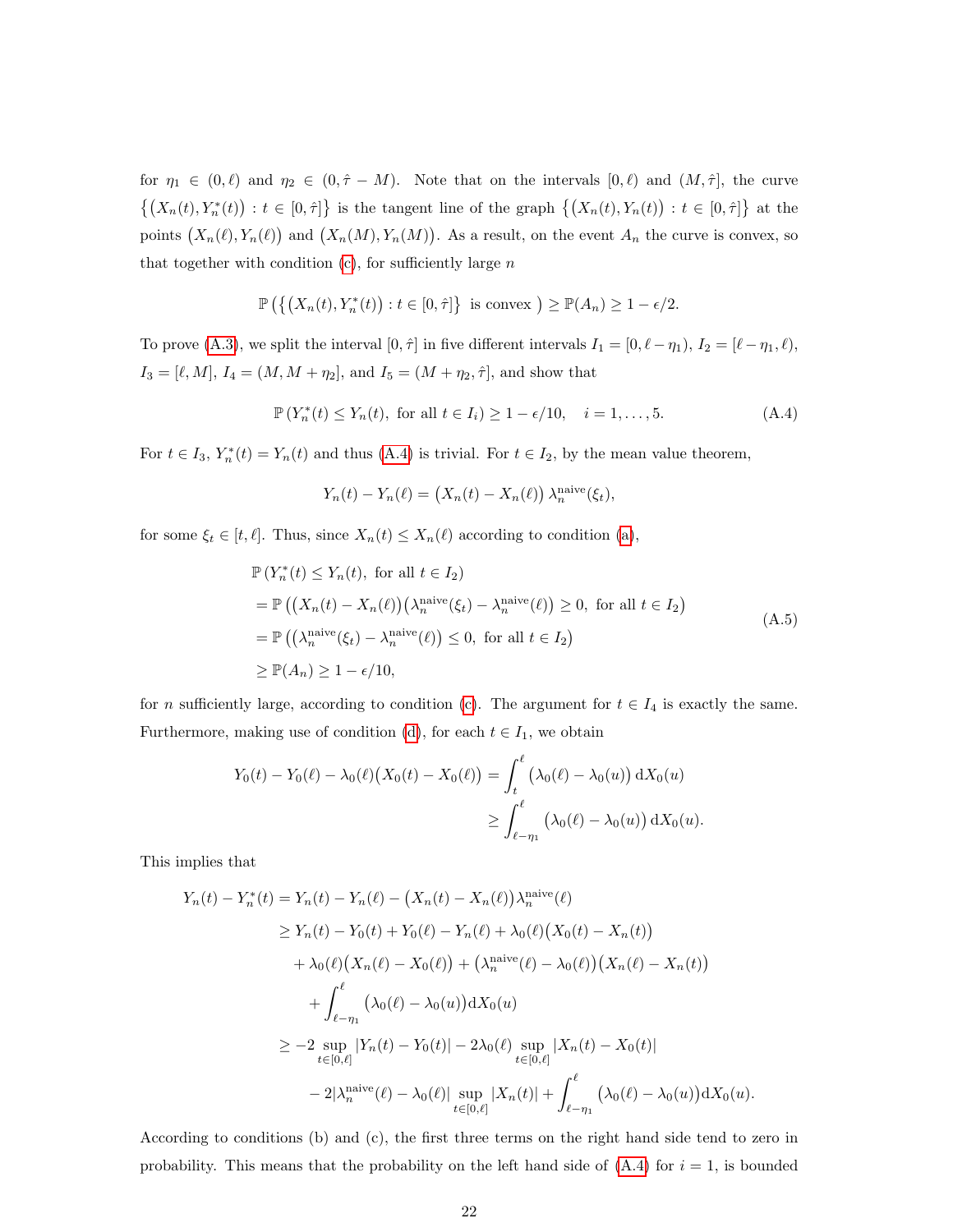for $\eta_1 \in (0, \ell)$ and $\eta_2 \in (0, \hat{\tau} - M)$. Note that on the intervals $[0, \ell)$ and $(M, \hat{\tau}]$, the curve $\{(X_n(t), Y_n^*(t)) : t \in [0, \hat{\tau}]\}$ is the tangent line of the graph $\{(X_n(t), Y_n(t)) : t \in [0, \hat{\tau}]\}$ at the points $(X_n(\ell), Y_n(\ell))$ and $(X_n(M), Y_n(M))$. As a result, on the event $A_n$ the curve is convex, so that together with condition (c), for sufficiently large $n$

$$
\mathbb{P}\left(\left\{(X_n(t), Y_n^*(t)) : t \in [0, \hat{\tau}]\right\} \text{ is convex }\right) \geq \mathbb{P}(A_n) \geq 1 - \epsilon/2.
$$

To prove (A.3), we split the interval $[0, \hat{\tau}]$ in five different intervals $I_1 = [0, \ell - \eta_1)$, $I_2 = [\ell - \eta_1, \ell)$, $I_3 = [\ell, M]$, $I_4 = (M, M + \eta_2]$, and $I_5 = (M + \eta_2, \hat{\tau}]$, and show that

$$
\mathbb{P}\left(Y_n^*(t) \leq Y_n(t), \text{ for all } t \in I_i\right) \geq 1 - \epsilon/10, \quad i = 1, \dots, 5. \tag{A.4}
$$

For $t \in I_3$, $Y_n^*(t) = Y_n(t)$ and thus (A.4) is trivial. For $t \in I_2$, by the mean value theorem,

$$
Y_n(t) - Y_n(\ell) = \left(X_n(t) - X_n(\ell)\right) \lambda_n^{\text{naive}}(\xi_t),
$$

for some $\xi_t \in [t, \ell]$. Thus, since $X_n(t) \leq X_n(\ell)$ according to condition (a),

$$
\begin{aligned}
&\mathbb{P}\left(Y_n^*(t) \leq Y_n(t), \text{ for all } t \in I_2\right) \\
&= \mathbb{P}\left(\left(X_n(t) - X_n(\ell)\right)\left(\lambda_n^{\text{naive}}(\xi_t) - \lambda_n^{\text{naive}}(\ell)\right) \geq 0, \text{ for all } t \in I_2\right) \\
&= \mathbb{P}\left(\left(\lambda_n^{\text{naive}}(\xi_t) - \lambda_n^{\text{naive}}(\ell)\right) \leq 0, \text{ for all } t \in I_2\right) \\
&\geq \mathbb{P}(A_n) \geq 1 - \epsilon/10,
\end{aligned} \tag{A.5}
$$

for $n$ sufficiently large, according to condition (c). The argument for $t \in I_4$ is exactly the same. Furthermore, making use of condition (d), for each $t \in I_1$, we obtain

$$
\begin{aligned}
Y_0(t) - Y_0(\ell) - \lambda_0(\ell)\left(X_0(t) - X_0(\ell)\right) &= \int_t^\ell \left(\lambda_0(\ell) - \lambda_0(u)\right) \mathrm{d}X_0(u) \\
&\geq \int_{\ell - \eta_1}^\ell \left(\lambda_0(\ell) - \lambda_0(u)\right) \mathrm{d}X_0(u).
\end{aligned}
$$

This implies that

$$
\begin{aligned}
Y_n(t) - Y_n^*(t) &= Y_n(t) - Y_n(\ell) - \left(X_n(t) - X_n(\ell)\right)\lambda_n^{\text{naive}}(\ell) \\
&\geq Y_n(t) - Y_0(t) + Y_0(\ell) - Y_n(\ell) + \lambda_0(\ell)\left(X_0(t) - X_n(t)\right) \\
&\quad + \lambda_0(\ell)\left(X_n(\ell) - X_0(\ell)\right) + \left(\lambda_n^{\text{naive}}(\ell) - \lambda_0(\ell)\right)\left(X_n(\ell) - X_n(t)\right) \\
&\quad + \int_{\ell - \eta_1}^\ell \left(\lambda_0(\ell) - \lambda_0(u)\right) \mathrm{d}X_0(u) \\
&\geq -2 \sup_{t \in [0, \ell]} |Y_n(t) - Y_0(t)| - 2\lambda_0(\ell) \sup_{t \in [0, \ell]} |X_n(t) - X_0(t)| \\
&\quad - 2|\lambda_n^{\text{naive}}(\ell) - \lambda_0(\ell)| \sup_{t \in [0, \ell]} |X_n(t)| + \int_{\ell - \eta_1}^\ell \left(\lambda_0(\ell) - \lambda_0(u)\right) \mathrm{d}X_0(u).
\end{aligned}
$$

According to conditions (b) and (c), the first three terms on the right hand side tend to zero in probability. This means that the probability on the left hand side of (A.4) for $i = 1$, is bounded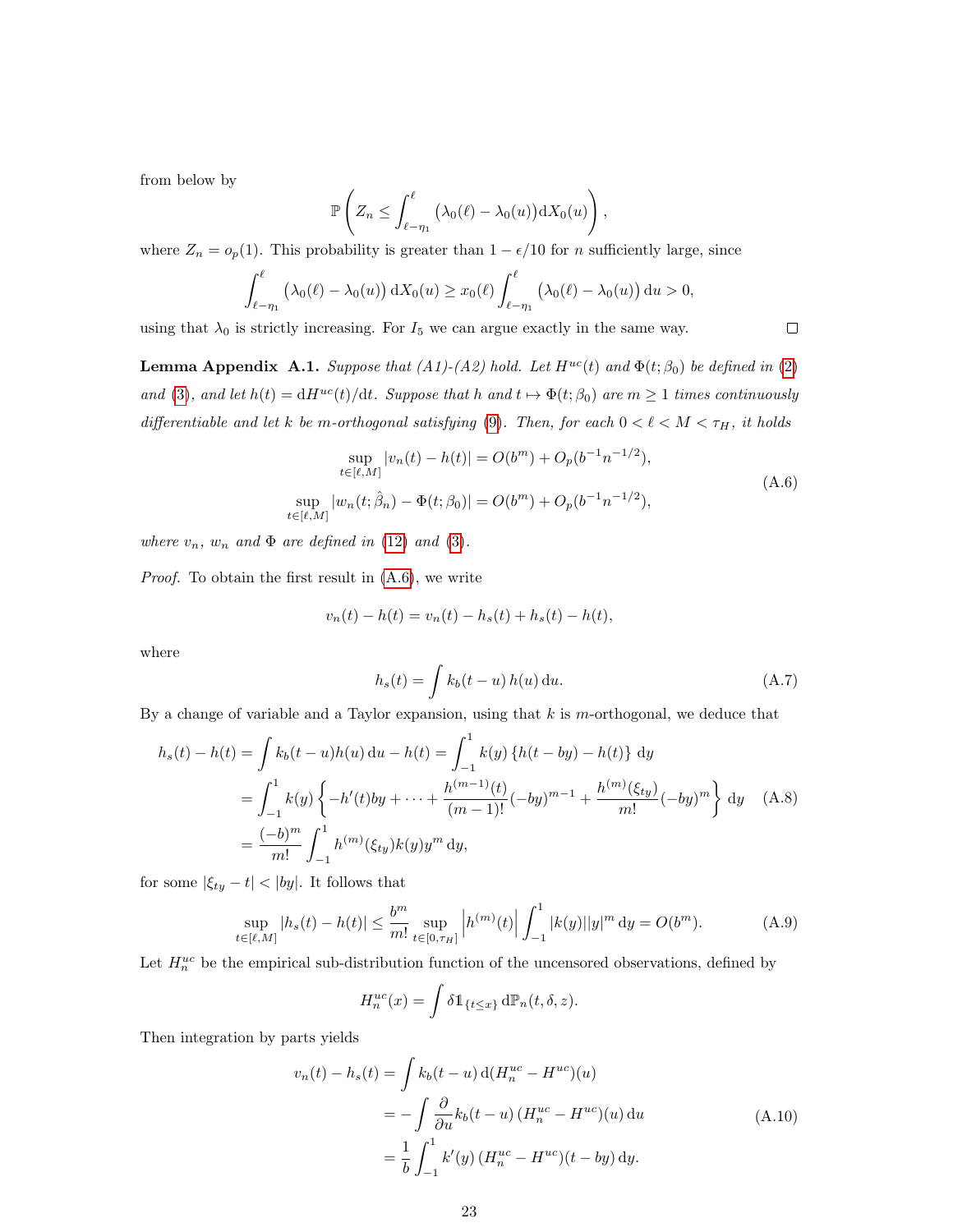from below by

$$\mathbb{P}\left(Z_n \leq \int_{\ell-\eta_1}^{\ell} \big(\lambda_0(\ell) - \lambda_0(u)\big)\mathrm{d}X_0(u)\right),$$

where $Z_n = o_p(1)$. This probability is greater than $1-\epsilon/10$ for $n$ sufficiently large, since

$$\int_{\ell-\eta_1}^{\ell} \big(\lambda_0(\ell) - \lambda_0(u)\big)\,\mathrm{d}X_0(u) \geq x_0(\ell)\int_{\ell-\eta_1}^{\ell} \big(\lambda_0(\ell) - \lambda_0(u)\big)\,\mathrm{d}u > 0,$$

using that $\lambda_0$ is strictly increasing. For $I_5$ we can argue exactly in the same way. □

**Lemma Appendix A.1.** *Suppose that (A1)-(A2) hold. Let $H^{uc}(t)$ and $\Phi(t;\beta_0)$ be defined in (2) and (3), and let $h(t) = \mathrm{d}H^{uc}(t)/\mathrm{d}t$. Suppose that $h$ and $t \mapsto \Phi(t;\beta_0)$ are $m \geq 1$ times continuously differentiable and let $k$ be $m$-orthogonal satisfying (9). Then, for each $0 < \ell < M < \tau_H$, it holds*

$$\begin{aligned}\sup_{t\in[\ell,M]} |v_n(t) - h(t)| &= O(b^m) + O_p(b^{-1}n^{-1/2}),\\ \sup_{t\in[\ell,M]} |w_n(t;\hat\beta_n) - \Phi(t;\beta_0)| &= O(b^m) + O_p(b^{-1}n^{-1/2}),\end{aligned} \tag{A.6}$$

*where $v_n$, $w_n$ and $\Phi$ are defined in (12) and (3).*

*Proof.* To obtain the first result in (A.6), we write

$$v_n(t) - h(t) = v_n(t) - h_s(t) + h_s(t) - h(t),$$

where

$$h_s(t) = \int k_b(t-u)\,h(u)\,\mathrm{d}u. \tag{A.7}$$

By a change of variable and a Taylor expansion, using that $k$ is $m$-orthogonal, we deduce that

$$\begin{aligned}h_s(t) - h(t) &= \int k_b(t-u)h(u)\,\mathrm{d}u - h(t) = \int_{-1}^{1} k(y)\left\{h(t-by) - h(t)\right\}\mathrm{d}y\\ &= \int_{-1}^{1} k(y)\left\{-h'(t)by + \cdots + \frac{h^{(m-1)}(t)}{(m-1)!}(-by)^{m-1} + \frac{h^{(m)}(\xi_{ty})}{m!}(-by)^m\right\}\mathrm{d}y\\ &= \frac{(-b)^m}{m!}\int_{-1}^{1} h^{(m)}(\xi_{ty})k(y)y^m\,\mathrm{d}y,\end{aligned} \tag{A.8}$$

for some $|\xi_{ty} - t| < |by|$. It follows that

$$\sup_{t\in[\ell,M]} |h_s(t) - h(t)| \leq \frac{b^m}{m!}\sup_{t\in[0,\tau_H]}\left|h^{(m)}(t)\right|\int_{-1}^{1}|k(y)||y|^m\,\mathrm{d}y = O(b^m). \tag{A.9}$$

Let $H_n^{uc}$ be the empirical sub-distribution function of the uncensored observations, defined by

$$H_n^{uc}(x) = \int \delta \mathbb{1}_{\{t\leq x\}}\,\mathrm{d}\mathbb{P}_n(t,\delta,z).$$

Then integration by parts yields

$$\begin{aligned}v_n(t) - h_s(t) &= \int k_b(t-u)\,\mathrm{d}(H_n^{uc} - H^{uc})(u)\\ &= -\int \frac{\partial}{\partial u}k_b(t-u)\,(H_n^{uc} - H^{uc})(u)\,\mathrm{d}u\\ &= \frac{1}{b}\int_{-1}^{1} k'(y)\,(H_n^{uc} - H^{uc})(t-by)\,\mathrm{d}y.\end{aligned} \tag{A.10}$$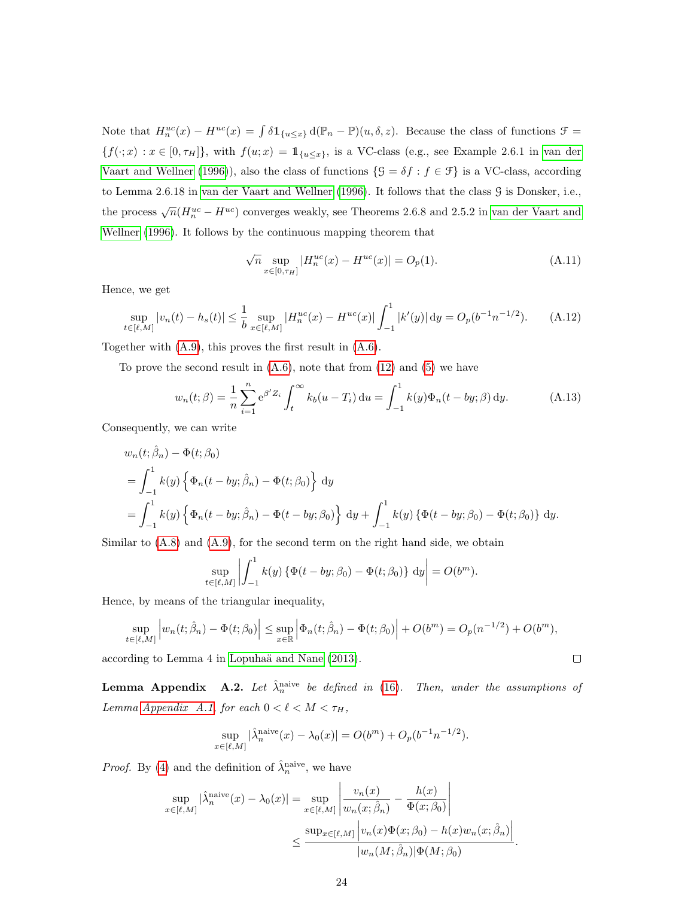Note that $H_n^{uc}(x) - H^{uc}(x) = \int \delta \mathbb{1}_{\{u \leq x\}} \, \mathrm{d}(\mathbb{P}_n - \mathbb{P})(u, \delta, z)$. Because the class of functions $\mathcal{F} = \{f(\cdot; x) : x \in [0, \tau_H]\}$, with $f(u; x) = \mathbb{1}_{\{u \leq x\}}$, is a VC-class (e.g., see Example 2.6.1 in van der Vaart and Wellner (1996)), also the class of functions $\{\mathcal{G} = \delta f : f \in \mathcal{F}\}$ is a VC-class, according to Lemma 2.6.18 in van der Vaart and Wellner (1996). It follows that the class $\mathcal{G}$ is Donsker, i.e., the process $\sqrt{n}(H_n^{uc} - H^{uc})$ converges weakly, see Theorems 2.6.8 and 2.5.2 in van der Vaart and Wellner (1996). It follows by the continuous mapping theorem that

$$\sqrt{n} \sup_{x \in [0, \tau_H]} |H_n^{uc}(x) - H^{uc}(x)| = O_p(1). \tag{A.11}$$

Hence, we get

$$\sup_{t \in [\ell, M]} |v_n(t) - h_s(t)| \leq \frac{1}{b} \sup_{x \in [\ell, M]} |H_n^{uc}(x) - H^{uc}(x)| \int_{-1}^{1} |k'(y)| \, \mathrm{d}y = O_p(b^{-1} n^{-1/2}). \tag{A.12}$$

Together with (A.9), this proves the first result in (A.6).

To prove the second result in (A.6), note that from (12) and (5) we have

$$w_n(t; \beta) = \frac{1}{n} \sum_{i=1}^{n} \mathrm{e}^{\beta' Z_i} \int_t^\infty k_b(u - T_i) \, \mathrm{d}u = \int_{-1}^{1} k(y) \Phi_n(t - by; \beta) \, \mathrm{d}y. \tag{A.13}$$

Consequently, we can write

$$\begin{aligned}
&w_n(t; \hat{\beta}_n) - \Phi(t; \beta_0) \\
&= \int_{-1}^{1} k(y) \left\{ \Phi_n(t - by; \hat{\beta}_n) - \Phi(t; \beta_0) \right\} \, \mathrm{d}y \\
&= \int_{-1}^{1} k(y) \left\{ \Phi_n(t - by; \hat{\beta}_n) - \Phi(t - by; \beta_0) \right\} \, \mathrm{d}y + \int_{-1}^{1} k(y) \left\{ \Phi(t - by; \beta_0) - \Phi(t; \beta_0) \right\} \, \mathrm{d}y.
\end{aligned}$$

Similar to (A.8) and (A.9), for the second term on the right hand side, we obtain

$$\sup_{t \in [\ell, M]} \left| \int_{-1}^{1} k(y) \left\{ \Phi(t - by; \beta_0) - \Phi(t; \beta_0) \right\} \, \mathrm{d}y \right| = O(b^m).$$

Hence, by means of the triangular inequality,

$$\sup_{t \in [\ell, M]} \left| w_n(t; \hat{\beta}_n) - \Phi(t; \beta_0) \right| \leq \sup_{x \in \mathbb{R}} \left| \Phi_n(t; \hat{\beta}_n) - \Phi(t; \beta_0) \right| + O(b^m) = O_p(n^{-1/2}) + O(b^m),$$

according to Lemma 4 in Lopuhaä and Nane (2013). ∎

**Lemma Appendix A.2.** *Let $\hat{\lambda}_n^{\text{naive}}$ be defined in (16). Then, under the assumptions of Lemma Appendix A.1, for each $0 < \ell < M < \tau_H$,*

$$\sup_{x \in [\ell, M]} |\hat{\lambda}_n^{\text{naive}}(x) - \lambda_0(x)| = O(b^m) + O_p(b^{-1} n^{-1/2}).$$

*Proof.* By (4) and the definition of $\hat{\lambda}_n^{\text{naive}}$, we have

$$\begin{aligned}
\sup_{x \in [\ell, M]} |\hat{\lambda}_n^{\text{naive}}(x) - \lambda_0(x)| &= \sup_{x \in [\ell, M]} \left| \frac{v_n(x)}{w_n(x; \hat{\beta}_n)} - \frac{h(x)}{\Phi(x; \beta_0)} \right| \\
&\leq \frac{\sup_{x \in [\ell, M]} \left| v_n(x) \Phi(x; \beta_0) - h(x) w_n(x; \hat{\beta}_n) \right|}{|w_n(M; \hat{\beta}_n)| \Phi(M; \beta_0)}.
\end{aligned}$$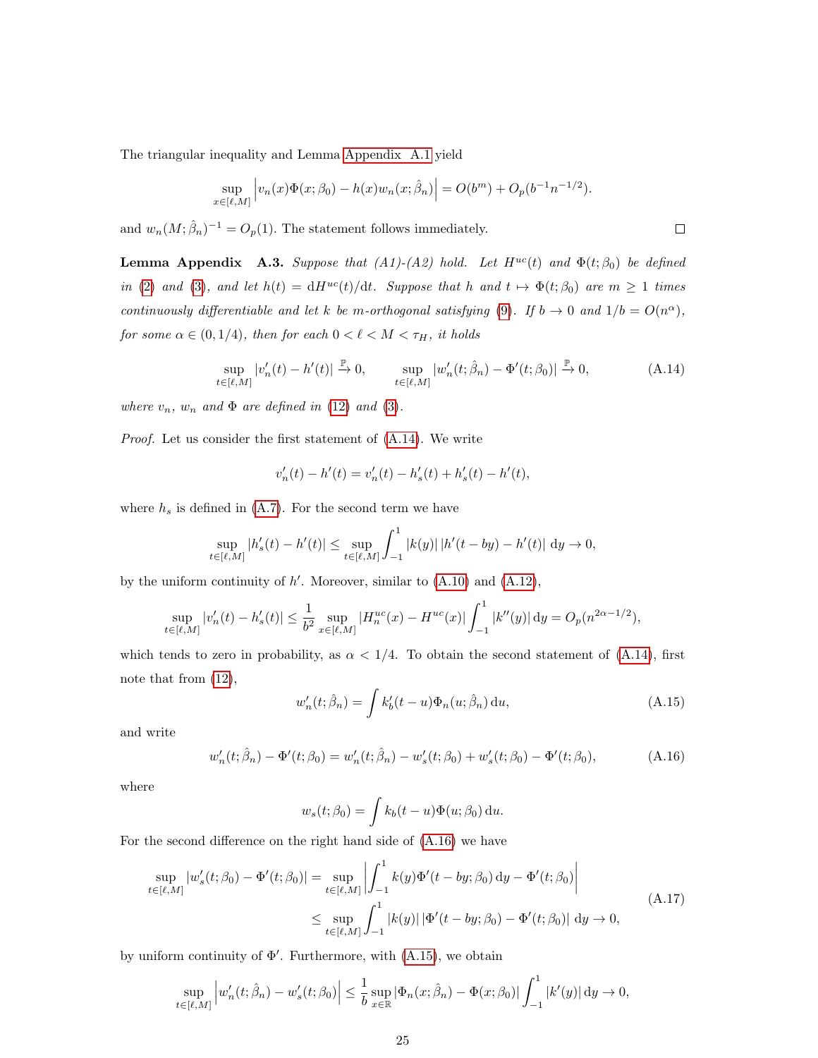The triangular inequality and Lemma Appendix A.1 yield

$$\sup_{x\in[\ell,M]}\left|v_n(x)\Phi(x;\beta_0)-h(x)w_n(x;\hat\beta_n)\right| = O(b^m)+O_p(b^{-1}n^{-1/2}).$$

and $w_n(M;\hat\beta_n)^{-1}=O_p(1)$. The statement follows immediately. ☐

**Lemma Appendix A.3.** *Suppose that (A1)-(A2) hold. Let $H^{uc}(t)$ and $\Phi(t;\beta_0)$ be defined in (2) and (3), and let $h(t)=\mathrm{d}H^{uc}(t)/\mathrm{d}t$. Suppose that $h$ and $t\mapsto\Phi(t;\beta_0)$ are $m\geq 1$ times continuously differentiable and let $k$ be $m$-orthogonal satisfying (9). If $b\to 0$ and $1/b=O(n^\alpha)$, for some $\alpha\in(0,1/4)$, then for each $0<\ell<M<\tau_H$, it holds*

$$\sup_{t\in[\ell,M]}|v_n'(t)-h'(t)|\xrightarrow{\mathbb{P}}0,\qquad \sup_{t\in[\ell,M]}|w_n'(t;\hat\beta_n)-\Phi'(t;\beta_0)|\xrightarrow{\mathbb{P}}0,\tag{A.14}$$

*where $v_n$, $w_n$ and $\Phi$ are defined in (12) and (3).*

*Proof.* Let us consider the first statement of (A.14). We write

$$v_n'(t)-h'(t)=v_n'(t)-h_s'(t)+h_s'(t)-h'(t),$$

where $h_s$ is defined in (A.7). For the second term we have

$$\sup_{t\in[\ell,M]}|h_s'(t)-h'(t)|\leq\sup_{t\in[\ell,M]}\int_{-1}^1|k(y)|\,|h'(t-by)-h'(t)|\,\mathrm{d}y\to 0,$$

by the uniform continuity of $h'$. Moreover, similar to (A.10) and (A.12),

$$\sup_{t\in[\ell,M]}|v_n'(t)-h_s'(t)|\leq\frac{1}{b^2}\sup_{x\in[\ell,M]}|H_n^{uc}(x)-H^{uc}(x)|\int_{-1}^1|k''(y)|\,\mathrm{d}y=O_p(n^{2\alpha-1/2}),$$

which tends to zero in probability, as $\alpha<1/4$. To obtain the second statement of (A.14), first note that from (12),

$$w_n'(t;\hat\beta_n)=\int k_b'(t-u)\Phi_n(u;\hat\beta_n)\,\mathrm{d}u,\tag{A.15}$$

and write

$$w_n'(t;\hat\beta_n)-\Phi'(t;\beta_0)=w_n'(t;\hat\beta_n)-w_s'(t;\beta_0)+w_s'(t;\beta_0)-\Phi'(t;\beta_0),\tag{A.16}$$

where

$$w_s(t;\beta_0)=\int k_b(t-u)\Phi(u;\beta_0)\,\mathrm{d}u.$$

For the second difference on the right hand side of (A.16) we have

$$\begin{aligned}\sup_{t\in[\ell,M]}|w_s'(t;\beta_0)-\Phi'(t;\beta_0)|&=\sup_{t\in[\ell,M]}\left|\int_{-1}^1k(y)\Phi'(t-by;\beta_0)\,\mathrm{d}y-\Phi'(t;\beta_0)\right|\\&\leq\sup_{t\in[\ell,M]}\int_{-1}^1|k(y)|\,|\Phi'(t-by;\beta_0)-\Phi'(t;\beta_0)|\,\mathrm{d}y\to 0,\end{aligned}\tag{A.17}$$

by uniform continuity of $\Phi'$. Furthermore, with (A.15), we obtain

$$\sup_{t\in[\ell,M]}\left|w_n'(t;\hat\beta_n)-w_s'(t;\beta_0)\right|\leq\frac{1}{b}\sup_{x\in\mathbb{R}}|\Phi_n(x;\hat\beta_n)-\Phi(x;\beta_0)|\int_{-1}^1|k'(y)|\,\mathrm{d}y\to 0,$$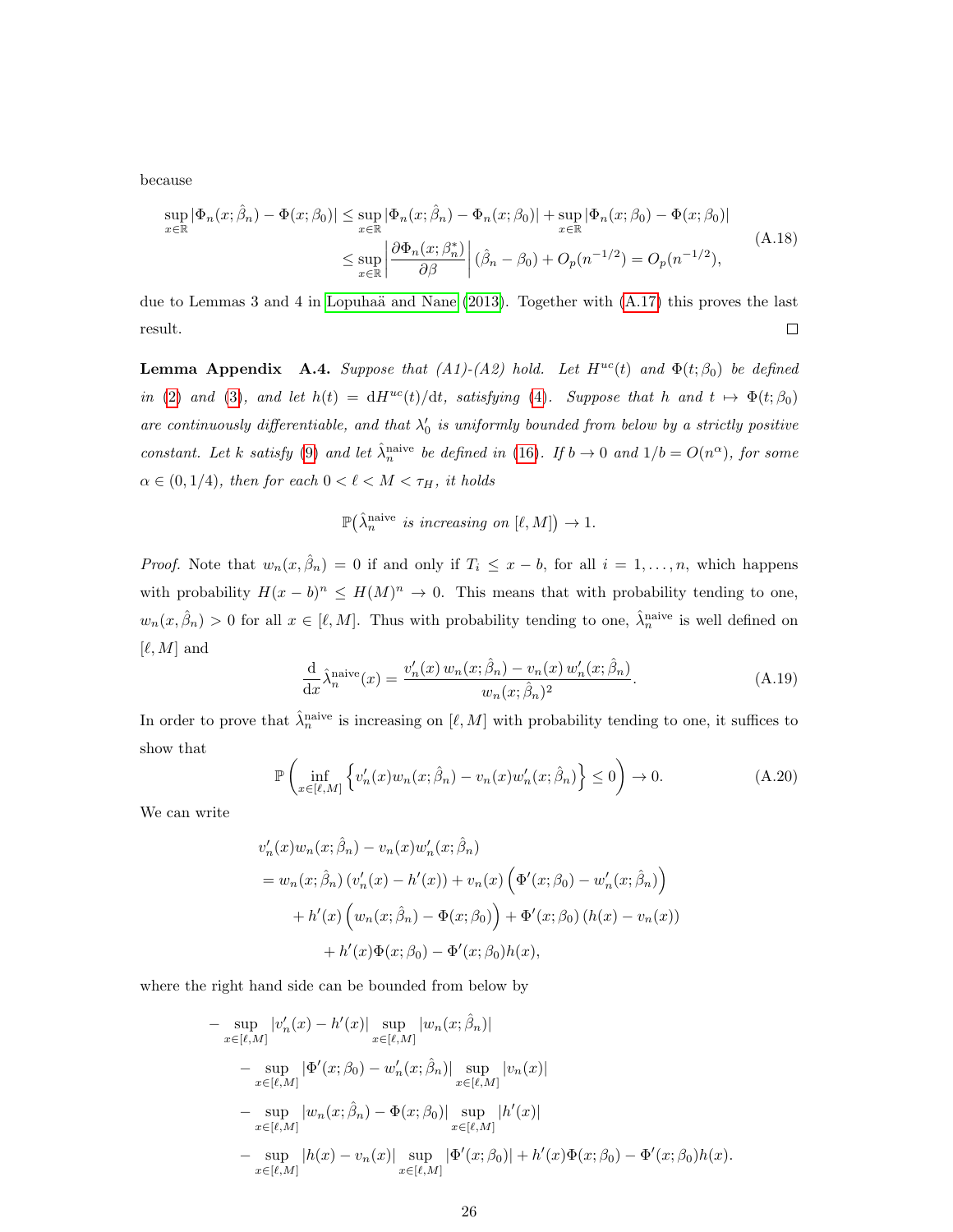because

$$
\begin{aligned}
\sup_{x\in\mathbb{R}} |\Phi_n(x;\hat\beta_n) - \Phi(x;\beta_0)| &\leq \sup_{x\in\mathbb{R}} |\Phi_n(x;\hat\beta_n) - \Phi_n(x;\beta_0)| + \sup_{x\in\mathbb{R}} |\Phi_n(x;\beta_0) - \Phi(x;\beta_0)| \\
&\leq \sup_{x\in\mathbb{R}} \left| \frac{\partial \Phi_n(x;\beta_n^*)}{\partial\beta} \right| (\hat\beta_n - \beta_0) + O_p(n^{-1/2}) = O_p(n^{-1/2}),
\end{aligned}
\tag{A.18}
$$

due to Lemmas 3 and 4 in Lopuhaä and Nane (2013). Together with (A.17) this proves the last result. $\square$

**Lemma Appendix A.4.** *Suppose that (A1)-(A2) hold. Let $H^{uc}(t)$ and $\Phi(t;\beta_0)$ be defined in (2) and (3), and let $h(t) = \mathrm{d}H^{uc}(t)/\mathrm{d}t$, satisfying (4). Suppose that $h$ and $t \mapsto \Phi(t;\beta_0)$ are continuously differentiable, and that $\lambda_0'$ is uniformly bounded from below by a strictly positive constant. Let $k$ satisfy (9) and let $\hat\lambda_n^{\mathrm{naive}}$ be defined in (16). If $b \to 0$ and $1/b = O(n^{\alpha})$, for some $\alpha \in (0, 1/4)$, then for each $0 < \ell < M < \tau_H$, it holds*

$$
\mathbb{P}\big(\hat\lambda_n^{\mathrm{naive}} \text{ is increasing on } [\ell, M]\big) \to 1.
$$

*Proof.* Note that $w_n(x,\hat\beta_n) = 0$ if and only if $T_i \leq x - b$, for all $i = 1,\dots,n$, which happens with probability $H(x-b)^n \leq H(M)^n \to 0$. This means that with probability tending to one, $w_n(x,\hat\beta_n) > 0$ for all $x \in [\ell, M]$. Thus with probability tending to one, $\hat\lambda_n^{\mathrm{naive}}$ is well defined on $[\ell, M]$ and

$$
\frac{\mathrm{d}}{\mathrm{d}x}\hat\lambda_n^{\mathrm{naive}}(x) = \frac{v_n'(x)\, w_n(x;\hat\beta_n) - v_n(x)\, w_n'(x;\hat\beta_n)}{w_n(x;\hat\beta_n)^2}. \tag{A.19}
$$

In order to prove that $\hat\lambda_n^{\mathrm{naive}}$ is increasing on $[\ell, M]$ with probability tending to one, it suffices to show that

$$
\mathbb{P}\left( \inf_{x\in[\ell,M]} \left\{ v_n'(x) w_n(x;\hat\beta_n) - v_n(x) w_n'(x;\hat\beta_n) \right\} \leq 0 \right) \to 0. \tag{A.20}
$$

We can write

$$
\begin{aligned}
&v_n'(x) w_n(x;\hat\beta_n) - v_n(x) w_n'(x;\hat\beta_n) \\
&= w_n(x;\hat\beta_n)\,(v_n'(x) - h'(x)) + v_n(x)\left(\Phi'(x;\beta_0) - w_n'(x;\hat\beta_n)\right) \\
&\quad + h'(x)\left(w_n(x;\hat\beta_n) - \Phi(x;\beta_0)\right) + \Phi'(x;\beta_0)\,(h(x) - v_n(x)) \\
&\quad + h'(x)\Phi(x;\beta_0) - \Phi'(x;\beta_0) h(x),
\end{aligned}
$$

where the right hand side can be bounded from below by

$$
\begin{aligned}
&- \sup_{x\in[\ell,M]} |v_n'(x) - h'(x)| \sup_{x\in[\ell,M]} |w_n(x;\hat\beta_n)| \\
&\quad - \sup_{x\in[\ell,M]} |\Phi'(x;\beta_0) - w_n'(x;\hat\beta_n)| \sup_{x\in[\ell,M]} |v_n(x)| \\
&\quad - \sup_{x\in[\ell,M]} |w_n(x;\hat\beta_n) - \Phi(x;\beta_0)| \sup_{x\in[\ell,M]} |h'(x)| \\
&\quad - \sup_{x\in[\ell,M]} |h(x) - v_n(x)| \sup_{x\in[\ell,M]} |\Phi'(x;\beta_0)| + h'(x)\Phi(x;\beta_0) - \Phi'(x;\beta_0) h(x).
\end{aligned}
$$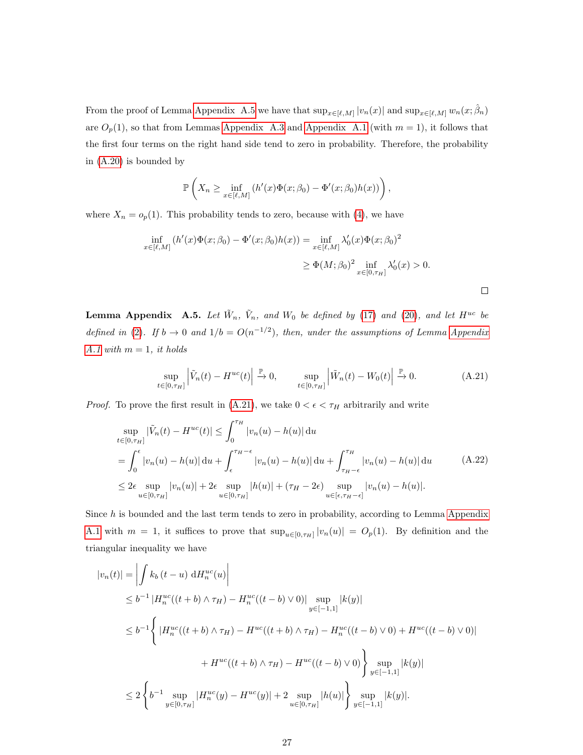From the proof of Lemma Appendix A.5 we have that $\sup_{x\in[\ell,M]}|v_n(x)|$ and $\sup_{x\in[\ell,M]} w_n(x;\hat\beta_n)$ are $O_p(1)$, so that from Lemmas Appendix A.3 and Appendix A.1 (with $m=1$), it follows that the first four terms on the right hand side tend to zero in probability. Therefore, the probability in (A.20) is bounded by

$$\mathbb{P}\left(X_n \geq \inf_{x\in[\ell,M]}\left(h'(x)\Phi(x;\beta_0) - \Phi'(x;\beta_0)h(x)\right)\right),$$

where $X_n = o_p(1)$. This probability tends to zero, because with (4), we have

$$\begin{aligned}\inf_{x\in[\ell,M]}\left(h'(x)\Phi(x;\beta_0) - \Phi'(x;\beta_0)h(x)\right) &= \inf_{x\in[\ell,M]} \lambda_0'(x)\Phi(x;\beta_0)^2 \\ &\geq \Phi(M;\beta_0)^2 \inf_{x\in[0,\tau_H]} \lambda_0'(x) > 0.\end{aligned}$$

□

**Lemma Appendix A.5.** *Let $\tilde W_n$, $\tilde V_n$, and $W_0$ be defined by (17) and (20), and let $H^{uc}$ be defined in (2). If $b\to 0$ and $1/b = O(n^{-1/2})$, then, under the assumptions of Lemma Appendix A.1 with $m=1$, it holds*

$$\sup_{t\in[0,\tau_H]}\left|\tilde V_n(t) - H^{uc}(t)\right| \xrightarrow{\mathbb{P}} 0, \qquad \sup_{t\in[0,\tau_H]}\left|\tilde W_n(t) - W_0(t)\right| \xrightarrow{\mathbb{P}} 0. \tag{A.21}$$

*Proof.* To prove the first result in (A.21), we take $0<\epsilon<\tau_H$ arbitrarily and write

$$\begin{aligned}\sup_{t\in[0,\tau_H]}|\tilde V_n(t) - H^{uc}(t)| &\leq \int_0^{\tau_H}|v_n(u)-h(u)|\,\mathrm{d}u \\ &= \int_0^{\epsilon}|v_n(u)-h(u)|\,\mathrm{d}u + \int_\epsilon^{\tau_H-\epsilon}|v_n(u)-h(u)|\,\mathrm{d}u + \int_{\tau_H-\epsilon}^{\tau_H}|v_n(u)-h(u)|\,\mathrm{d}u \\ &\leq 2\epsilon\sup_{u\in[0,\tau_H]}|v_n(u)| + 2\epsilon\sup_{u\in[0,\tau_H]}|h(u)| + (\tau_H-2\epsilon)\sup_{u\in[\epsilon,\tau_H-\epsilon]}|v_n(u)-h(u)|.\end{aligned} \tag{A.22}$$

Since $h$ is bounded and the last term tends to zero in probability, according to Lemma Appendix A.1 with $m=1$, it suffices to prove that $\sup_{u\in[0,\tau_H]}|v_n(u)| = O_p(1)$. By definition and the triangular inequality we have

$$\begin{aligned}|v_n(t)| &= \left|\int k_b(t-u)\,\mathrm{d}H_n^{uc}(u)\right| \\ &\leq b^{-1}\left|H_n^{uc}((t+b)\wedge\tau_H) - H_n^{uc}((t-b)\vee 0)\right|\sup_{y\in[-1,1]}|k(y)| \\ &\leq b^{-1}\Bigg\{\left|H_n^{uc}((t+b)\wedge\tau_H) - H^{uc}((t+b)\wedge\tau_H) - H_n^{uc}((t-b)\vee 0) + H^{uc}((t-b)\vee 0)\right| \\ &\qquad\qquad + H^{uc}((t+b)\wedge\tau_H) - H^{uc}((t-b)\vee 0)\Bigg\}\sup_{y\in[-1,1]}|k(y)| \\ &\leq 2\left\{b^{-1}\sup_{y\in[0,\tau_H]}|H_n^{uc}(y) - H^{uc}(y)| + 2\sup_{u\in[0,\tau_H]}|h(u)|\right\}\sup_{y\in[-1,1]}|k(y)|.\end{aligned}$$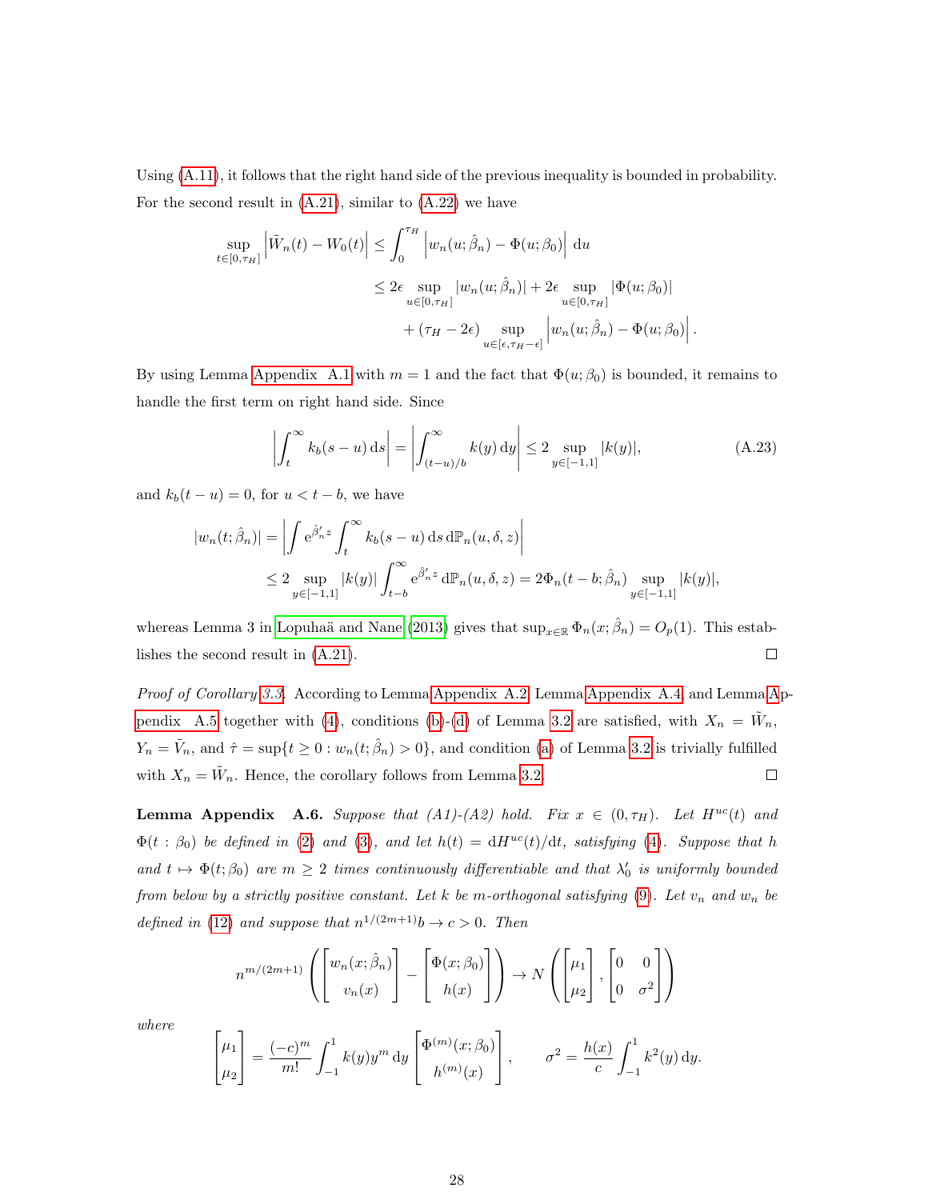Using (A.11), it follows that the right hand side of the previous inequality is bounded in probability. For the second result in (A.21), similar to (A.22) we have

$$
\begin{aligned}
\sup_{t\in[0,\tau_H]}\left|\tilde{W}_n(t)-W_0(t)\right| &\leq \int_0^{\tau_H}\left|w_n(u;\hat{\beta}_n)-\Phi(u;\beta_0)\right|\,\mathrm{d}u\\
&\leq 2\epsilon\sup_{u\in[0,\tau_H]}|w_n(u;\hat{\beta}_n)| + 2\epsilon\sup_{u\in[0,\tau_H]}|\Phi(u;\beta_0)|\\
&\quad + (\tau_H-2\epsilon)\sup_{u\in[\epsilon,\tau_H-\epsilon]}\left|w_n(u;\hat{\beta}_n)-\Phi(u;\beta_0)\right|.
\end{aligned}
$$

By using Lemma Appendix A.1 with $m=1$ and the fact that $\Phi(u;\beta_0)$ is bounded, it remains to handle the first term on right hand side. Since

$$
\left|\int_t^\infty k_b(s-u)\,\mathrm{d}s\right| = \left|\int_{(t-u)/b}^\infty k(y)\,\mathrm{d}y\right| \leq 2\sup_{y\in[-1,1]}|k(y)|, \tag{A.23}
$$

and $k_b(t-u)=0$, for $u<t-b$, we have

$$
\begin{aligned}
|w_n(t;\hat{\beta}_n)| &= \left|\int \mathrm{e}^{\hat{\beta}_n' z}\int_t^\infty k_b(s-u)\,\mathrm{d}s\,\mathrm{d}\mathbb{P}_n(u,\delta,z)\right|\\
&\leq 2\sup_{y\in[-1,1]}|k(y)|\int_{t-b}^\infty \mathrm{e}^{\hat{\beta}_n' z}\,\mathrm{d}\mathbb{P}_n(u,\delta,z) = 2\Phi_n(t-b;\hat{\beta}_n)\sup_{y\in[-1,1]}|k(y)|,
\end{aligned}
$$

whereas Lemma 3 in Lopuhaä and Nane (2013) gives that $\sup_{x\in\mathbb{R}}\Phi_n(x;\hat{\beta}_n)=O_p(1)$. This establishes the second result in (A.21). □

*Proof of Corollary 3.3.* According to Lemma Appendix A.2, Lemma Appendix A.4, and Lemma Appendix A.5 together with (4), conditions (b)-(d) of Lemma 3.2 are satisfied, with $X_n=\tilde{W}_n$, $Y_n=\tilde{V}_n$, and $\hat{\tau}=\sup\{t\geq 0: w_n(t;\hat{\beta}_n)>0\}$, and condition (a) of Lemma 3.2 is trivially fulfilled with $X_n=\tilde{W}_n$. Hence, the corollary follows from Lemma 3.2. □

**Lemma Appendix A.6.** *Suppose that (A1)-(A2) hold. Fix $x\in(0,\tau_H)$. Let $H^{uc}(t)$ and $\Phi(t:\beta_0)$ be defined in (2) and (3), and let $h(t)=\mathrm{d}H^{uc}(t)/\mathrm{d}t$, satisfying (4). Suppose that $h$ and $t\mapsto\Phi(t;\beta_0)$ are $m\geq 2$ times continuously differentiable and that $\lambda_0'$ is uniformly bounded from below by a strictly positive constant. Let $k$ be $m$-orthogonal satisfying (9). Let $v_n$ and $w_n$ be defined in (12) and suppose that $n^{1/(2m+1)}b\to c>0$. Then*

$$
n^{m/(2m+1)}\left(\begin{bmatrix} w_n(x;\hat{\beta}_n)\\ v_n(x)\end{bmatrix} - \begin{bmatrix}\Phi(x;\beta_0)\\ h(x)\end{bmatrix}\right)\to N\left(\begin{bmatrix}\mu_1\\ \mu_2\end{bmatrix},\begin{bmatrix}0 & 0\\ 0 & \sigma^2\end{bmatrix}\right)
$$

*where*

$$
\begin{bmatrix}\mu_1\\ \mu_2\end{bmatrix} = \frac{(-c)^m}{m!}\int_{-1}^1 k(y)y^m\,\mathrm{d}y\begin{bmatrix}\Phi^{(m)}(x;\beta_0)\\ h^{(m)}(x)\end{bmatrix}, \qquad \sigma^2=\frac{h(x)}{c}\int_{-1}^1 k^2(y)\,\mathrm{d}y.
$$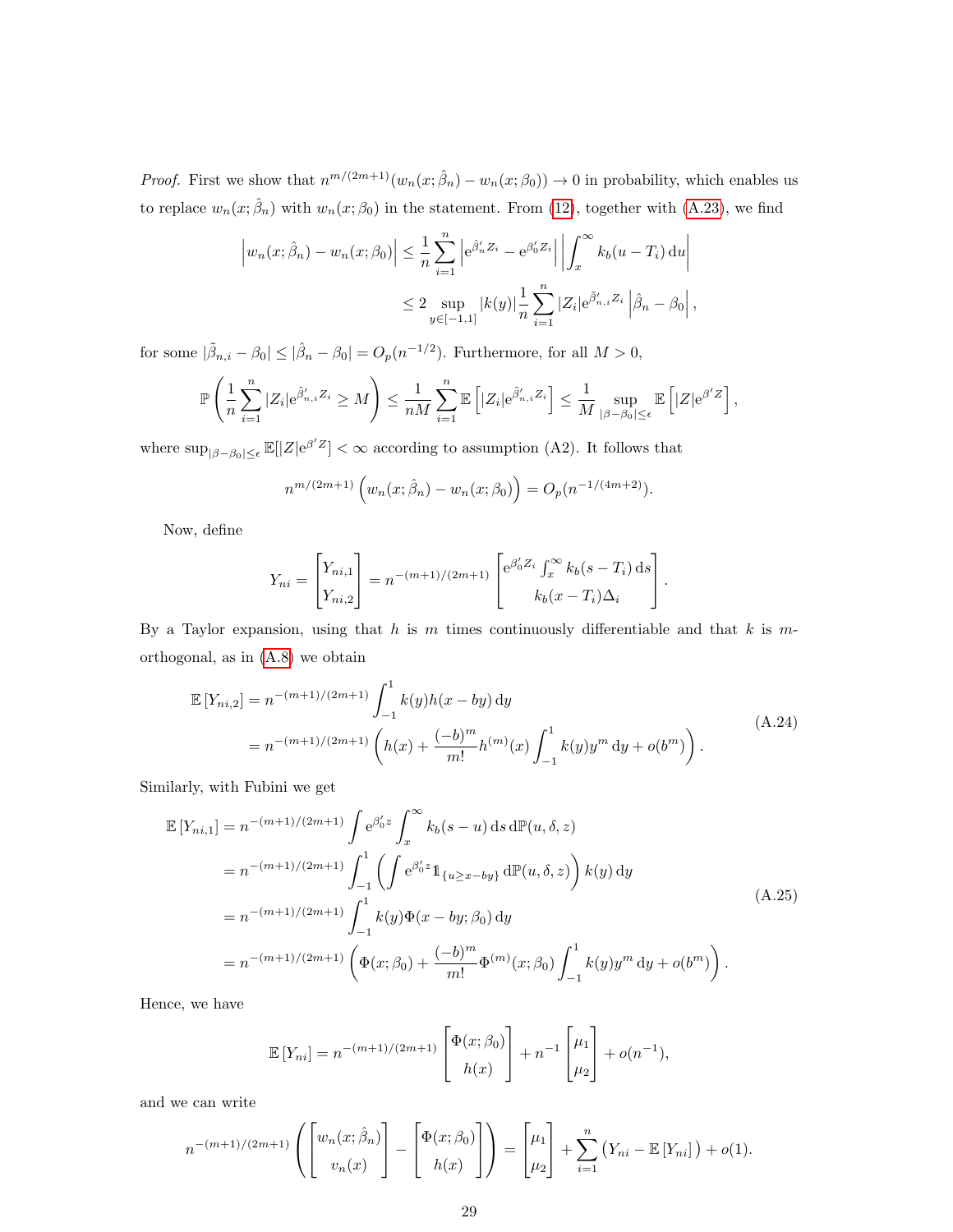*Proof.* First we show that $n^{m/(2m+1)}(w_n(x;\hat\beta_n) - w_n(x;\beta_0)) \to 0$ in probability, which enables us to replace $w_n(x;\hat\beta_n)$ with $w_n(x;\beta_0)$ in the statement. From (12), together with (A.23), we find

$$
\begin{aligned}
\left| w_n(x;\hat\beta_n) - w_n(x;\beta_0)\right| &\le \frac{1}{n}\sum_{i=1}^n \left| \mathrm{e}^{\hat\beta_n' Z_i} - \mathrm{e}^{\beta_0' Z_i}\right| \left| \int_x^\infty k_b(u-T_i)\,\mathrm{d}u\right| \\
&\le 2 \sup_{y\in[-1,1]} |k(y)| \frac{1}{n}\sum_{i=1}^n |Z_i| \mathrm{e}^{\tilde\beta_{n,i}' Z_i} \left|\hat\beta_n - \beta_0\right|,
\end{aligned}
$$

for some $|\tilde\beta_{n,i} - \beta_0| \le |\hat\beta_n - \beta_0| = O_p(n^{-1/2})$. Furthermore, for all $M>0$,

$$
\mathbb{P}\left( \frac{1}{n}\sum_{i=1}^n |Z_i| \mathrm{e}^{\tilde\beta_{n,i}' Z_i} \ge M \right) \le \frac{1}{nM}\sum_{i=1}^n \mathbb{E}\left[ |Z_i| \mathrm{e}^{\tilde\beta_{n,i}' Z_i}\right] \le \frac{1}{M} \sup_{|\beta-\beta_0|\le\epsilon} \mathbb{E}\left[|Z|\mathrm{e}^{\beta' Z}\right],
$$

where $\sup_{|\beta-\beta_0|\le\epsilon}\mathbb{E}[|Z|\mathrm{e}^{\beta' Z}] < \infty$ according to assumption (A2). It follows that

$$
n^{m/(2m+1)}\left( w_n(x;\hat\beta_n) - w_n(x;\beta_0)\right) = O_p(n^{-1/(4m+2)}).
$$

Now, define

$$
Y_{ni} = \begin{bmatrix} Y_{ni,1} \\ Y_{ni,2}\end{bmatrix} = n^{-(m+1)/(2m+1)} \begin{bmatrix} \mathrm{e}^{\beta_0' Z_i}\int_x^\infty k_b(s-T_i)\,\mathrm{d}s \\ k_b(x-T_i)\Delta_i \end{bmatrix}.
$$

By a Taylor expansion, using that $h$ is $m$ times continuously differentiable and that $k$ is $m$-orthogonal, as in (A.8) we obtain

$$
\begin{aligned}
\mathbb{E}\left[Y_{ni,2}\right] &= n^{-(m+1)/(2m+1)} \int_{-1}^1 k(y) h(x-by)\,\mathrm{d}y \\
&= n^{-(m+1)/(2m+1)} \left( h(x) + \frac{(-b)^m}{m!} h^{(m)}(x) \int_{-1}^1 k(y) y^m\,\mathrm{d}y + o(b^m)\right).
\end{aligned}
\tag{A.24}
$$

Similarly, with Fubini we get

$$
\begin{aligned}
\mathbb{E}\left[Y_{ni,1}\right] &= n^{-(m+1)/(2m+1)} \int \mathrm{e}^{\beta_0' z} \int_x^\infty k_b(s-u)\,\mathrm{d}s\,\mathrm{d}\mathbb{P}(u,\delta,z) \\
&= n^{-(m+1)/(2m+1)} \int_{-1}^1 \left( \int \mathrm{e}^{\beta_0' z} \mathbb{1}_{\{u\ge x-by\}}\,\mathrm{d}\mathbb{P}(u,\delta,z)\right) k(y)\,\mathrm{d}y \\
&= n^{-(m+1)/(2m+1)} \int_{-1}^1 k(y)\Phi(x-by;\beta_0)\,\mathrm{d}y \\
&= n^{-(m+1)/(2m+1)} \left( \Phi(x;\beta_0) + \frac{(-b)^m}{m!}\Phi^{(m)}(x;\beta_0)\int_{-1}^1 k(y)y^m\,\mathrm{d}y + o(b^m)\right).
\end{aligned}
\tag{A.25}
$$

Hence, we have

$$
\mathbb{E}\left[Y_{ni}\right] = n^{-(m+1)/(2m+1)} \begin{bmatrix} \Phi(x;\beta_0) \\ h(x)\end{bmatrix} + n^{-1}\begin{bmatrix}\mu_1 \\ \mu_2\end{bmatrix} + o(n^{-1}),
$$

and we can write

$$
n^{-(m+1)/(2m+1)} \left( \begin{bmatrix} w_n(x;\hat\beta_n) \\ v_n(x)\end{bmatrix} - \begin{bmatrix}\Phi(x;\beta_0) \\ h(x)\end{bmatrix}\right) = \begin{bmatrix}\mu_1 \\ \mu_2\end{bmatrix} + \sum_{i=1}^n \left(Y_{ni} - \mathbb{E}\left[Y_{ni}\right]\right) + o(1).
$$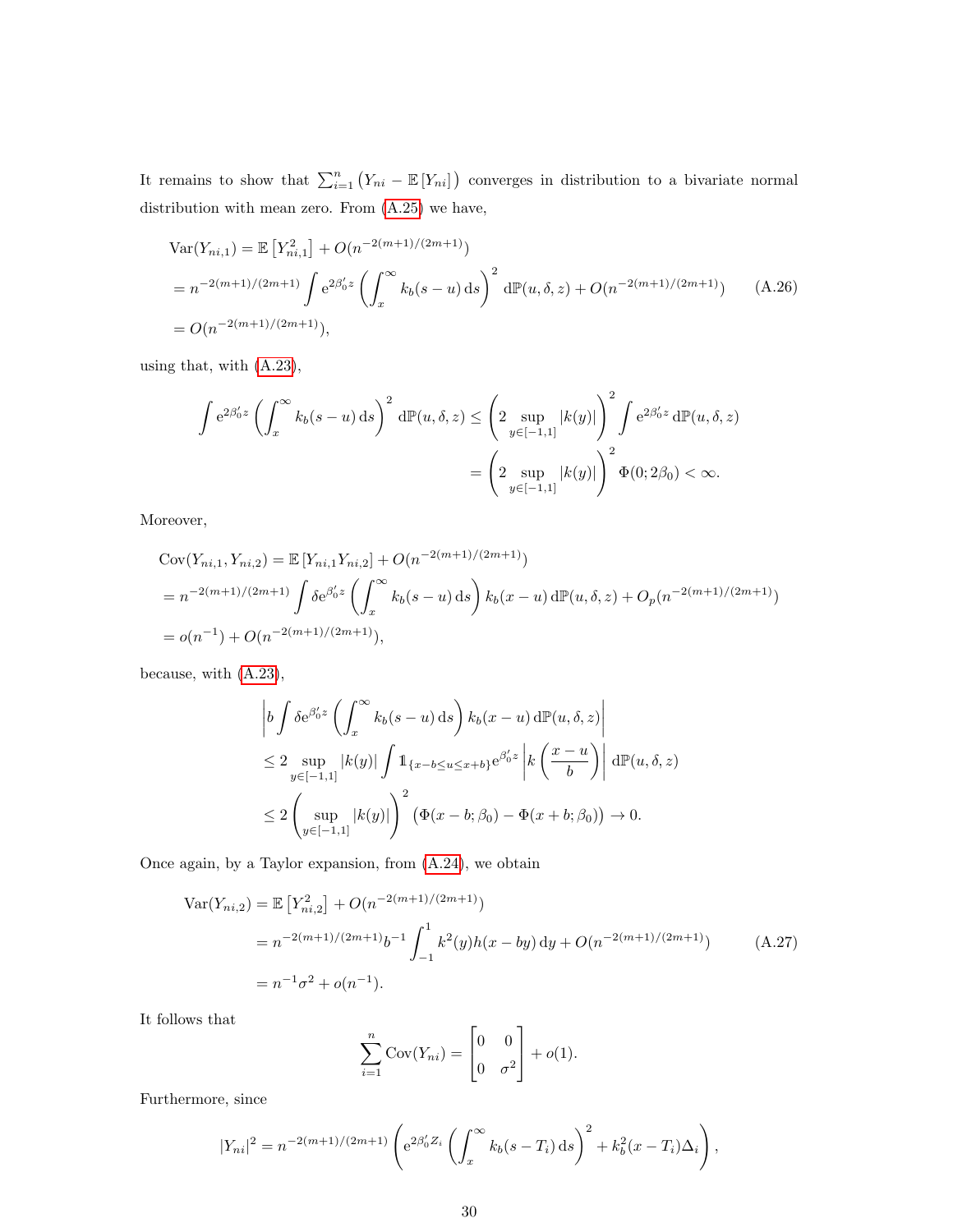It remains to show that $\sum_{i=1}^{n}\left(Y_{ni} - \mathbb{E}\left[Y_{ni}\right]\right)$ converges in distribution to a bivariate normal distribution with mean zero. From (A.25) we have,

$$
\begin{aligned}
&\operatorname{Var}(Y_{ni,1}) = \mathbb{E}\left[Y_{ni,1}^2\right] + O(n^{-2(m+1)/(2m+1)}) \\
&= n^{-2(m+1)/(2m+1)} \int \mathrm{e}^{2\beta_0' z} \left( \int_x^\infty k_b(s-u)\,\mathrm{d}s \right)^2 \mathrm{d}\mathbb{P}(u,\delta,z) + O(n^{-2(m+1)/(2m+1)}) \qquad \text{(A.26)} \\
&= O(n^{-2(m+1)/(2m+1)}),
\end{aligned}
$$

using that, with (A.23),

$$
\begin{aligned}
\int \mathrm{e}^{2\beta_0' z} \left( \int_x^\infty k_b(s-u)\,\mathrm{d}s \right)^2 \mathrm{d}\mathbb{P}(u,\delta,z) &\leq \left( 2 \sup_{y\in[-1,1]} |k(y)| \right)^2 \int \mathrm{e}^{2\beta_0' z}\,\mathrm{d}\mathbb{P}(u,\delta,z) \\
&= \left( 2 \sup_{y\in[-1,1]} |k(y)| \right)^2 \Phi(0; 2\beta_0) < \infty.
\end{aligned}
$$

Moreover,

$$
\begin{aligned}
&\operatorname{Cov}(Y_{ni,1}, Y_{ni,2}) = \mathbb{E}\left[Y_{ni,1} Y_{ni,2}\right] + O(n^{-2(m+1)/(2m+1)}) \\
&= n^{-2(m+1)/(2m+1)} \int \delta \mathrm{e}^{\beta_0' z} \left( \int_x^\infty k_b(s-u)\,\mathrm{d}s \right) k_b(x-u)\,\mathrm{d}\mathbb{P}(u,\delta,z) + O_p(n^{-2(m+1)/(2m+1)}) \\
&= o(n^{-1}) + O(n^{-2(m+1)/(2m+1)}),
\end{aligned}
$$

because, with (A.23),

$$
\begin{aligned}
&\left| b \int \delta \mathrm{e}^{\beta_0' z} \left( \int_x^\infty k_b(s-u)\,\mathrm{d}s \right) k_b(x-u)\,\mathrm{d}\mathbb{P}(u,\delta,z) \right| \\
&\leq 2 \sup_{y\in[-1,1]} |k(y)| \int \mathbb{1}_{\{x-b\leq u\leq x+b\}} \mathrm{e}^{\beta_0' z} \left| k\left( \frac{x-u}{b} \right) \right| \mathrm{d}\mathbb{P}(u,\delta,z) \\
&\leq 2 \left( \sup_{y\in[-1,1]} |k(y)| \right)^2 \left( \Phi(x-b;\beta_0) - \Phi(x+b;\beta_0) \right) \to 0.
\end{aligned}
$$

Once again, by a Taylor expansion, from (A.24), we obtain

$$
\begin{aligned}
\operatorname{Var}(Y_{ni,2}) &= \mathbb{E}\left[Y_{ni,2}^2\right] + O(n^{-2(m+1)/(2m+1)}) \\
&= n^{-2(m+1)/(2m+1)} b^{-1} \int_{-1}^{1} k^2(y) h(x-by)\,\mathrm{d}y + O(n^{-2(m+1)/(2m+1)}) \qquad \text{(A.27)} \\
&= n^{-1}\sigma^2 + o(n^{-1}).
\end{aligned}
$$

It follows that

$$
\sum_{i=1}^{n} \operatorname{Cov}(Y_{ni}) = \begin{bmatrix} 0 & 0 \\ 0 & \sigma^2 \end{bmatrix} + o(1).
$$

Furthermore, since

$$
|Y_{ni}|^2 = n^{-2(m+1)/(2m+1)} \left( \mathrm{e}^{2\beta_0' Z_i} \left( \int_x^\infty k_b(s-T_i)\,\mathrm{d}s \right)^2 + k_b^2(x-T_i)\Delta_i \right),
$$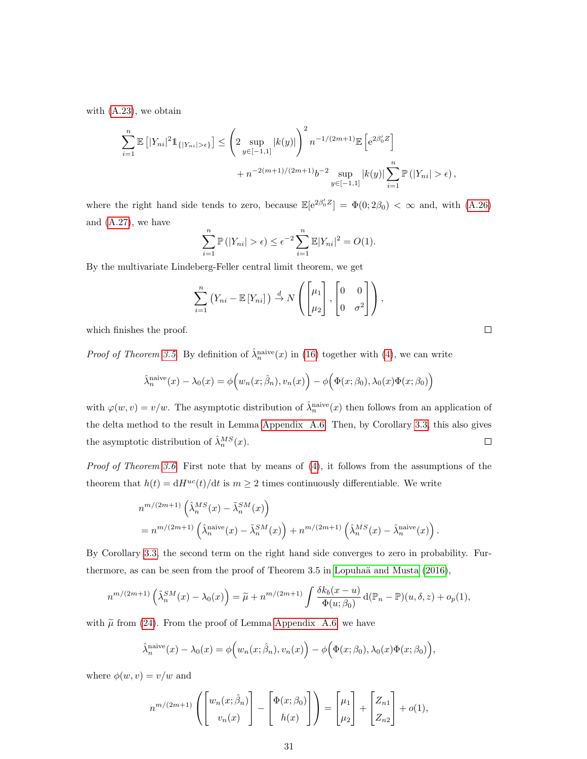with (A.23), we obtain

$$\sum_{i=1}^{n} \mathbb{E}\left[|Y_{ni}|^2 \mathbb{1}_{\{|Y_{ni}|>\epsilon\}}\right] \leq \left(2 \sup_{y\in[-1,1]} |k(y)|\right)^2 n^{-1/(2m+1)} \mathbb{E}\left[\mathrm{e}^{2\beta_0' Z}\right] + n^{-2(m+1)/(2m+1)} b^{-2} \sup_{y\in[-1,1]} |k(y)| \sum_{i=1}^{n} \mathbb{P}\left(|Y_{ni}|>\epsilon\right),$$

where the right hand side tends to zero, because $\mathbb{E}[\mathrm{e}^{2\beta_0' Z}] = \Phi(0; 2\beta_0) < \infty$ and, with (A.26) and (A.27), we have

$$\sum_{i=1}^{n} \mathbb{P}\left(|Y_{ni}|>\epsilon\right) \leq \epsilon^{-2} \sum_{i=1}^{n} \mathbb{E}|Y_{ni}|^2 = O(1).$$

By the multivariate Lindeberg-Feller central limit theorem, we get

$$\sum_{i=1}^{n} \big(Y_{ni} - \mathbb{E}\left[Y_{ni}\right]\big) \xrightarrow{d} N\left(\begin{bmatrix}\mu_1\\ \mu_2\end{bmatrix}, \begin{bmatrix}0 & 0\\ 0 & \sigma^2\end{bmatrix}\right),$$

which finishes the proof. ☐

*Proof of Theorem 3.5.* By definition of $\hat{\lambda}_n^{\mathrm{naive}}(x)$ in (16) together with (4), we can write

$$\hat{\lambda}_n^{\mathrm{naive}}(x) - \lambda_0(x) = \phi\Big(w_n(x;\hat{\beta}_n), v_n(x)\Big) - \phi\Big(\Phi(x;\beta_0), \lambda_0(x)\Phi(x;\beta_0)\Big)$$

with $\varphi(w,v) = v/w$. The asymptotic distribution of $\hat{\lambda}_n^{\mathrm{naive}}(x)$ then follows from an application of the delta method to the result in Lemma Appendix A.6. Then, by Corollary 3.3, this also gives the asymptotic distribution of $\hat{\lambda}_n^{MS}(x)$. ☐

*Proof of Theorem 3.6.* First note that by means of (4), it follows from the assumptions of the theorem that $h(t) = \mathrm{d}H^{uc}(t)/\mathrm{d}t$ is $m \geq 2$ times continuously differentiable. We write

$$\begin{aligned}
&n^{m/(2m+1)}\left(\hat{\lambda}_n^{MS}(x) - \tilde{\lambda}_n^{SM}(x)\right)\\
&= n^{m/(2m+1)}\left(\hat{\lambda}_n^{\mathrm{naive}}(x) - \tilde{\lambda}_n^{SM}(x)\right) + n^{m/(2m+1)}\left(\hat{\lambda}_n^{MS}(x) - \hat{\lambda}_n^{\mathrm{naive}}(x)\right).
\end{aligned}$$

By Corollary 3.3, the second term on the right hand side converges to zero in probability. Furthermore, as can be seen from the proof of Theorem 3.5 in Lopuhaä and Musta (2016),

$$n^{m/(2m+1)}\left(\tilde{\lambda}_n^{SM}(x) - \lambda_0(x)\right) = \widetilde{\mu} + n^{m/(2m+1)} \int \frac{\delta k_b(x-u)}{\Phi(u;\beta_0)}\,\mathrm{d}(\mathbb{P}_n - \mathbb{P})(u,\delta,z) + o_p(1),$$

with $\widetilde{\mu}$ from (24). From the proof of Lemma Appendix A.6, we have

$$\hat{\lambda}_n^{\mathrm{naive}}(x) - \lambda_0(x) = \phi\Big(w_n(x;\hat{\beta}_n), v_n(x)\Big) - \phi\Big(\Phi(x;\beta_0), \lambda_0(x)\Phi(x;\beta_0)\Big),$$

where $\phi(w,v) = v/w$ and

$$n^{m/(2m+1)}\left(\begin{bmatrix}w_n(x;\hat{\beta}_n)\\ v_n(x)\end{bmatrix} - \begin{bmatrix}\Phi(x;\beta_0)\\ h(x)\end{bmatrix}\right) = \begin{bmatrix}\mu_1\\ \mu_2\end{bmatrix} + \begin{bmatrix}Z_{n1}\\ Z_{n2}\end{bmatrix} + o(1),$$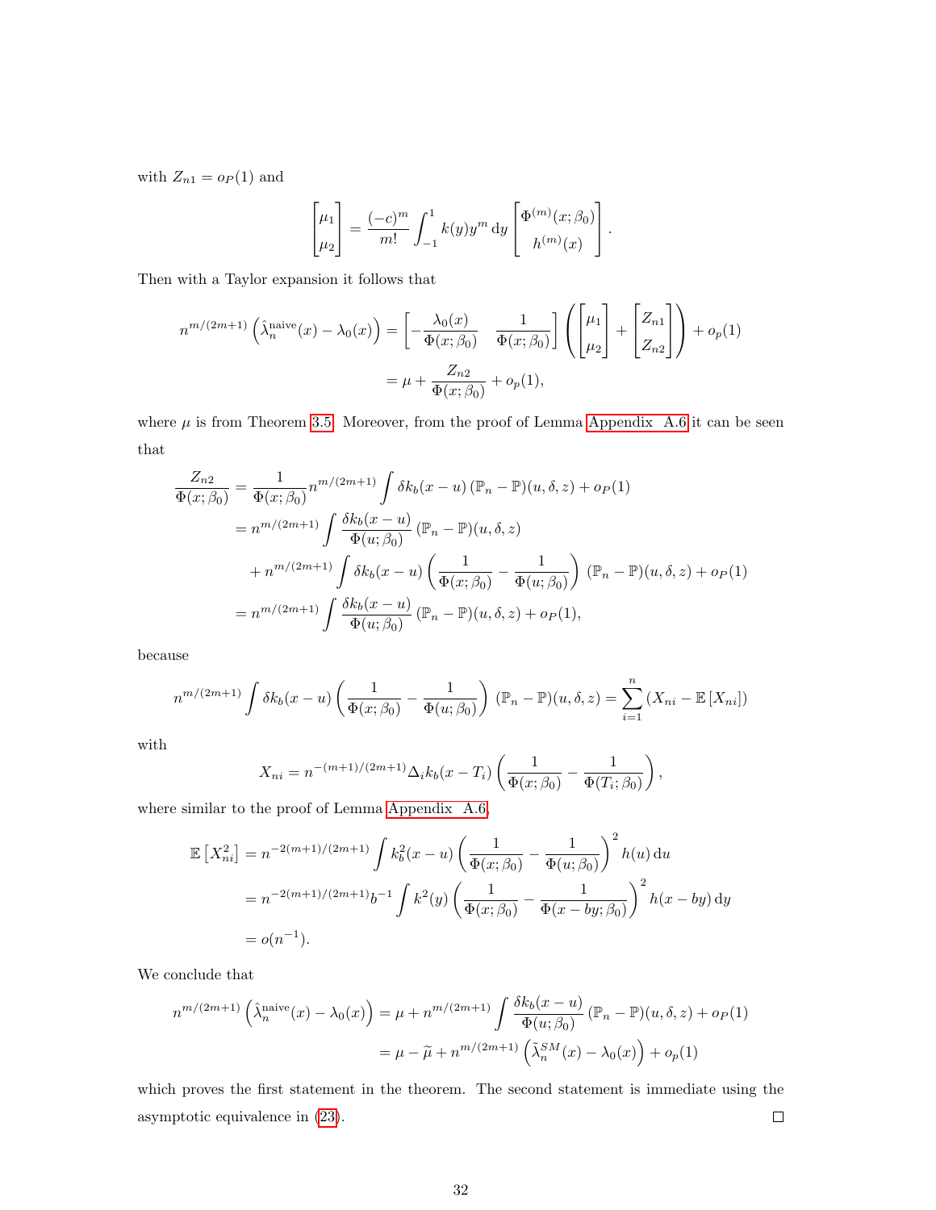with $Z_{n1} = o_P(1)$ and

$$
\begin{bmatrix} \mu_1 \\ \mu_2 \end{bmatrix} = \frac{(-c)^m}{m!} \int_{-1}^{1} k(y) y^m \, \mathrm{d}y \begin{bmatrix} \Phi^{(m)}(x;\beta_0) \\ h^{(m)}(x) \end{bmatrix}.
$$

Then with a Taylor expansion it follows that

$$
\begin{aligned}
n^{m/(2m+1)} \left( \hat{\lambda}_n^{\text{naive}}(x) - \lambda_0(x) \right) &= \begin{bmatrix} -\frac{\lambda_0(x)}{\Phi(x;\beta_0)} & \frac{1}{\Phi(x;\beta_0)} \end{bmatrix} \left( \begin{bmatrix} \mu_1 \\ \mu_2 \end{bmatrix} + \begin{bmatrix} Z_{n1} \\ Z_{n2} \end{bmatrix} \right) + o_p(1) \\
&= \mu + \frac{Z_{n2}}{\Phi(x;\beta_0)} + o_p(1),
\end{aligned}
$$

where $\mu$ is from Theorem 3.5. Moreover, from the proof of Lemma Appendix A.6 it can be seen that

$$
\begin{aligned}
\frac{Z_{n2}}{\Phi(x;\beta_0)} &= \frac{1}{\Phi(x;\beta_0)} n^{m/(2m+1)} \int \delta k_b(x-u) \, (\mathbb{P}_n - \mathbb{P})(u,\delta,z) + o_P(1) \\
&= n^{m/(2m+1)} \int \frac{\delta k_b(x-u)}{\Phi(u;\beta_0)} \, (\mathbb{P}_n - \mathbb{P})(u,\delta,z) \\
&\quad + n^{m/(2m+1)} \int \delta k_b(x-u) \left( \frac{1}{\Phi(x;\beta_0)} - \frac{1}{\Phi(u;\beta_0)} \right) (\mathbb{P}_n - \mathbb{P})(u,\delta,z) + o_P(1) \\
&= n^{m/(2m+1)} \int \frac{\delta k_b(x-u)}{\Phi(u;\beta_0)} \, (\mathbb{P}_n - \mathbb{P})(u,\delta,z) + o_P(1),
\end{aligned}
$$

because

$$
n^{m/(2m+1)} \int \delta k_b(x-u) \left( \frac{1}{\Phi(x;\beta_0)} - \frac{1}{\Phi(u;\beta_0)} \right) (\mathbb{P}_n - \mathbb{P})(u,\delta,z) = \sum_{i=1}^{n} \left( X_{ni} - \mathbb{E}\left[ X_{ni} \right] \right)
$$

with

$$
X_{ni} = n^{-(m+1)/(2m+1)} \Delta_i k_b(x - T_i) \left( \frac{1}{\Phi(x;\beta_0)} - \frac{1}{\Phi(T_i;\beta_0)} \right),
$$

where similar to the proof of Lemma Appendix A.6,

$$
\begin{aligned}
\mathbb{E}\left[ X_{ni}^2 \right] &= n^{-2(m+1)/(2m+1)} \int k_b^2(x-u) \left( \frac{1}{\Phi(x;\beta_0)} - \frac{1}{\Phi(u;\beta_0)} \right)^2 h(u) \, \mathrm{d}u \\
&= n^{-2(m+1)/(2m+1)} b^{-1} \int k^2(y) \left( \frac{1}{\Phi(x;\beta_0)} - \frac{1}{\Phi(x-by;\beta_0)} \right)^2 h(x-by) \, \mathrm{d}y \\
&= o(n^{-1}).
\end{aligned}
$$

We conclude that

$$
\begin{aligned}
n^{m/(2m+1)} \left( \hat{\lambda}_n^{\text{naive}}(x) - \lambda_0(x) \right) &= \mu + n^{m/(2m+1)} \int \frac{\delta k_b(x-u)}{\Phi(u;\beta_0)} \, (\mathbb{P}_n - \mathbb{P})(u,\delta,z) + o_P(1) \\
&= \mu - \widetilde{\mu} + n^{m/(2m+1)} \left( \tilde{\lambda}_n^{SM}(x) - \lambda_0(x) \right) + o_p(1)
\end{aligned}
$$

which proves the first statement in the theorem. The second statement is immediate using the asymptotic equivalence in (23). $\square$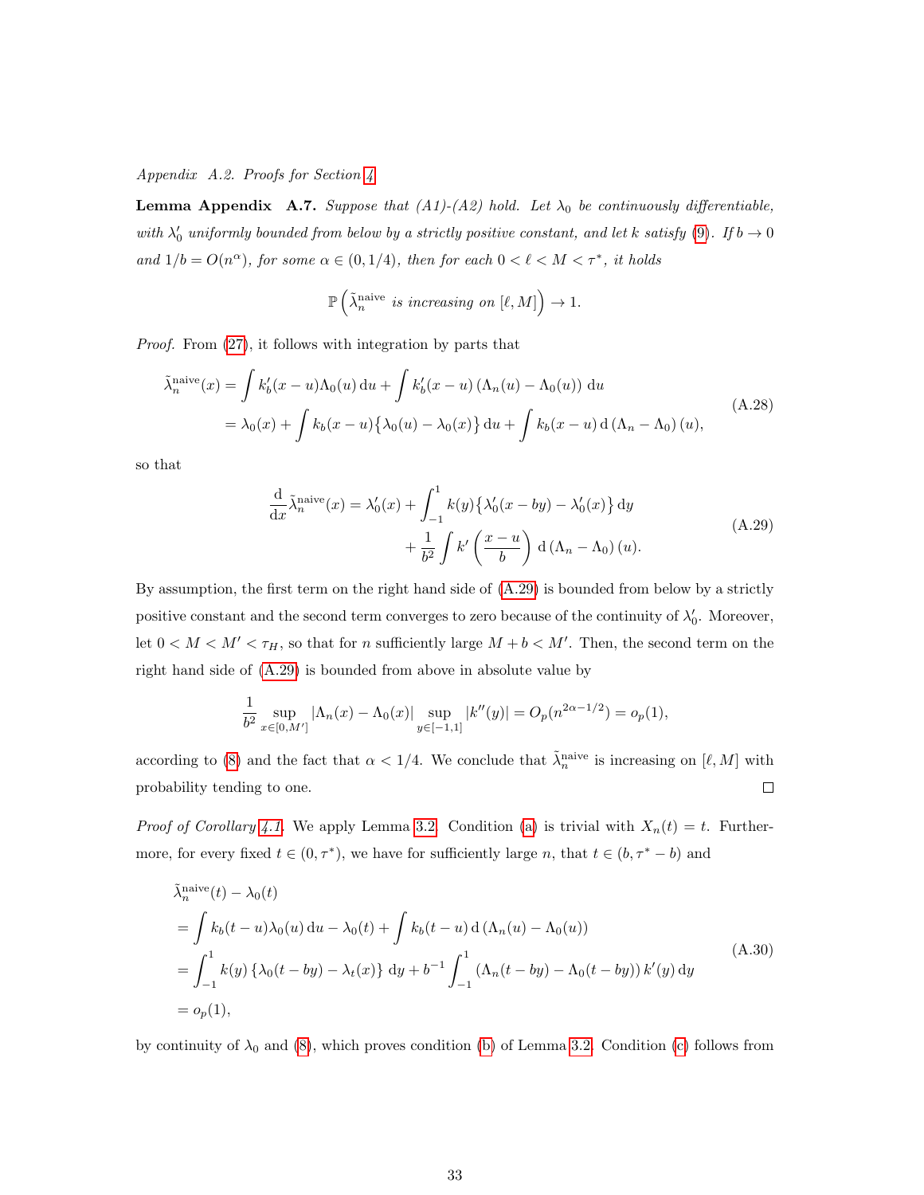*Appendix A.2. Proofs for Section 4*

**Lemma Appendix A.7.** *Suppose that (A1)-(A2) hold. Let $\lambda_0$ be continuously differentiable, with $\lambda_0'$ uniformly bounded from below by a strictly positive constant, and let $k$ satisfy (9). If $b \to 0$ and $1/b = O(n^\alpha)$, for some $\alpha \in (0, 1/4)$, then for each $0 < \ell < M < \tau^*$, it holds*

$$\mathbb{P}\left(\tilde{\lambda}_n^{\text{naive}} \textit{ is increasing on } [\ell, M]\right) \to 1.$$

*Proof.* From (27), it follows with integration by parts that

$$\begin{aligned}
\tilde{\lambda}_n^{\text{naive}}(x) &= \int k_b'(x-u)\Lambda_0(u)\,\mathrm{d}u + \int k_b'(x-u)\left(\Lambda_n(u) - \Lambda_0(u)\right)\,\mathrm{d}u \\
&= \lambda_0(x) + \int k_b(x-u)\big\{\lambda_0(u) - \lambda_0(x)\big\}\,\mathrm{d}u + \int k_b(x-u)\,\mathrm{d}\left(\Lambda_n - \Lambda_0\right)(u),
\end{aligned} \tag{A.28}$$

so that

$$\begin{aligned}
\frac{\mathrm{d}}{\mathrm{d}x}\tilde{\lambda}_n^{\text{naive}}(x) = \lambda_0'(x) &+ \int_{-1}^{1} k(y)\big\{\lambda_0'(x-by) - \lambda_0'(x)\big\}\,\mathrm{d}y \\
&+ \frac{1}{b^2}\int k'\left(\frac{x-u}{b}\right)\,\mathrm{d}\left(\Lambda_n - \Lambda_0\right)(u).
\end{aligned} \tag{A.29}$$

By assumption, the first term on the right hand side of (A.29) is bounded from below by a strictly positive constant and the second term converges to zero because of the continuity of $\lambda_0'$. Moreover, let $0 < M < M' < \tau_H$, so that for $n$ sufficiently large $M + b < M'$. Then, the second term on the right hand side of (A.29) is bounded from above in absolute value by

$$\frac{1}{b^2}\sup_{x\in[0,M']}|\Lambda_n(x) - \Lambda_0(x)|\sup_{y\in[-1,1]}|k''(y)| = O_p(n^{2\alpha-1/2}) = o_p(1),$$

according to (8) and the fact that $\alpha < 1/4$. We conclude that $\tilde{\lambda}_n^{\text{naive}}$ is increasing on $[\ell, M]$ with probability tending to one. $\square$

*Proof of Corollary 4.1.* We apply Lemma 3.2. Condition (a) is trivial with $X_n(t) = t$. Furthermore, for every fixed $t \in (0, \tau^*)$, we have for sufficiently large $n$, that $t \in (b, \tau^* - b)$ and

$$\begin{aligned}
&\tilde{\lambda}_n^{\text{naive}}(t) - \lambda_0(t) \\
&= \int k_b(t-u)\lambda_0(u)\,\mathrm{d}u - \lambda_0(t) + \int k_b(t-u)\,\mathrm{d}\left(\Lambda_n(u) - \Lambda_0(u)\right) \\
&= \int_{-1}^{1} k(y)\left\{\lambda_0(t-by) - \lambda_t(x)\right\}\,\mathrm{d}y + b^{-1}\int_{-1}^{1}\left(\Lambda_n(t-by) - \Lambda_0(t-by)\right)k'(y)\,\mathrm{d}y \\
&= o_p(1),
\end{aligned} \tag{A.30}$$

by continuity of $\lambda_0$ and (8), which proves condition (b) of Lemma 3.2. Condition (c) follows from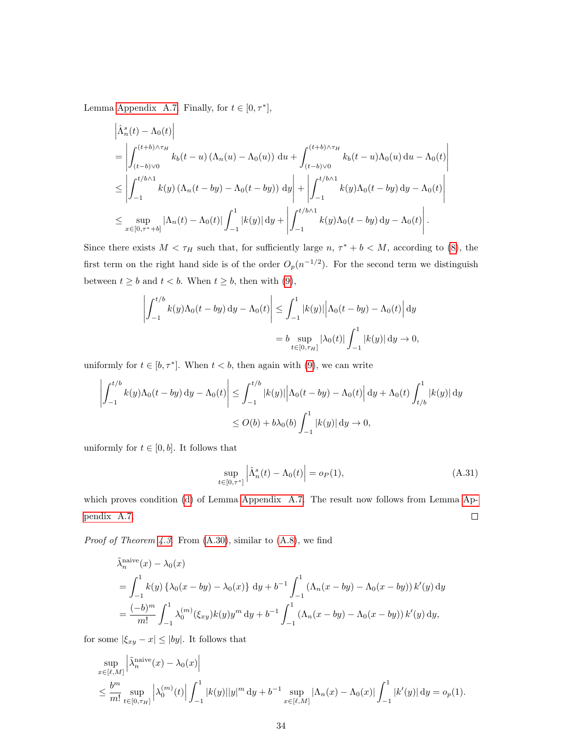Lemma Appendix A.7. Finally, for $t \in [0, \tau^*]$,

$$
\begin{aligned}
&\left|\hat{\Lambda}_n^s(t) - \Lambda_0(t)\right| \\
&= \left| \int_{(t-b)\vee 0}^{(t+b)\wedge\tau_H} k_b(t-u)\left(\Lambda_n(u) - \Lambda_0(u)\right)\,\mathrm{d}u + \int_{(t-b)\vee 0}^{(t+b)\wedge\tau_H} k_b(t-u)\Lambda_0(u)\,\mathrm{d}u - \Lambda_0(t)\right| \\
&\leq \left|\int_{-1}^{t/b\wedge 1} k(y)\left(\Lambda_n(t-by) - \Lambda_0(t-by)\right)\,\mathrm{d}y\right| + \left|\int_{-1}^{t/b\wedge 1} k(y)\Lambda_0(t-by)\,\mathrm{d}y - \Lambda_0(t)\right| \\
&\leq \sup_{x\in[0,\tau^*+b]} \left|\Lambda_n(t) - \Lambda_0(t)\right| \int_{-1}^{1} |k(y)|\,\mathrm{d}y + \left|\int_{-1}^{t/b\wedge 1} k(y)\Lambda_0(t-by)\,\mathrm{d}y - \Lambda_0(t)\right|.
\end{aligned}
$$

Since there exists $M < \tau_H$ such that, for sufficiently large $n$, $\tau^* + b < M$, according to (8), the first term on the right hand side is of the order $O_p(n^{-1/2})$. For the second term we distinguish between $t \geq b$ and $t < b$. When $t \geq b$, then with (9),

$$
\begin{aligned}
\left|\int_{-1}^{t/b} k(y)\Lambda_0(t-by)\,\mathrm{d}y - \Lambda_0(t)\right| &\leq \int_{-1}^{1} |k(y)|\left|\Lambda_0(t-by) - \Lambda_0(t)\right|\mathrm{d}y \\
&= b \sup_{t\in[0,\tau_H]} |\lambda_0(t)| \int_{-1}^{1} |k(y)|\,\mathrm{d}y \to 0,
\end{aligned}
$$

uniformly for $t \in [b, \tau^*]$. When $t < b$, then again with (9), we can write

$$
\begin{aligned}
\left|\int_{-1}^{t/b} k(y)\Lambda_0(t-by)\,\mathrm{d}y - \Lambda_0(t)\right| &\leq \int_{-1}^{t/b} |k(y)|\left|\Lambda_0(t-by) - \Lambda_0(t)\right|\mathrm{d}y + \Lambda_0(t)\int_{t/b}^{1} |k(y)|\,\mathrm{d}y \\
&\leq O(b) + b\lambda_0(b)\int_{-1}^{1} |k(y)|\,\mathrm{d}y \to 0,
\end{aligned}
$$

uniformly for $t \in [0, b]$. It follows that

$$
\sup_{t\in[0,\tau^*]} \left|\hat{\Lambda}_n^s(t) - \Lambda_0(t)\right| = o_P(1), \tag{A.31}
$$

which proves condition (d) of Lemma Appendix A.7. The result now follows from Lemma Appendix A.7. $\square$

*Proof of Theorem 4.3.* From (A.30), similar to (A.8), we find

$$
\begin{aligned}
&\tilde{\lambda}_n^{\text{naive}}(x) - \lambda_0(x) \\
&= \int_{-1}^{1} k(y)\left\{\lambda_0(x-by) - \lambda_0(x)\right\}\,\mathrm{d}y + b^{-1}\int_{-1}^{1} \left(\Lambda_n(x-by) - \Lambda_0(x-by)\right)k'(y)\,\mathrm{d}y \\
&= \frac{(-b)^m}{m!}\int_{-1}^{1} \lambda_0^{(m)}(\xi_{xy})k(y)y^m\,\mathrm{d}y + b^{-1}\int_{-1}^{1} \left(\Lambda_n(x-by) - \Lambda_0(x-by)\right)k'(y)\,\mathrm{d}y,
\end{aligned}
$$

for some $|\xi_{xy} - x| \leq |by|$. It follows that

$$
\begin{aligned}
&\sup_{x\in[\ell,M]} \left|\tilde{\lambda}_n^{\text{naive}}(x) - \lambda_0(x)\right| \\
&\leq \frac{b^m}{m!}\sup_{t\in[0,\tau_H]} \left|\lambda_0^{(m)}(t)\right| \int_{-1}^{1} |k(y)||y|^m\,\mathrm{d}y + b^{-1}\sup_{x\in[\ell,M]} \left|\Lambda_n(x) - \Lambda_0(x)\right| \int_{-1}^{1} |k'(y)|\,\mathrm{d}y = o_p(1).
\end{aligned}
$$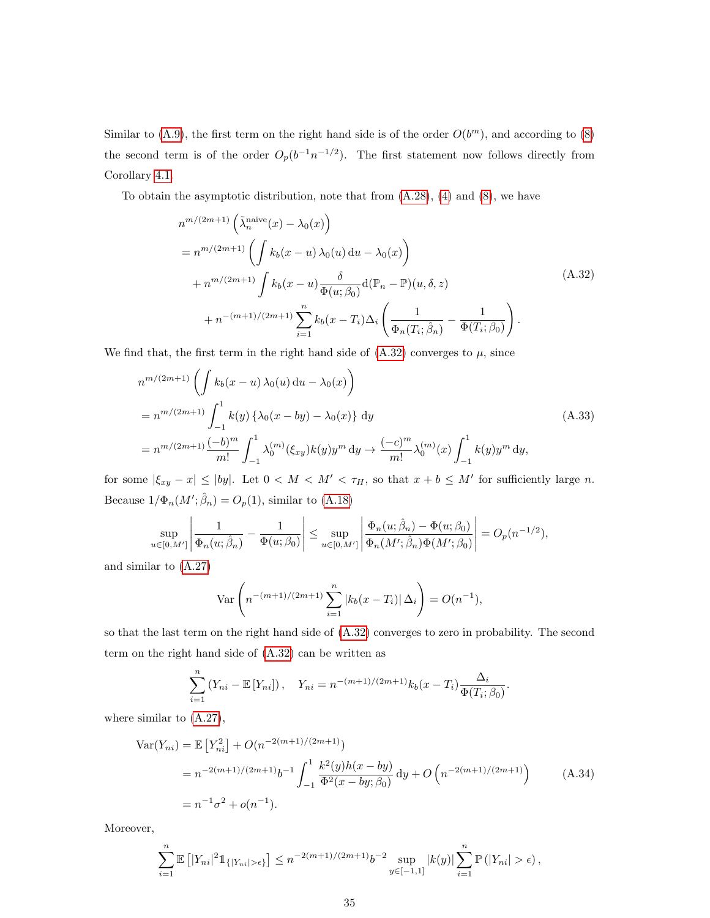Similar to (A.9), the first term on the right hand side is of the order $O(b^m)$, and according to (8) the second term is of the order $O_p(b^{-1}n^{-1/2})$. The first statement now follows directly from Corollary 4.1.

To obtain the asymptotic distribution, note that from (A.28), (4) and (8), we have

$$
\begin{aligned}
&n^{m/(2m+1)}\left(\tilde{\lambda}_n^{\text{naive}}(x)-\lambda_0(x)\right)\\
&=n^{m/(2m+1)}\left(\int k_b(x-u)\,\lambda_0(u)\,\mathrm{d}u-\lambda_0(x)\right)\\
&\quad+n^{m/(2m+1)}\int k_b(x-u)\frac{\delta}{\Phi(u;\beta_0)}\mathrm{d}(\mathbb{P}_n-\mathbb{P})(u,\delta,z)\\
&\quad+n^{-(m+1)/(2m+1)}\sum_{i=1}^n k_b(x-T_i)\Delta_i\left(\frac{1}{\Phi_n(T_i;\hat{\beta}_n)}-\frac{1}{\Phi(T_i;\beta_0)}\right).
\end{aligned}
\tag{A.32}
$$

We find that, the first term in the right hand side of (A.32) converges to $\mu$, since

$$
\begin{aligned}
&n^{m/(2m+1)}\left(\int k_b(x-u)\,\lambda_0(u)\,\mathrm{d}u-\lambda_0(x)\right)\\
&=n^{m/(2m+1)}\int_{-1}^{1}k(y)\left\{\lambda_0(x-by)-\lambda_0(x)\right\}\,\mathrm{d}y\\
&=n^{m/(2m+1)}\frac{(-b)^m}{m!}\int_{-1}^{1}\lambda_0^{(m)}(\xi_{xy})k(y)y^m\,\mathrm{d}y\to\frac{(-c)^m}{m!}\lambda_0^{(m)}(x)\int_{-1}^{1}k(y)y^m\,\mathrm{d}y,
\end{aligned}
\tag{A.33}
$$

for some $|\xi_{xy}-x|\le|by|$. Let $0<M<M'<\tau_H$, so that $x+b\le M'$ for sufficiently large $n$. Because $1/\Phi_n(M';\hat{\beta}_n)=O_p(1)$, similar to (A.18)

$$
\sup_{u\in[0,M']}\left|\frac{1}{\Phi_n(u;\hat{\beta}_n)}-\frac{1}{\Phi(u;\beta_0)}\right|\le\sup_{u\in[0,M']}\left|\frac{\Phi_n(u;\hat{\beta}_n)-\Phi(u;\beta_0)}{\Phi_n(M';\hat{\beta}_n)\Phi(M';\beta_0)}\right|=O_p(n^{-1/2}),
$$

and similar to (A.27)

$$
\mathrm{Var}\left(n^{-(m+1)/(2m+1)}\sum_{i=1}^n|k_b(x-T_i)|\,\Delta_i\right)=O(n^{-1}),
$$

so that the last term on the right hand side of (A.32) converges to zero in probability. The second term on the right hand side of (A.32) can be written as

$$
\sum_{i=1}^n\left(Y_{ni}-\mathbb{E}\left[Y_{ni}\right]\right),\quad Y_{ni}=n^{-(m+1)/(2m+1)}k_b(x-T_i)\frac{\Delta_i}{\Phi(T_i;\beta_0)}.
$$

where similar to (A.27),

$$
\begin{aligned}
\mathrm{Var}(Y_{ni})&=\mathbb{E}\left[Y_{ni}^2\right]+O(n^{-2(m+1)/(2m+1)})\\
&=n^{-2(m+1)/(2m+1)}b^{-1}\int_{-1}^{1}\frac{k^2(y)h(x-by)}{\Phi^2(x-by;\beta_0)}\,\mathrm{d}y+O\left(n^{-2(m+1)/(2m+1)}\right)\\
&=n^{-1}\sigma^2+o(n^{-1}).
\end{aligned}
\tag{A.34}
$$

Moreover,

$$
\sum_{i=1}^n\mathbb{E}\left[|Y_{ni}|^2\mathbb{1}_{\{|Y_{ni}|>\epsilon\}}\right]\le n^{-2(m+1)/(2m+1)}b^{-2}\sup_{y\in[-1,1]}|k(y)|\sum_{i=1}^n\mathbb{P}\left(|Y_{ni}|>\epsilon\right),
$$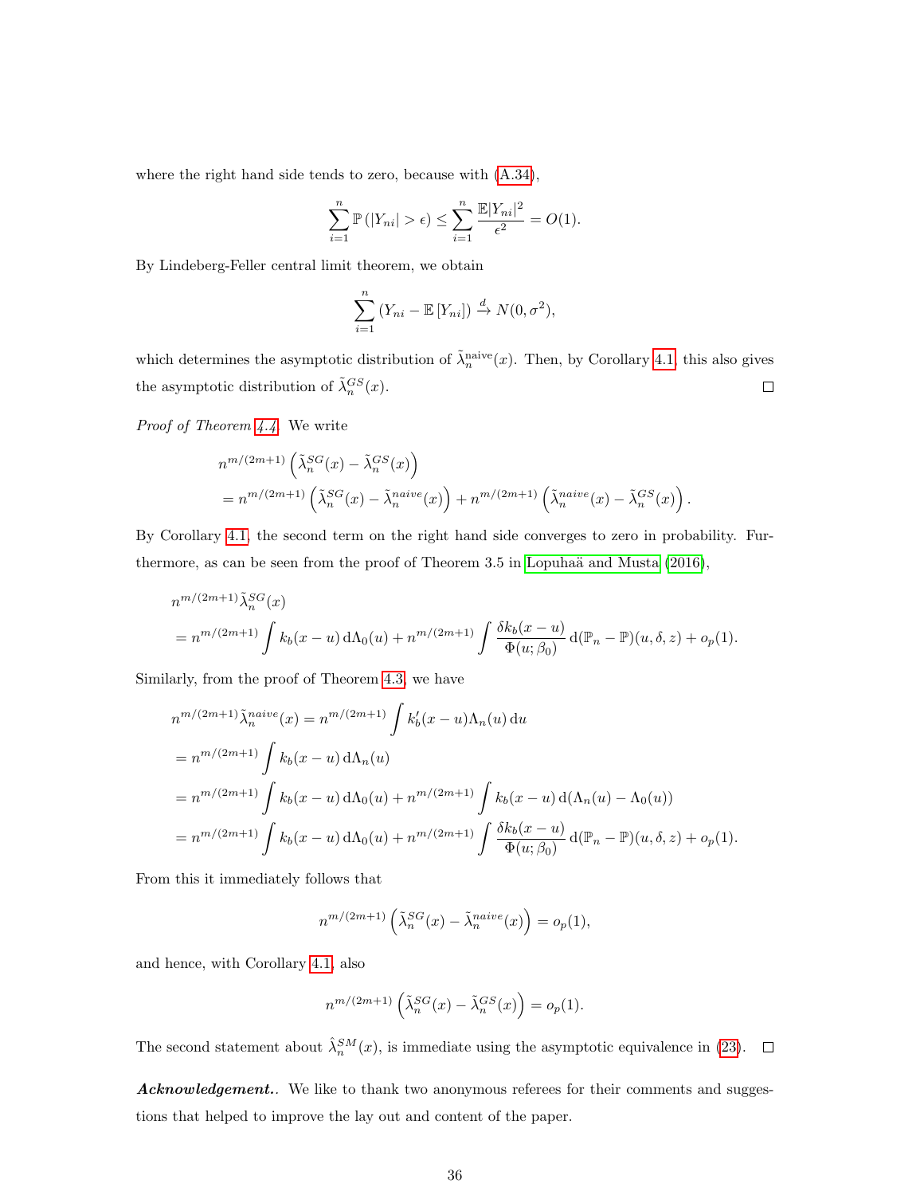where the right hand side tends to zero, because with (A.34),

$$\sum_{i=1}^{n} \mathbb{P}\left(|Y_{ni}| > \epsilon\right) \leq \sum_{i=1}^{n} \frac{\mathbb{E}|Y_{ni}|^2}{\epsilon^2} = O(1).$$

By Lindeberg-Feller central limit theorem, we obtain

$$\sum_{i=1}^{n} \left(Y_{ni} - \mathbb{E}\left[Y_{ni}\right]\right) \xrightarrow{d} N(0, \sigma^2),$$

which determines the asymptotic distribution of $\tilde{\lambda}_n^{\text{naive}}(x)$. Then, by Corollary 4.1, this also gives the asymptotic distribution of $\tilde{\lambda}_n^{GS}(x)$. □

*Proof of Theorem 4.4.* We write

$$\begin{aligned}
&n^{m/(2m+1)}\left(\tilde{\lambda}_n^{SG}(x) - \tilde{\lambda}_n^{GS}(x)\right)\\
&= n^{m/(2m+1)}\left(\tilde{\lambda}_n^{SG}(x) - \tilde{\lambda}_n^{naive}(x)\right) + n^{m/(2m+1)}\left(\tilde{\lambda}_n^{naive}(x) - \tilde{\lambda}_n^{GS}(x)\right).
\end{aligned}$$

By Corollary 4.1, the second term on the right hand side converges to zero in probability. Furthermore, as can be seen from the proof of Theorem 3.5 in Lopuhaä and Musta (2016),

$$\begin{aligned}
&n^{m/(2m+1)}\tilde{\lambda}_n^{SG}(x)\\
&= n^{m/(2m+1)}\int k_b(x-u)\,\mathrm{d}\Lambda_0(u) + n^{m/(2m+1)}\int \frac{\delta k_b(x-u)}{\Phi(u;\beta_0)}\,\mathrm{d}(\mathbb{P}_n - \mathbb{P})(u,\delta,z) + o_p(1).
\end{aligned}$$

Similarly, from the proof of Theorem 4.3, we have

$$\begin{aligned}
n^{m/(2m+1)}\tilde{\lambda}_n^{naive}(x) &= n^{m/(2m+1)}\int k_b'(x-u)\Lambda_n(u)\,\mathrm{d}u\\
&= n^{m/(2m+1)}\int k_b(x-u)\,\mathrm{d}\Lambda_n(u)\\
&= n^{m/(2m+1)}\int k_b(x-u)\,\mathrm{d}\Lambda_0(u) + n^{m/(2m+1)}\int k_b(x-u)\,\mathrm{d}(\Lambda_n(u) - \Lambda_0(u))\\
&= n^{m/(2m+1)}\int k_b(x-u)\,\mathrm{d}\Lambda_0(u) + n^{m/(2m+1)}\int \frac{\delta k_b(x-u)}{\Phi(u;\beta_0)}\,\mathrm{d}(\mathbb{P}_n - \mathbb{P})(u,\delta,z) + o_p(1).
\end{aligned}$$

From this it immediately follows that

$$n^{m/(2m+1)}\left(\tilde{\lambda}_n^{SG}(x) - \tilde{\lambda}_n^{naive}(x)\right) = o_p(1),$$

and hence, with Corollary 4.1, also

$$n^{m/(2m+1)}\left(\tilde{\lambda}_n^{SG}(x) - \tilde{\lambda}_n^{GS}(x)\right) = o_p(1).$$

The second statement about $\hat{\lambda}_n^{SM}(x)$, is immediate using the asymptotic equivalence in (23). □

***Acknowledgement.*** We like to thank two anonymous referees for their comments and suggestions that helped to improve the lay out and content of the paper.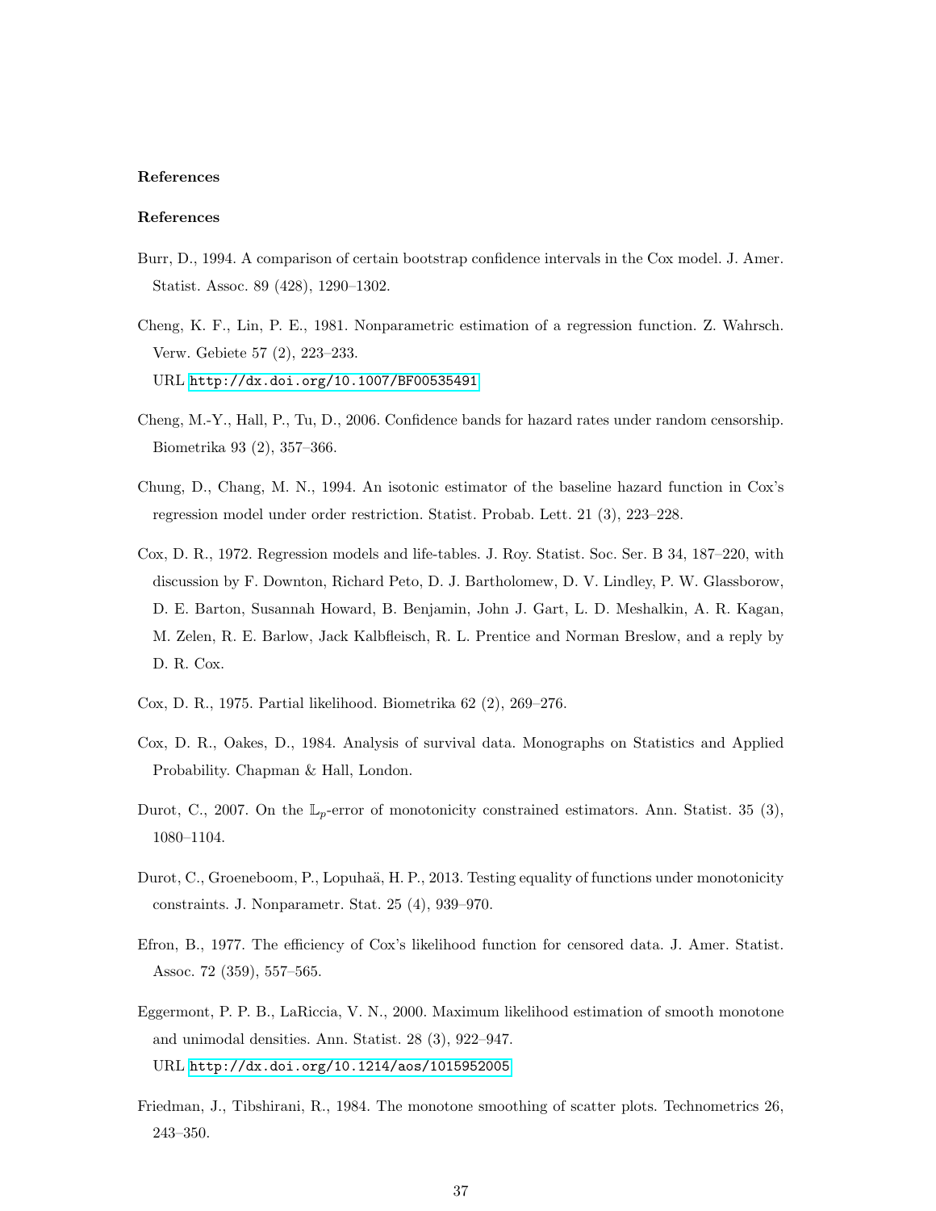## References

## References

Burr, D., 1994. A comparison of certain bootstrap confidence intervals in the Cox model. J. Amer. Statist. Assoc. 89 (428), 1290–1302.

Cheng, K. F., Lin, P. E., 1981. Nonparametric estimation of a regression function. Z. Wahrsch. Verw. Gebiete 57 (2), 223–233.
URL http://dx.doi.org/10.1007/BF00535491

Cheng, M.-Y., Hall, P., Tu, D., 2006. Confidence bands for hazard rates under random censorship. Biometrika 93 (2), 357–366.

Chung, D., Chang, M. N., 1994. An isotonic estimator of the baseline hazard function in Cox's regression model under order restriction. Statist. Probab. Lett. 21 (3), 223–228.

Cox, D. R., 1972. Regression models and life-tables. J. Roy. Statist. Soc. Ser. B 34, 187–220, with discussion by F. Downton, Richard Peto, D. J. Bartholomew, D. V. Lindley, P. W. Glassborow, D. E. Barton, Susannah Howard, B. Benjamin, John J. Gart, L. D. Meshalkin, A. R. Kagan, M. Zelen, R. E. Barlow, Jack Kalbfleisch, R. L. Prentice and Norman Breslow, and a reply by D. R. Cox.

Cox, D. R., 1975. Partial likelihood. Biometrika 62 (2), 269–276.

Cox, D. R., Oakes, D., 1984. Analysis of survival data. Monographs on Statistics and Applied Probability. Chapman & Hall, London.

Durot, C., 2007. On the $\mathbb{L}_p$-error of monotonicity constrained estimators. Ann. Statist. 35 (3), 1080–1104.

Durot, C., Groeneboom, P., Lopuhaä, H. P., 2013. Testing equality of functions under monotonicity constraints. J. Nonparametr. Stat. 25 (4), 939–970.

Efron, B., 1977. The efficiency of Cox's likelihood function for censored data. J. Amer. Statist. Assoc. 72 (359), 557–565.

Eggermont, P. P. B., LaRiccia, V. N., 2000. Maximum likelihood estimation of smooth monotone and unimodal densities. Ann. Statist. 28 (3), 922–947.
URL http://dx.doi.org/10.1214/aos/1015952005

Friedman, J., Tibshirani, R., 1984. The monotone smoothing of scatter plots. Technometrics 26, 243–350.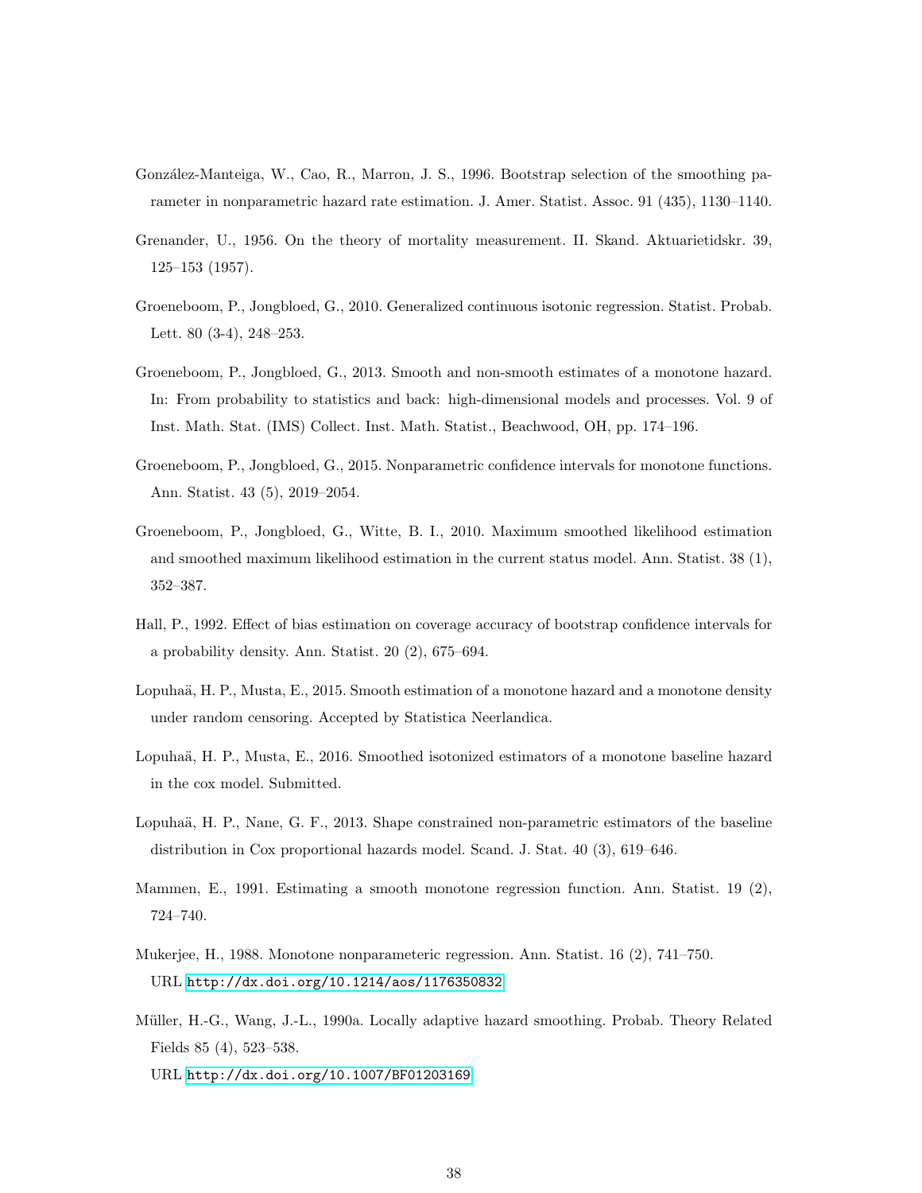González-Manteiga, W., Cao, R., Marron, J. S., 1996. Bootstrap selection of the smoothing parameter in nonparametric hazard rate estimation. J. Amer. Statist. Assoc. 91 (435), 1130–1140.

Grenander, U., 1956. On the theory of mortality measurement. II. Skand. Aktuarietidskr. 39, 125–153 (1957).

Groeneboom, P., Jongbloed, G., 2010. Generalized continuous isotonic regression. Statist. Probab. Lett. 80 (3-4), 248–253.

Groeneboom, P., Jongbloed, G., 2013. Smooth and non-smooth estimates of a monotone hazard. In: From probability to statistics and back: high-dimensional models and processes. Vol. 9 of Inst. Math. Stat. (IMS) Collect. Inst. Math. Statist., Beachwood, OH, pp. 174–196.

Groeneboom, P., Jongbloed, G., 2015. Nonparametric confidence intervals for monotone functions. Ann. Statist. 43 (5), 2019–2054.

Groeneboom, P., Jongbloed, G., Witte, B. I., 2010. Maximum smoothed likelihood estimation and smoothed maximum likelihood estimation in the current status model. Ann. Statist. 38 (1), 352–387.

Hall, P., 1992. Effect of bias estimation on coverage accuracy of bootstrap confidence intervals for a probability density. Ann. Statist. 20 (2), 675–694.

Lopuhaä, H. P., Musta, E., 2015. Smooth estimation of a monotone hazard and a monotone density under random censoring. Accepted by Statistica Neerlandica.

Lopuhaä, H. P., Musta, E., 2016. Smoothed isotonized estimators of a monotone baseline hazard in the cox model. Submitted.

Lopuhaä, H. P., Nane, G. F., 2013. Shape constrained non-parametric estimators of the baseline distribution in Cox proportional hazards model. Scand. J. Stat. 40 (3), 619–646.

Mammen, E., 1991. Estimating a smooth monotone regression function. Ann. Statist. 19 (2), 724–740.

Mukerjee, H., 1988. Monotone nonparameteric regression. Ann. Statist. 16 (2), 741–750. URL http://dx.doi.org/10.1214/aos/1176350832

Müller, H.-G., Wang, J.-L., 1990a. Locally adaptive hazard smoothing. Probab. Theory Related Fields 85 (4), 523–538. URL http://dx.doi.org/10.1007/BF01203169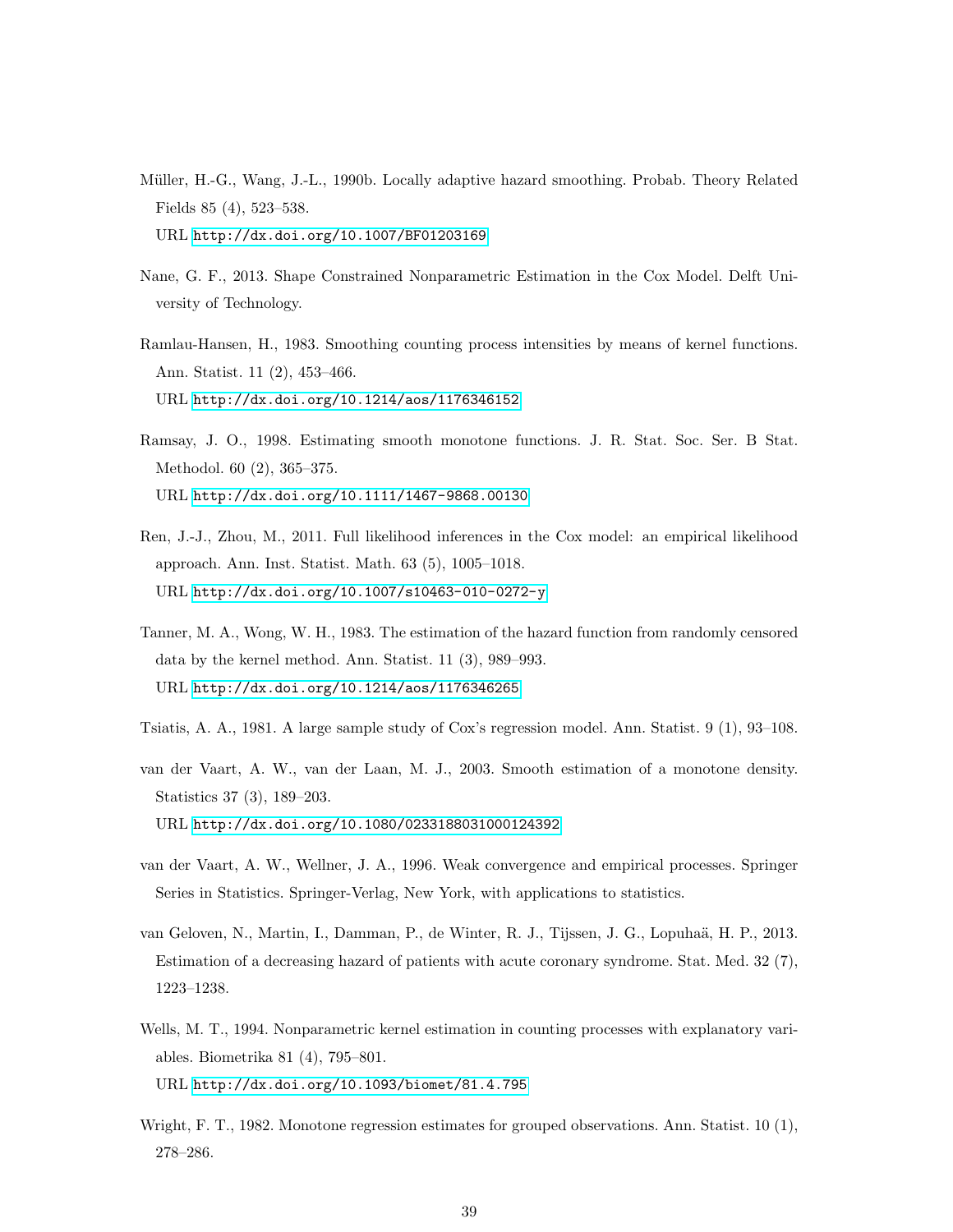Müller, H.-G., Wang, J.-L., 1990b. Locally adaptive hazard smoothing. Probab. Theory Related Fields 85 (4), 523–538.
URL http://dx.doi.org/10.1007/BF01203169

Nane, G. F., 2013. Shape Constrained Nonparametric Estimation in the Cox Model. Delft University of Technology.

Ramlau-Hansen, H., 1983. Smoothing counting process intensities by means of kernel functions. Ann. Statist. 11 (2), 453–466.
URL http://dx.doi.org/10.1214/aos/1176346152

Ramsay, J. O., 1998. Estimating smooth monotone functions. J. R. Stat. Soc. Ser. B Stat. Methodol. 60 (2), 365–375.
URL http://dx.doi.org/10.1111/1467-9868.00130

Ren, J.-J., Zhou, M., 2011. Full likelihood inferences in the Cox model: an empirical likelihood approach. Ann. Inst. Statist. Math. 63 (5), 1005–1018.
URL http://dx.doi.org/10.1007/s10463-010-0272-y

Tanner, M. A., Wong, W. H., 1983. The estimation of the hazard function from randomly censored data by the kernel method. Ann. Statist. 11 (3), 989–993.
URL http://dx.doi.org/10.1214/aos/1176346265

Tsiatis, A. A., 1981. A large sample study of Cox's regression model. Ann. Statist. 9 (1), 93–108.

van der Vaart, A. W., van der Laan, M. J., 2003. Smooth estimation of a monotone density. Statistics 37 (3), 189–203.
URL http://dx.doi.org/10.1080/0233188031000124392

van der Vaart, A. W., Wellner, J. A., 1996. Weak convergence and empirical processes. Springer Series in Statistics. Springer-Verlag, New York, with applications to statistics.

van Geloven, N., Martin, I., Damman, P., de Winter, R. J., Tijssen, J. G., Lopuhaä, H. P., 2013. Estimation of a decreasing hazard of patients with acute coronary syndrome. Stat. Med. 32 (7), 1223–1238.

Wells, M. T., 1994. Nonparametric kernel estimation in counting processes with explanatory variables. Biometrika 81 (4), 795–801.
URL http://dx.doi.org/10.1093/biomet/81.4.795

Wright, F. T., 1982. Monotone regression estimates for grouped observations. Ann. Statist. 10 (1), 278–286.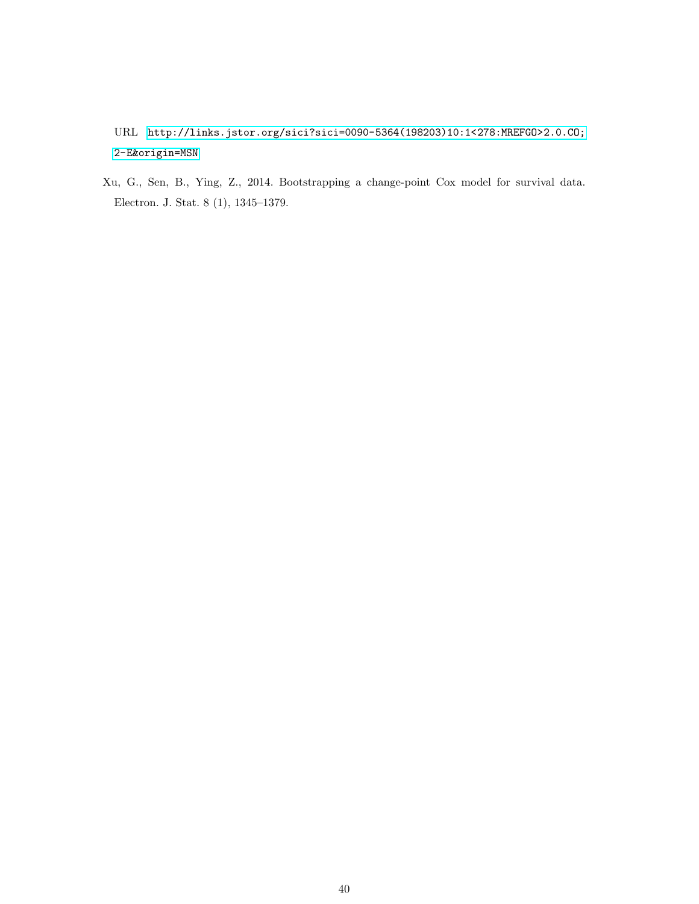URL http://links.jstor.org/sici?sici=0090-5364(198203)10:1<278:MREFGO>2.0.CO;2-E&origin=MSN

Xu, G., Sen, B., Ying, Z., 2014. Bootstrapping a change-point Cox model for survival data. Electron. J. Stat. 8 (1), 1345–1379.